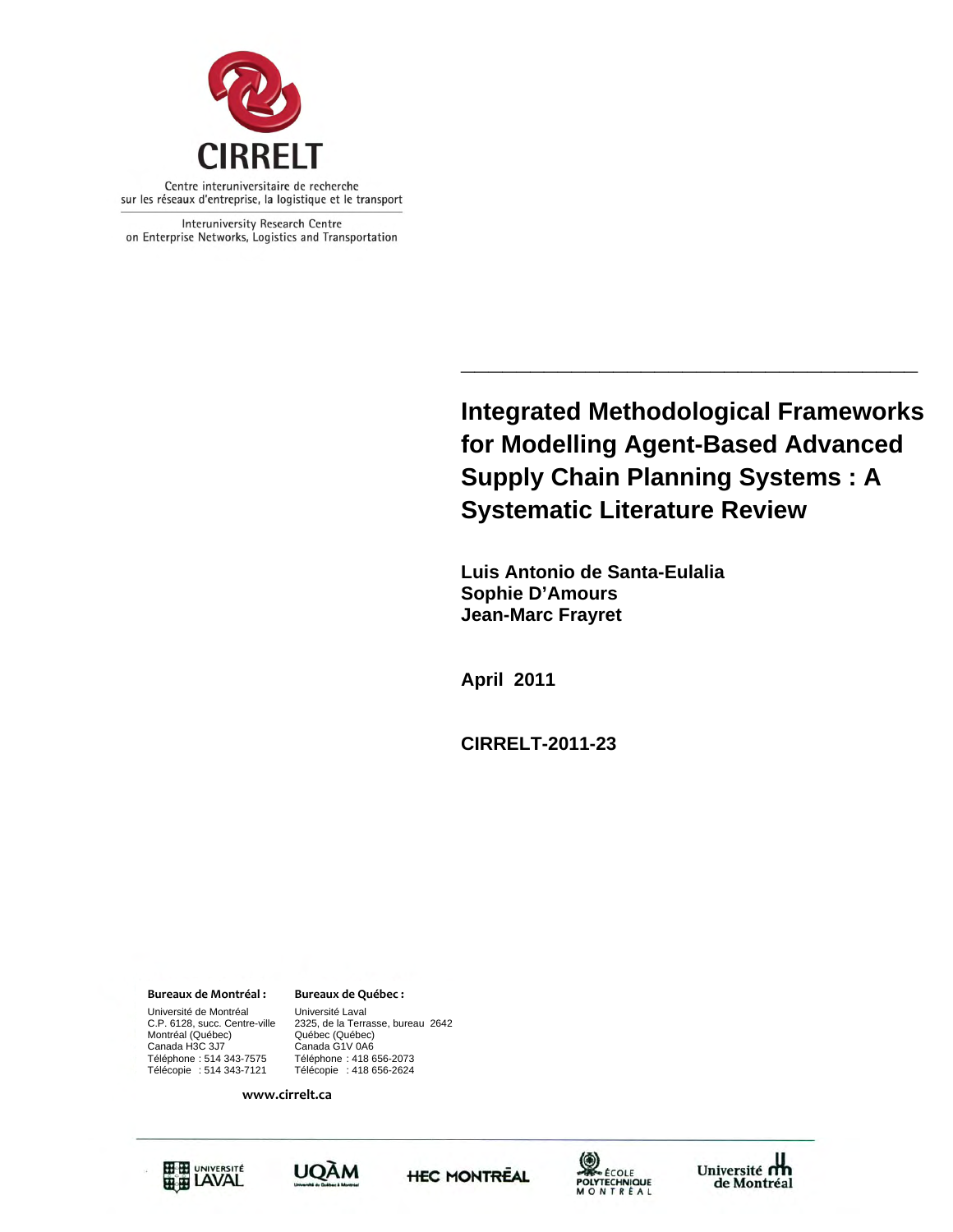CIRRELT

Centre interuniversitaire de recherche sur les réseaux d'entreprise, la logistique et le transport

Interuniversity Research Centre on Enterprise Networks, Logistics and Transportation

# Integrated Methodological Frameworks for Modelling Agent-Based Advanced Supply Chain Planning Systems : A Systematic Literature Review

**Luis Antonio de Santa-Eulalia**
**Sophie D'Amours**
**Jean-Marc Frayret**

**April 2011**

**CIRRELT-2011-23**

**Bureaux de Montréal :**
Université de Montréal
C.P. 6128, succ. Centre-ville
Montréal (Québec)
Canada H3C 3J7
Téléphone : 514 343-7575
Télécopie : 514 343-7121

**Bureaux de Québec :**
Université Laval
2325, de la Terrasse, bureau 2642
Québec (Québec)
Canada G1V 0A6
Téléphone : 418 656-2073
Télécopie : 418 656-2624

**www.cirrelt.ca**

Université Laval · UQÀM · HEC Montréal · École Polytechnique Montréal · Université de Montréal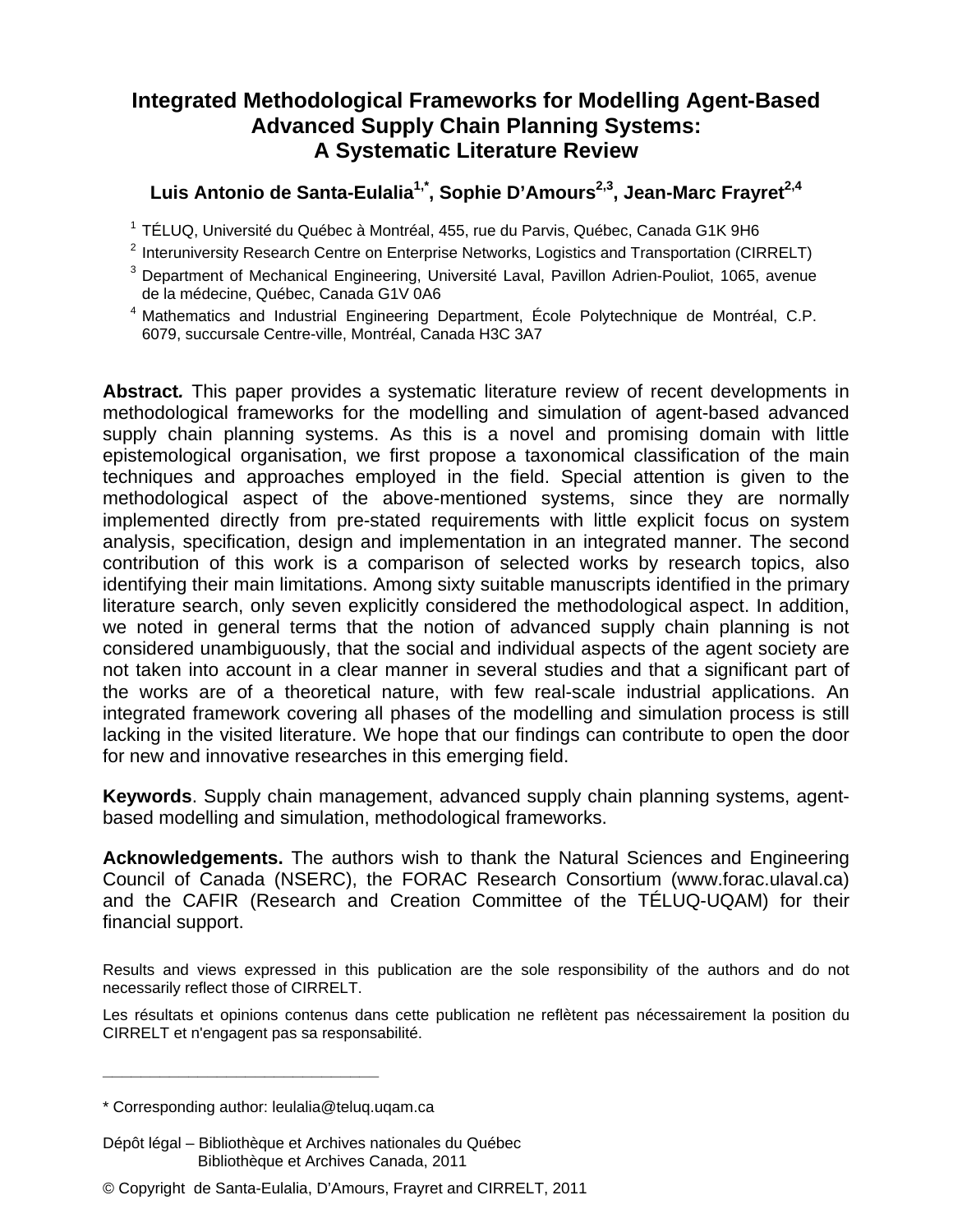# Integrated Methodological Frameworks for Modelling Agent-Based Advanced Supply Chain Planning Systems: A Systematic Literature Review

**Luis Antonio de Santa-Eulalia[1,*], Sophie D'Amours[2,3], Jean-Marc Frayret[2,4]**

[1] TÉLUQ, Université du Québec à Montréal, 455, rue du Parvis, Québec, Canada G1K 9H6

[2] Interuniversity Research Centre on Enterprise Networks, Logistics and Transportation (CIRRELT)

[3] Department of Mechanical Engineering, Université Laval, Pavillon Adrien-Pouliot, 1065, avenue de la médecine, Québec, Canada G1V 0A6

[4] Mathematics and Industrial Engineering Department, École Polytechnique de Montréal, C.P. 6079, succursale Centre-ville, Montréal, Canada H3C 3A7

**Abstract.** This paper provides a systematic literature review of recent developments in methodological frameworks for the modelling and simulation of agent-based advanced supply chain planning systems. As this is a novel and promising domain with little epistemological organisation, we first propose a taxonomical classification of the main techniques and approaches employed in the field. Special attention is given to the methodological aspect of the above-mentioned systems, since they are normally implemented directly from pre-stated requirements with little explicit focus on system analysis, specification, design and implementation in an integrated manner. The second contribution of this work is a comparison of selected works by research topics, also identifying their main limitations. Among sixty suitable manuscripts identified in the primary literature search, only seven explicitly considered the methodological aspect. In addition, we noted in general terms that the notion of advanced supply chain planning is not considered unambiguously, that the social and individual aspects of the agent society are not taken into account in a clear manner in several studies and that a significant part of the works are of a theoretical nature, with few real-scale industrial applications. An integrated framework covering all phases of the modelling and simulation process is still lacking in the visited literature. We hope that our findings can contribute to open the door for new and innovative researches in this emerging field.

**Keywords**. Supply chain management, advanced supply chain planning systems, agent-based modelling and simulation, methodological frameworks.

**Acknowledgements.** The authors wish to thank the Natural Sciences and Engineering Council of Canada (NSERC), the FORAC Research Consortium (www.forac.ulaval.ca) and the CAFIR (Research and Creation Committee of the TÉLUQ-UQAM) for their financial support.

Results and views expressed in this publication are the sole responsibility of the authors and do not necessarily reflect those of CIRRELT.

Les résultats et opinions contenus dans cette publication ne reflètent pas nécessairement la position du CIRRELT et n'engagent pas sa responsabilité.

---

\* Corresponding author: leulalia@teluq.uqam.ca

Dépôt légal – Bibliothèque et Archives nationales du Québec
Bibliothèque et Archives Canada, 2011

© Copyright de Santa-Eulalia, D'Amours, Frayret and CIRRELT, 2011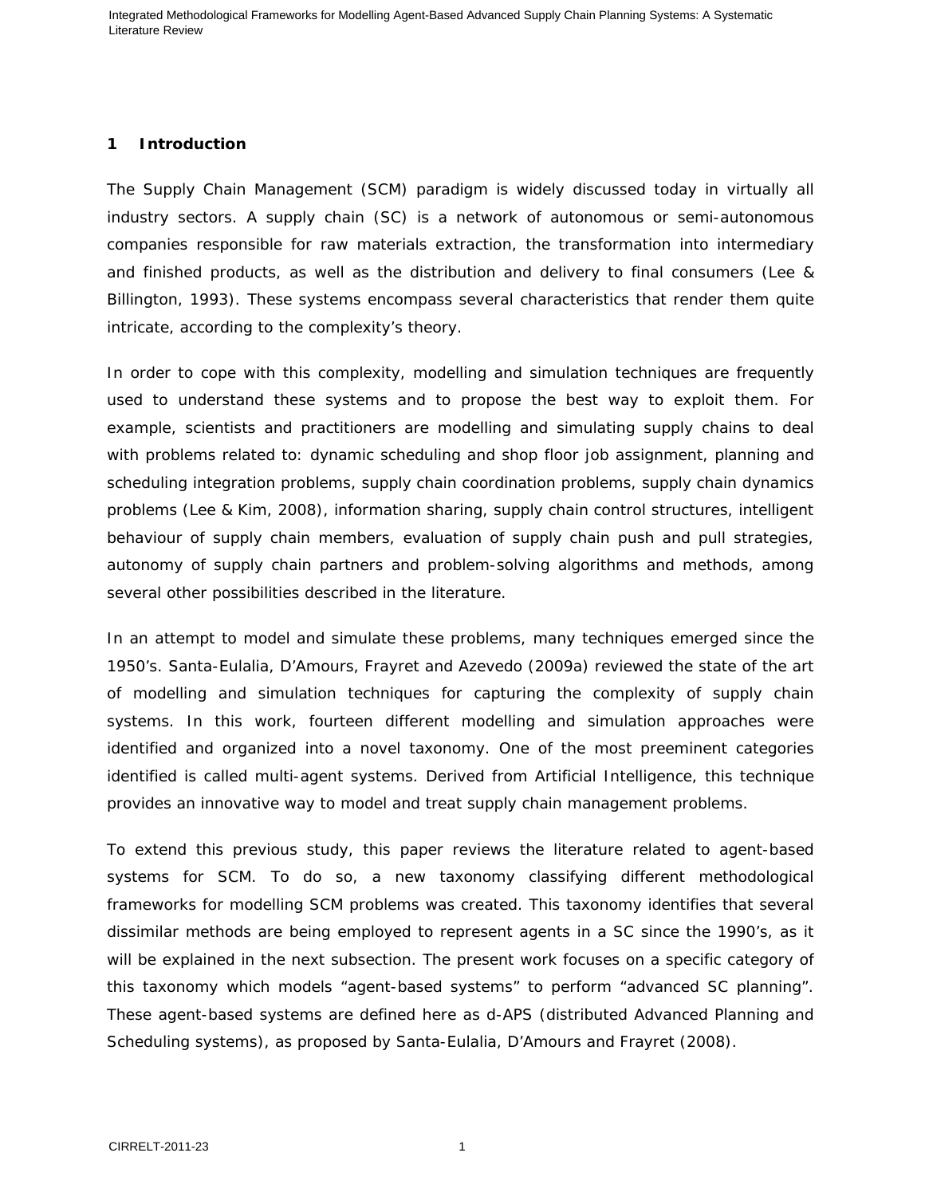# 1 Introduction

The Supply Chain Management (SCM) paradigm is widely discussed today in virtually all industry sectors. A supply chain (SC) is a network of autonomous or semi-autonomous companies responsible for raw materials extraction, the transformation into intermediary and finished products, as well as the distribution and delivery to final consumers (Lee & Billington, 1993). These systems encompass several characteristics that render them quite intricate, according to the complexity's theory.

In order to cope with this complexity, modelling and simulation techniques are frequently used to understand these systems and to propose the best way to exploit them. For example, scientists and practitioners are modelling and simulating supply chains to deal with problems related to: dynamic scheduling and shop floor job assignment, planning and scheduling integration problems, supply chain coordination problems, supply chain dynamics problems (Lee & Kim, 2008), information sharing, supply chain control structures, intelligent behaviour of supply chain members, evaluation of supply chain push and pull strategies, autonomy of supply chain partners and problem-solving algorithms and methods, among several other possibilities described in the literature.

In an attempt to model and simulate these problems, many techniques emerged since the 1950's. Santa-Eulalia, D'Amours, Frayret and Azevedo (2009a) reviewed the state of the art of modelling and simulation techniques for capturing the complexity of supply chain systems. In this work, fourteen different modelling and simulation approaches were identified and organized into a novel taxonomy. One of the most preeminent categories identified is called multi-agent systems. Derived from Artificial Intelligence, this technique provides an innovative way to model and treat supply chain management problems.

To extend this previous study, this paper reviews the literature related to agent-based systems for SCM. To do so, a new taxonomy classifying different methodological frameworks for modelling SCM problems was created. This taxonomy identifies that several dissimilar methods are being employed to represent agents in a SC since the 1990's, as it will be explained in the next subsection. The present work focuses on a specific category of this taxonomy which models "agent-based systems" to perform "advanced SC planning". These agent-based systems are defined here as d-APS (distributed Advanced Planning and Scheduling systems), as proposed by Santa-Eulalia, D'Amours and Frayret (2008).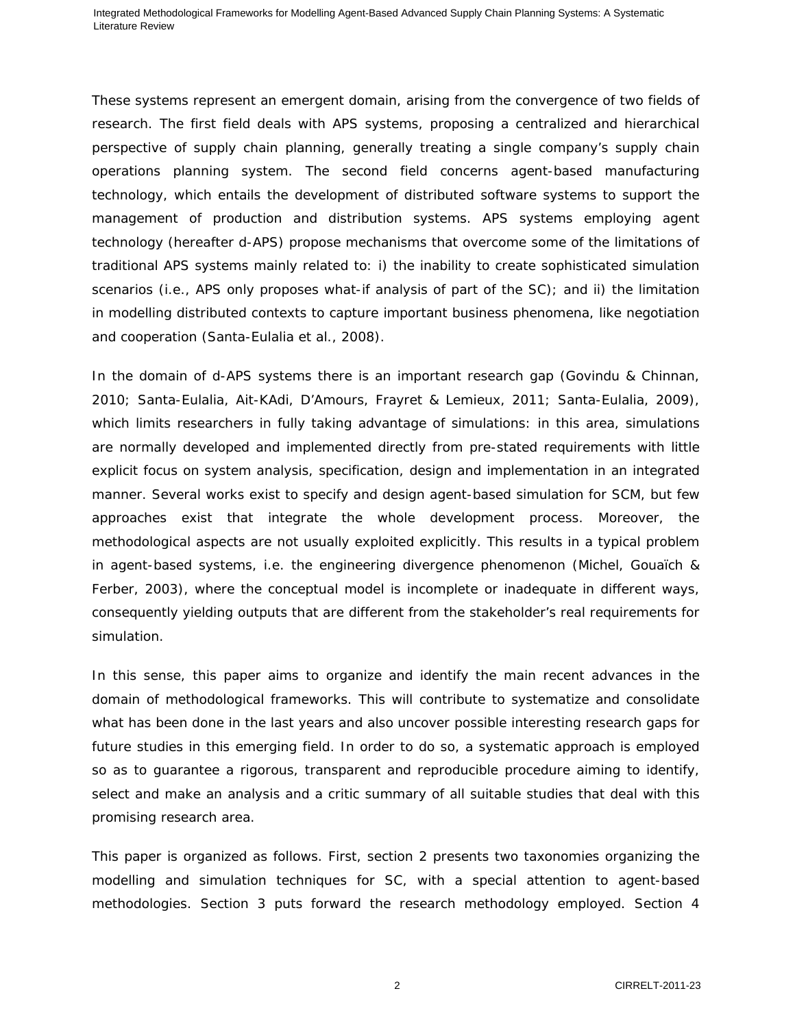These systems represent an emergent domain, arising from the convergence of two fields of research. The first field deals with APS systems, proposing a centralized and hierarchical perspective of supply chain planning, generally treating a single company's supply chain operations planning system. The second field concerns agent-based manufacturing technology, which entails the development of distributed software systems to support the management of production and distribution systems. APS systems employing agent technology (hereafter d-APS) propose mechanisms that overcome some of the limitations of traditional APS systems mainly related to: i) the inability to create sophisticated simulation scenarios (i.e., APS only proposes what-if analysis of part of the SC); and ii) the limitation in modelling distributed contexts to capture important business phenomena, like negotiation and cooperation (Santa-Eulalia et al., 2008).

In the domain of d-APS systems there is an important research gap (Govindu & Chinnan, 2010; Santa-Eulalia, Ait-KAdi, D'Amours, Frayret & Lemieux, 2011; Santa-Eulalia, 2009), which limits researchers in fully taking advantage of simulations: in this area, simulations are normally developed and implemented directly from pre-stated requirements with little explicit focus on system analysis, specification, design and implementation in an integrated manner. Several works exist to specify and design agent-based simulation for SCM, but few approaches exist that integrate the whole development process. Moreover, the methodological aspects are not usually exploited explicitly. This results in a typical problem in agent-based systems, i.e. the engineering divergence phenomenon (Michel, Gouaïch & Ferber, 2003), where the conceptual model is incomplete or inadequate in different ways, consequently yielding outputs that are different from the stakeholder's real requirements for simulation.

In this sense, this paper aims to organize and identify the main recent advances in the domain of methodological frameworks. This will contribute to systematize and consolidate what has been done in the last years and also uncover possible interesting research gaps for future studies in this emerging field. In order to do so, a systematic approach is employed so as to guarantee a rigorous, transparent and reproducible procedure aiming to identify, select and make an analysis and a critic summary of all suitable studies that deal with this promising research area.

This paper is organized as follows. First, section 2 presents two taxonomies organizing the modelling and simulation techniques for SC, with a special attention to agent-based methodologies. Section 3 puts forward the research methodology employed. Section 4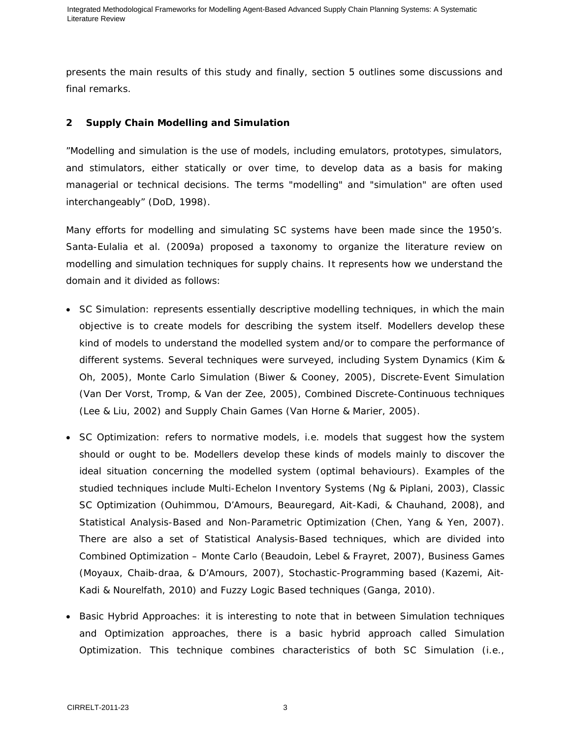presents the main results of this study and finally, section 5 outlines some discussions and final remarks.

## 2 Supply Chain Modelling and Simulation

”Modelling and simulation is the use of models, including emulators, prototypes, simulators, and stimulators, either statically or over time, to develop data as a basis for making managerial or technical decisions. The terms "modelling" and "simulation" are often used interchangeably” (DoD, 1998).

Many efforts for modelling and simulating SC systems have been made since the 1950’s. Santa-Eulalia et al. (2009a) proposed a taxonomy to organize the literature review on modelling and simulation techniques for supply chains. It represents how we understand the domain and it divided as follows:

- SC Simulation: represents essentially descriptive modelling techniques, in which the main objective is to create models for describing the system itself. Modellers develop these kind of models to understand the modelled system and/or to compare the performance of different systems. Several techniques were surveyed, including System Dynamics (Kim & Oh, 2005), Monte Carlo Simulation (Biwer & Cooney, 2005), Discrete-Event Simulation (Van Der Vorst, Tromp, & Van der Zee, 2005), Combined Discrete-Continuous techniques (Lee & Liu, 2002) and Supply Chain Games (Van Horne & Marier, 2005).
- SC Optimization: refers to normative models, i.e. models that suggest how the system should or ought to be. Modellers develop these kinds of models mainly to discover the ideal situation concerning the modelled system (optimal behaviours). Examples of the studied techniques include Multi-Echelon Inventory Systems (Ng & Piplani, 2003), Classic SC Optimization (Ouhimmou, D’Amours, Beauregard, Ait-Kadi, & Chauhand, 2008), and Statistical Analysis-Based and Non-Parametric Optimization (Chen, Yang & Yen, 2007). There are also a set of Statistical Analysis-Based techniques, which are divided into Combined Optimization – Monte Carlo (Beaudoin, Lebel & Frayret, 2007), Business Games (Moyaux, Chaib-draa, & D’Amours, 2007), Stochastic-Programming based (Kazemi, Ait-Kadi & Nourelfath, 2010) and Fuzzy Logic Based techniques (Ganga, 2010).
- Basic Hybrid Approaches: it is interesting to note that in between Simulation techniques and Optimization approaches, there is a basic hybrid approach called Simulation Optimization. This technique combines characteristics of both SC Simulation (i.e.,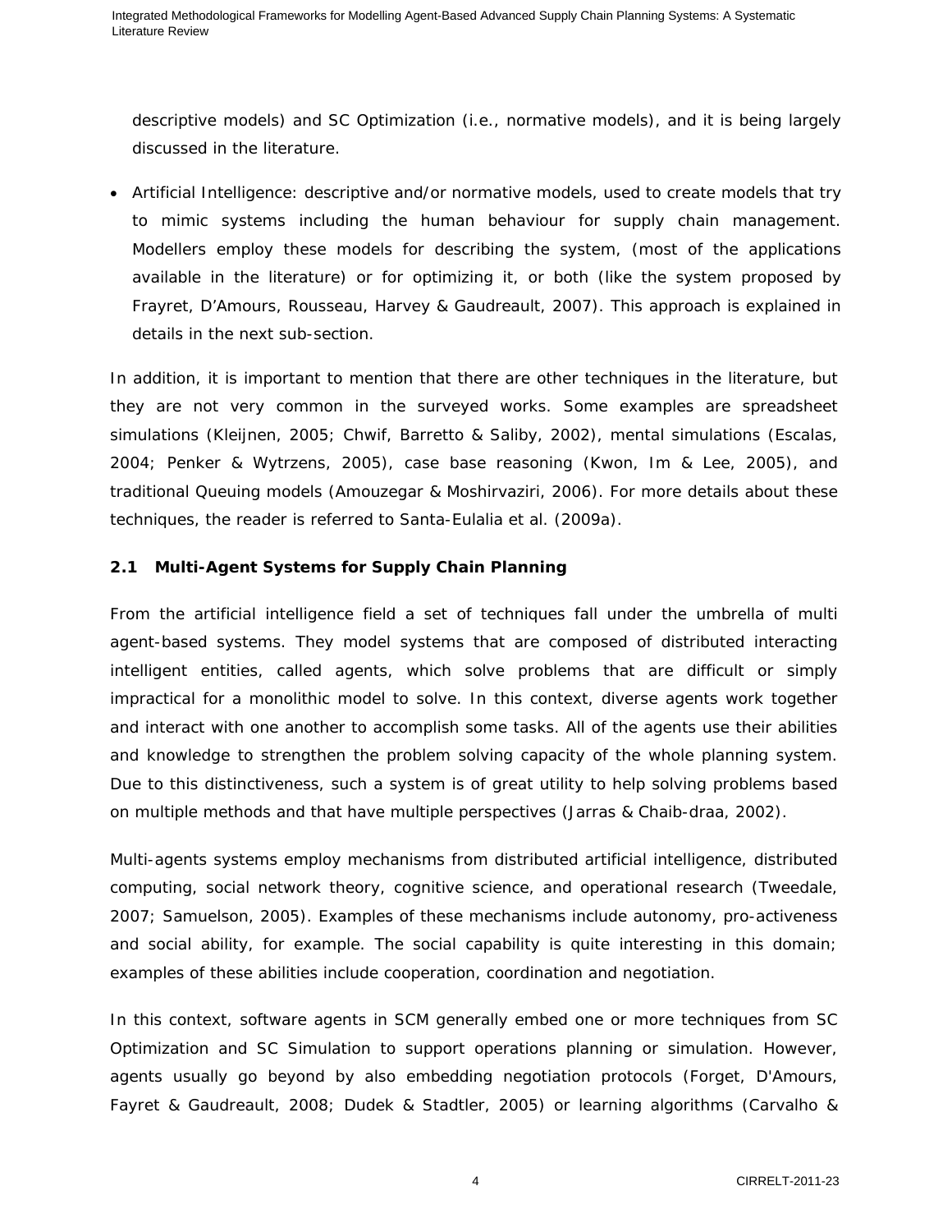descriptive models) and SC Optimization (i.e., normative models), and it is being largely discussed in the literature.

- Artificial Intelligence: descriptive and/or normative models, used to create models that try to mimic systems including the human behaviour for supply chain management. Modellers employ these models for describing the system, (most of the applications available in the literature) or for optimizing it, or both (like the system proposed by Frayret, D'Amours, Rousseau, Harvey & Gaudreault, 2007). This approach is explained in details in the next sub-section.

In addition, it is important to mention that there are other techniques in the literature, but they are not very common in the surveyed works. Some examples are spreadsheet simulations (Kleijnen, 2005; Chwif, Barretto & Saliby, 2002), mental simulations (Escalas, 2004; Penker & Wytrzens, 2005), case base reasoning (Kwon, Im & Lee, 2005), and traditional Queuing models (Amouzegar & Moshirvaziri, 2006). For more details about these techniques, the reader is referred to Santa-Eulalia et al. (2009a).

## 2.1 Multi-Agent Systems for Supply Chain Planning

From the artificial intelligence field a set of techniques fall under the umbrella of multi agent-based systems. They model systems that are composed of distributed interacting intelligent entities, called agents, which solve problems that are difficult or simply impractical for a monolithic model to solve. In this context, diverse agents work together and interact with one another to accomplish some tasks. All of the agents use their abilities and knowledge to strengthen the problem solving capacity of the whole planning system. Due to this distinctiveness, such a system is of great utility to help solving problems based on multiple methods and that have multiple perspectives (Jarras & Chaib-draa, 2002).

Multi-agents systems employ mechanisms from distributed artificial intelligence, distributed computing, social network theory, cognitive science, and operational research (Tweedale, 2007; Samuelson, 2005). Examples of these mechanisms include autonomy, pro-activeness and social ability, for example. The social capability is quite interesting in this domain; examples of these abilities include cooperation, coordination and negotiation.

In this context, software agents in SCM generally embed one or more techniques from SC Optimization and SC Simulation to support operations planning or simulation. However, agents usually go beyond by also embedding negotiation protocols (Forget, D'Amours, Fayret & Gaudreault, 2008; Dudek & Stadtler, 2005) or learning algorithms (Carvalho &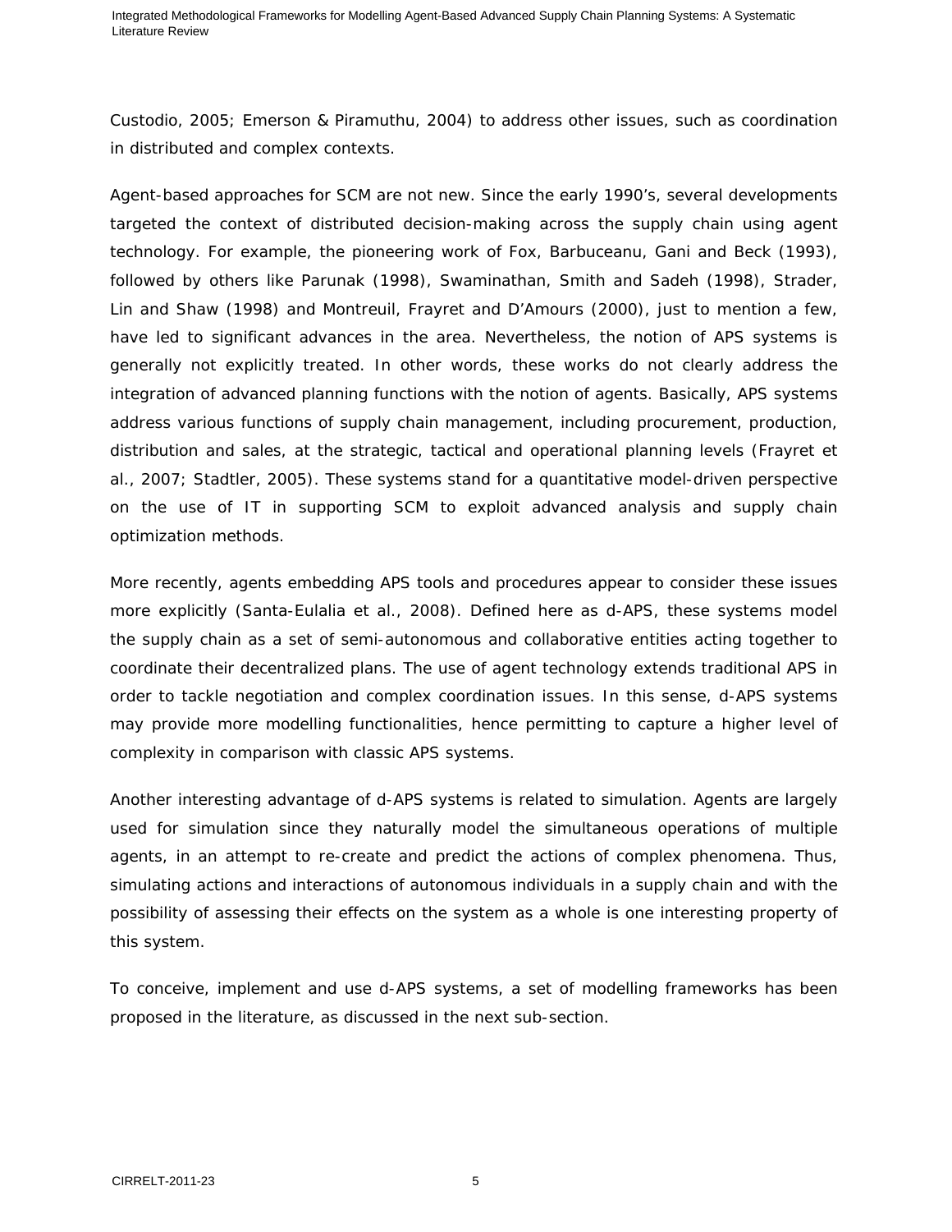Custodio, 2005; Emerson & Piramuthu, 2004) to address other issues, such as coordination in distributed and complex contexts.

Agent-based approaches for SCM are not new. Since the early 1990's, several developments targeted the context of distributed decision-making across the supply chain using agent technology. For example, the pioneering work of Fox, Barbuceanu, Gani and Beck (1993), followed by others like Parunak (1998), Swaminathan, Smith and Sadeh (1998), Strader, Lin and Shaw (1998) and Montreuil, Frayret and D'Amours (2000), just to mention a few, have led to significant advances in the area. Nevertheless, the notion of APS systems is generally not explicitly treated. In other words, these works do not clearly address the integration of advanced planning functions with the notion of agents. Basically, APS systems address various functions of supply chain management, including procurement, production, distribution and sales, at the strategic, tactical and operational planning levels (Frayret et al., 2007; Stadtler, 2005). These systems stand for a quantitative model-driven perspective on the use of IT in supporting SCM to exploit advanced analysis and supply chain optimization methods.

More recently, agents embedding APS tools and procedures appear to consider these issues more explicitly (Santa-Eulalia et al., 2008). Defined here as d-APS, these systems model the supply chain as a set of semi-autonomous and collaborative entities acting together to coordinate their decentralized plans. The use of agent technology extends traditional APS in order to tackle negotiation and complex coordination issues. In this sense, d-APS systems may provide more modelling functionalities, hence permitting to capture a higher level of complexity in comparison with classic APS systems.

Another interesting advantage of d-APS systems is related to simulation. Agents are largely used for simulation since they naturally model the simultaneous operations of multiple agents, in an attempt to re-create and predict the actions of complex phenomena. Thus, simulating actions and interactions of autonomous individuals in a supply chain and with the possibility of assessing their effects on the system as a whole is one interesting property of this system.

To conceive, implement and use d-APS systems, a set of modelling frameworks has been proposed in the literature, as discussed in the next sub-section.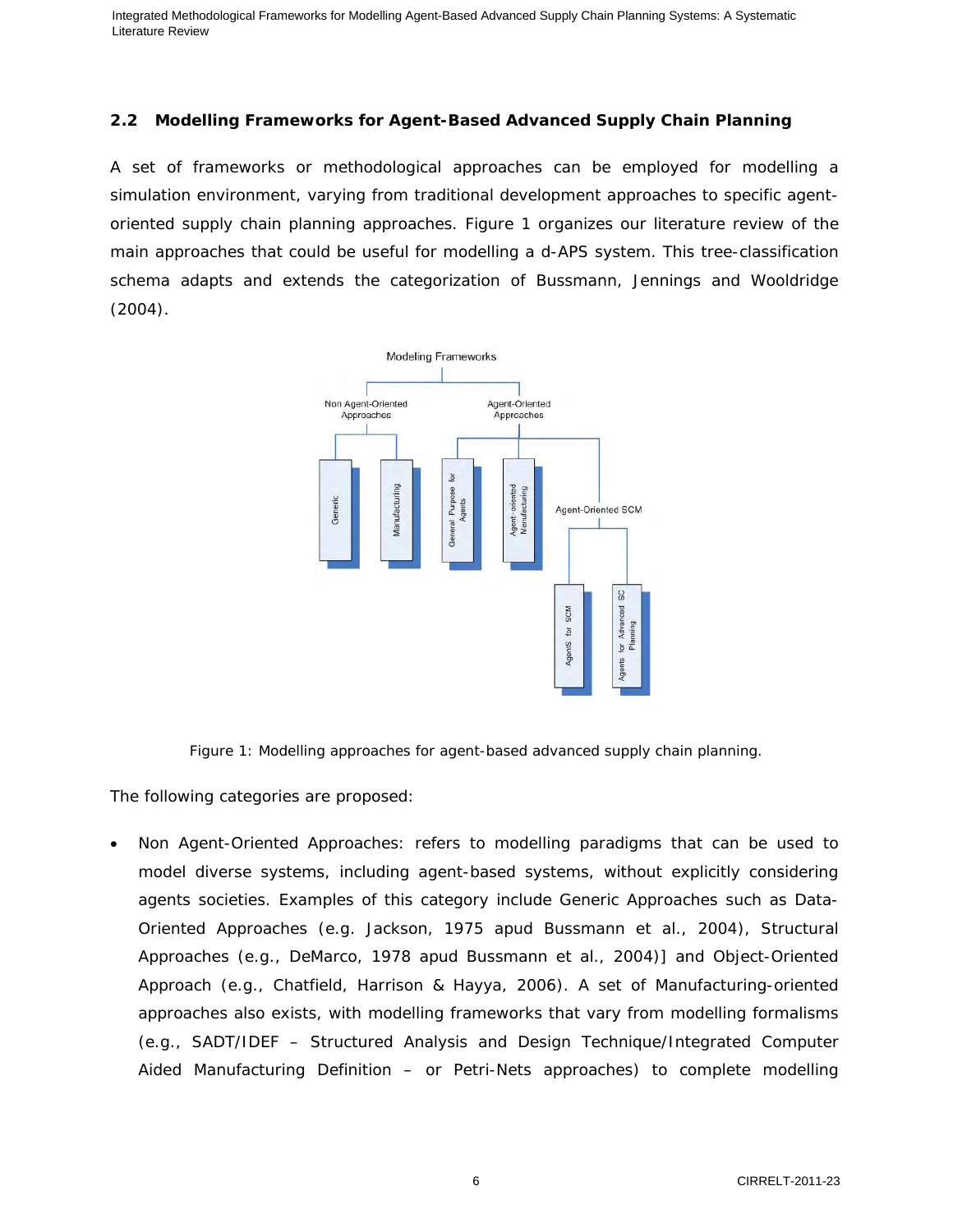## 2.2 Modelling Frameworks for Agent-Based Advanced Supply Chain Planning

A set of frameworks or methodological approaches can be employed for modelling a simulation environment, varying from traditional development approaches to specific agent-oriented supply chain planning approaches. Figure 1 organizes our literature review of the main approaches that could be useful for modelling a d-APS system. This tree-classification schema adapts and extends the categorization of Bussmann, Jennings and Wooldridge (2004).

Figure 1: Modelling approaches for agent-based advanced supply chain planning.

The following categories are proposed:

- Non Agent-Oriented Approaches: refers to modelling paradigms that can be used to model diverse systems, including agent-based systems, without explicitly considering agents societies. Examples of this category include Generic Approaches such as Data-Oriented Approaches (e.g. Jackson, 1975 apud Bussmann et al., 2004), Structural Approaches (e.g., DeMarco, 1978 apud Bussmann et al., 2004)] and Object-Oriented Approach (e.g., Chatfield, Harrison & Hayya, 2006). A set of Manufacturing-oriented approaches also exists, with modelling frameworks that vary from modelling formalisms (e.g., SADT/IDEF – Structured Analysis and Design Technique/Integrated Computer Aided Manufacturing Definition – or Petri-Nets approaches) to complete modelling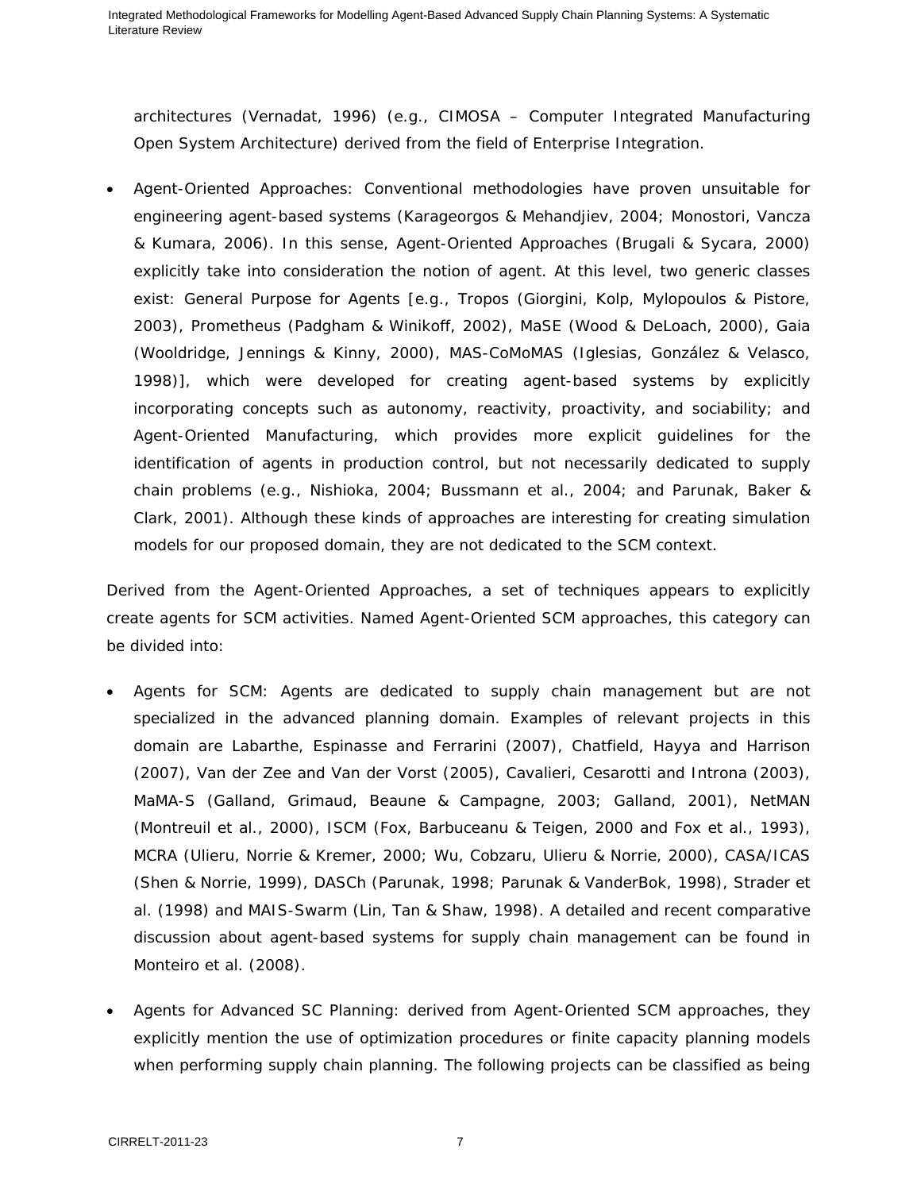architectures (Vernadat, 1996) (e.g., CIMOSA – Computer Integrated Manufacturing Open System Architecture) derived from the field of Enterprise Integration.

- Agent-Oriented Approaches: Conventional methodologies have proven unsuitable for engineering agent-based systems (Karageorgos & Mehandjiev, 2004; Monostori, Vancza & Kumara, 2006). In this sense, Agent-Oriented Approaches (Brugali & Sycara, 2000) explicitly take into consideration the notion of agent. At this level, two generic classes exist: General Purpose for Agents [e.g., Tropos (Giorgini, Kolp, Mylopoulos & Pistore, 2003), Prometheus (Padgham & Winikoff, 2002), MaSE (Wood & DeLoach, 2000), Gaia (Wooldridge, Jennings & Kinny, 2000), MAS-CoMoMAS (Iglesias, González & Velasco, 1998)], which were developed for creating agent-based systems by explicitly incorporating concepts such as autonomy, reactivity, proactivity, and sociability; and Agent-Oriented Manufacturing, which provides more explicit guidelines for the identification of agents in production control, but not necessarily dedicated to supply chain problems (e.g., Nishioka, 2004; Bussmann et al., 2004; and Parunak, Baker & Clark, 2001). Although these kinds of approaches are interesting for creating simulation models for our proposed domain, they are not dedicated to the SCM context.

Derived from the Agent-Oriented Approaches, a set of techniques appears to explicitly create agents for SCM activities. Named Agent-Oriented SCM approaches, this category can be divided into:

- Agents for SCM: Agents are dedicated to supply chain management but are not specialized in the advanced planning domain. Examples of relevant projects in this domain are Labarthe, Espinasse and Ferrarini (2007), Chatfield, Hayya and Harrison (2007), Van der Zee and Van der Vorst (2005), Cavalieri, Cesarotti and Introna (2003), MaMA-S (Galland, Grimaud, Beaune & Campagne, 2003; Galland, 2001), NetMAN (Montreuil et al., 2000), ISCM (Fox, Barbuceanu & Teigen, 2000 and Fox et al., 1993), MCRA (Ulieru, Norrie & Kremer, 2000; Wu, Cobzaru, Ulieru & Norrie, 2000), CASA/ICAS (Shen & Norrie, 1999), DASCh (Parunak, 1998; Parunak & VanderBok, 1998), Strader et al. (1998) and MAIS-Swarm (Lin, Tan & Shaw, 1998). A detailed and recent comparative discussion about agent-based systems for supply chain management can be found in Monteiro et al. (2008).

- Agents for Advanced SC Planning: derived from Agent-Oriented SCM approaches, they explicitly mention the use of optimization procedures or finite capacity planning models when performing supply chain planning. The following projects can be classified as being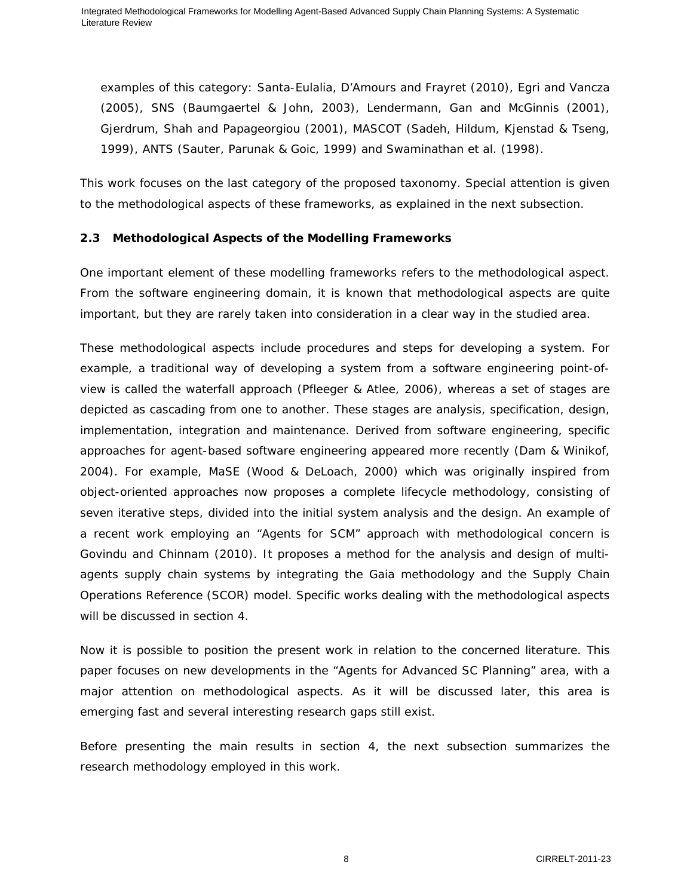examples of this category: Santa-Eulalia, D'Amours and Frayret (2010), Egri and Vancza (2005), SNS (Baumgaertel & John, 2003), Lendermann, Gan and McGinnis (2001), Gjerdrum, Shah and Papageorgiou (2001), MASCOT (Sadeh, Hildum, Kjenstad & Tseng, 1999), ANTS (Sauter, Parunak & Goic, 1999) and Swaminathan et al. (1998).

This work focuses on the last category of the proposed taxonomy. Special attention is given to the methodological aspects of these frameworks, as explained in the next subsection.

### 2.3 Methodological Aspects of the Modelling Frameworks

One important element of these modelling frameworks refers to the methodological aspect. From the software engineering domain, it is known that methodological aspects are quite important, but they are rarely taken into consideration in a clear way in the studied area.

These methodological aspects include procedures and steps for developing a system. For example, a traditional way of developing a system from a software engineering point-of-view is called the waterfall approach (Pfleeger & Atlee, 2006), whereas a set of stages are depicted as cascading from one to another. These stages are analysis, specification, design, implementation, integration and maintenance. Derived from software engineering, specific approaches for agent-based software engineering appeared more recently (Dam & Winikof, 2004). For example, MaSE (Wood & DeLoach, 2000) which was originally inspired from object-oriented approaches now proposes a complete lifecycle methodology, consisting of seven iterative steps, divided into the initial system analysis and the design. An example of a recent work employing an "Agents for SCM" approach with methodological concern is Govindu and Chinnam (2010). It proposes a method for the analysis and design of multi-agents supply chain systems by integrating the Gaia methodology and the Supply Chain Operations Reference (SCOR) model. Specific works dealing with the methodological aspects will be discussed in section 4.

Now it is possible to position the present work in relation to the concerned literature. This paper focuses on new developments in the "Agents for Advanced SC Planning" area, with a major attention on methodological aspects. As it will be discussed later, this area is emerging fast and several interesting research gaps still exist.

Before presenting the main results in section 4, the next subsection summarizes the research methodology employed in this work.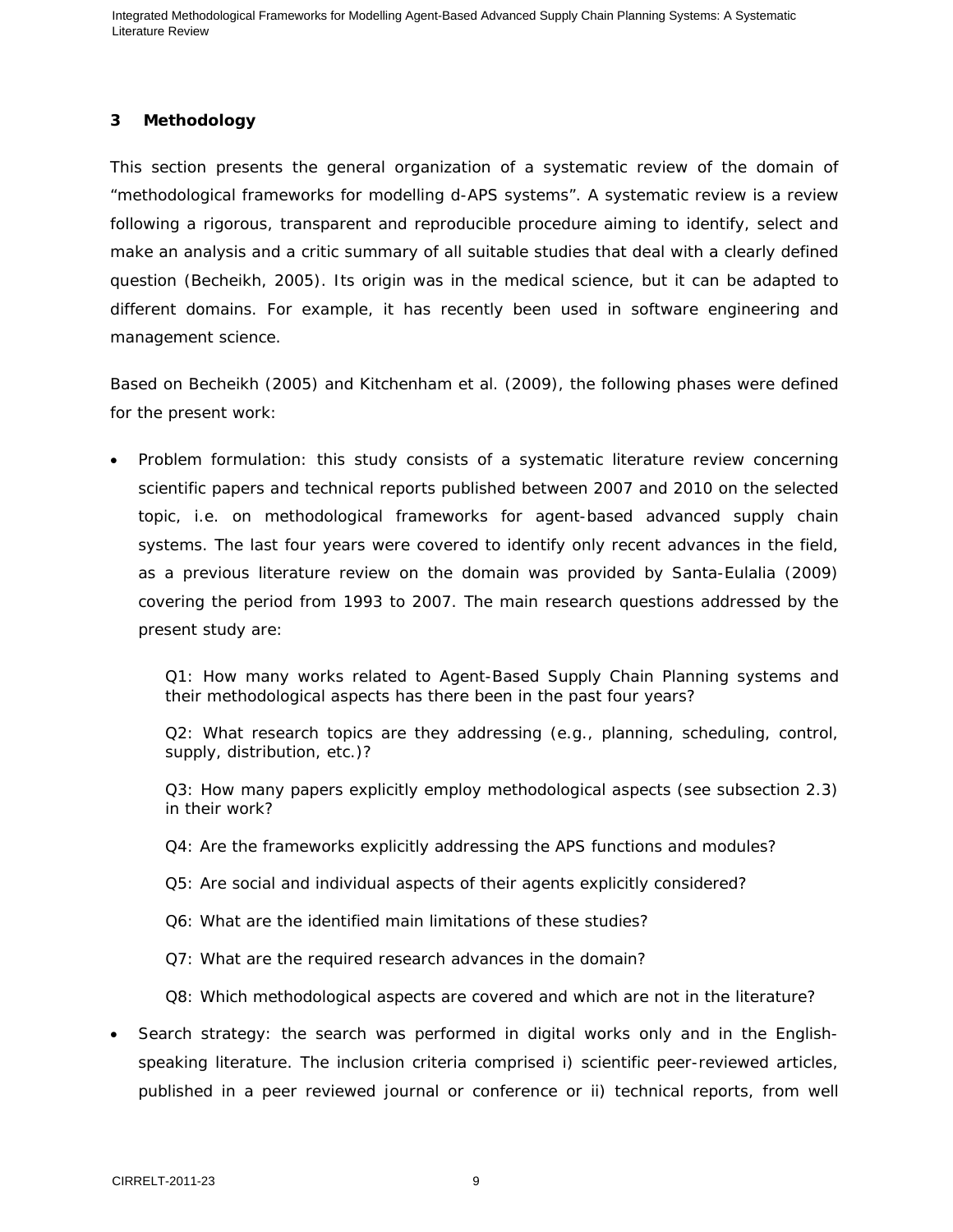## 3 Methodology

This section presents the general organization of a systematic review of the domain of "methodological frameworks for modelling d-APS systems". A systematic review is a review following a rigorous, transparent and reproducible procedure aiming to identify, select and make an analysis and a critic summary of all suitable studies that deal with a clearly defined question (Becheikh, 2005). Its origin was in the medical science, but it can be adapted to different domains. For example, it has recently been used in software engineering and management science.

Based on Becheikh (2005) and Kitchenham et al. (2009), the following phases were defined for the present work:

- Problem formulation: this study consists of a systematic literature review concerning scientific papers and technical reports published between 2007 and 2010 on the selected topic, i.e. on methodological frameworks for agent-based advanced supply chain systems. The last four years were covered to identify only recent advances in the field, as a previous literature review on the domain was provided by Santa-Eulalia (2009) covering the period from 1993 to 2007. The main research questions addressed by the present study are:

  Q1: How many works related to Agent-Based Supply Chain Planning systems and their methodological aspects has there been in the past four years?

  Q2: What research topics are they addressing (e.g., planning, scheduling, control, supply, distribution, etc.)?

  Q3: How many papers explicitly employ methodological aspects (see subsection 2.3) in their work?

  Q4: Are the frameworks explicitly addressing the APS functions and modules?

  Q5: Are social and individual aspects of their agents explicitly considered?

  Q6: What are the identified main limitations of these studies?

  Q7: What are the required research advances in the domain?

  Q8: Which methodological aspects are covered and which are not in the literature?

- Search strategy: the search was performed in digital works only and in the English-speaking literature. The inclusion criteria comprised i) scientific peer-reviewed articles, published in a peer reviewed journal or conference or ii) technical reports, from well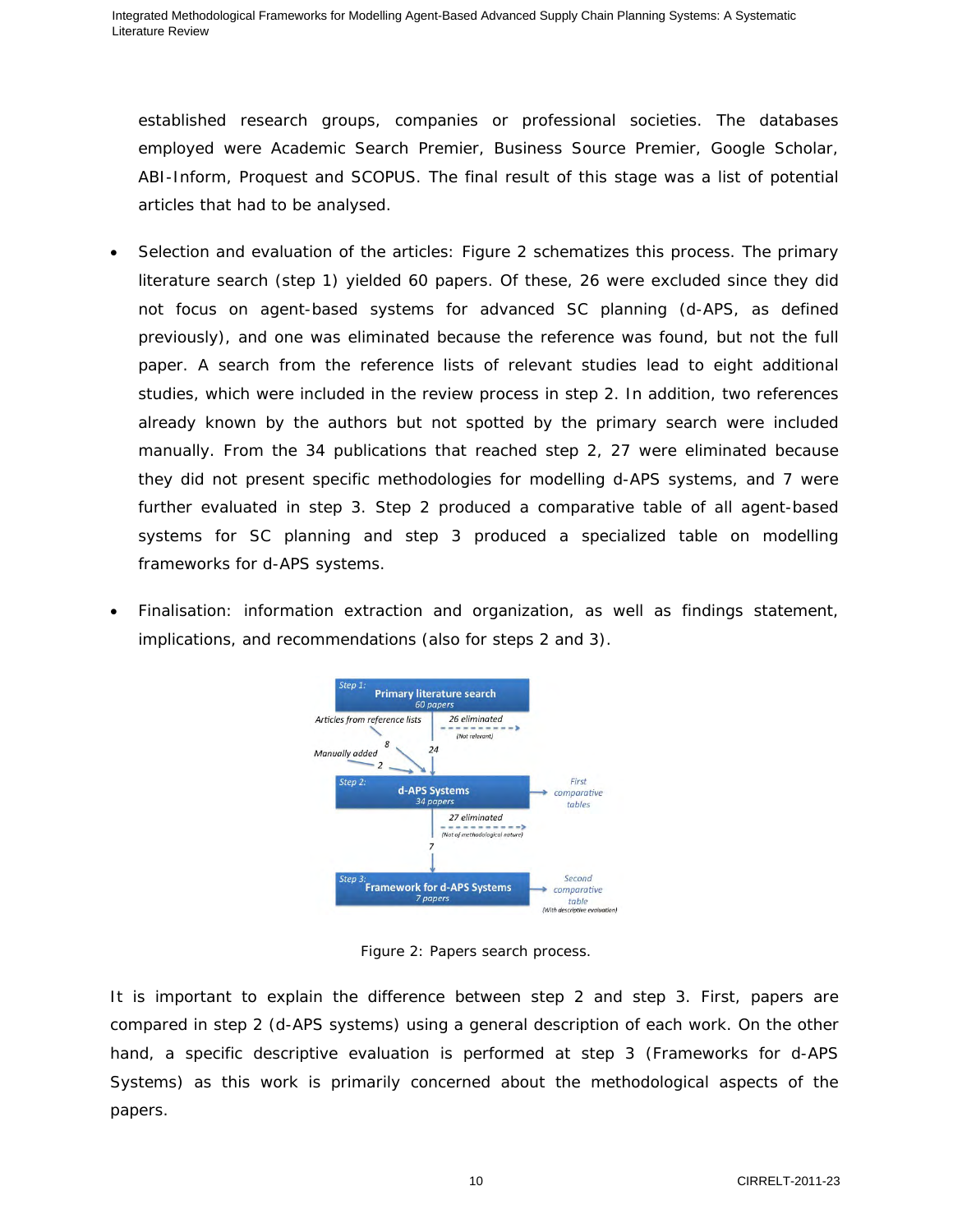established research groups, companies or professional societies. The databases employed were Academic Search Premier, Business Source Premier, Google Scholar, ABI-Inform, Proquest and SCOPUS. The final result of this stage was a list of potential articles that had to be analysed.

- Selection and evaluation of the articles: Figure 2 schematizes this process. The primary literature search (step 1) yielded 60 papers. Of these, 26 were excluded since they did not focus on agent-based systems for advanced SC planning (d-APS, as defined previously), and one was eliminated because the reference was found, but not the full paper. A search from the reference lists of relevant studies lead to eight additional studies, which were included in the review process in step 2. In addition, two references already known by the authors but not spotted by the primary search were included manually. From the 34 publications that reached step 2, 27 were eliminated because they did not present specific methodologies for modelling d-APS systems, and 7 were further evaluated in step 3. Step 2 produced a comparative table of all agent-based systems for SC planning and step 3 produced a specialized table on modelling frameworks for d-APS systems.
- Finalisation: information extraction and organization, as well as findings statement, implications, and recommendations (also for steps 2 and 3).

Figure 2: Papers search process.

It is important to explain the difference between step 2 and step 3. First, papers are compared in step 2 (d-APS systems) using a general description of each work. On the other hand, a specific descriptive evaluation is performed at step 3 (Frameworks for d-APS Systems) as this work is primarily concerned about the methodological aspects of the papers.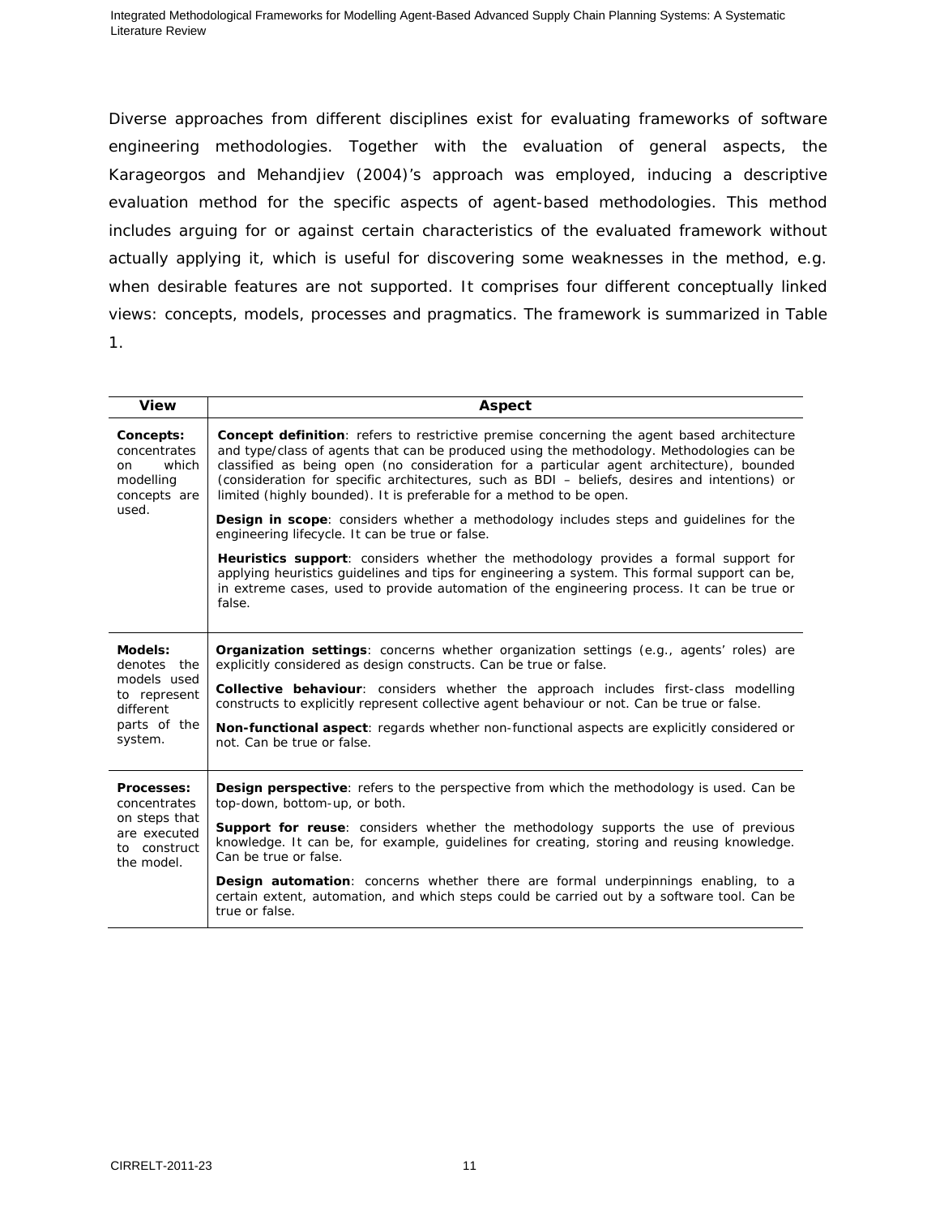Diverse approaches from different disciplines exist for evaluating frameworks of software engineering methodologies. Together with the evaluation of general aspects, the Karageorgos and Mehandjiev (2004)'s approach was employed, inducing a descriptive evaluation method for the specific aspects of agent-based methodologies. This method includes arguing for or against certain characteristics of the evaluated framework without actually applying it, which is useful for discovering some weaknesses in the method, e.g. when desirable features are not supported. It comprises four different conceptually linked views: concepts, models, processes and pragmatics. The framework is summarized in Table 1.

| View | Aspect |
|---|---|
| **Concepts:** concentrates on which modelling concepts are used. | **Concept definition**: refers to restrictive premise concerning the agent based architecture and type/class of agents that can be produced using the methodology. Methodologies can be classified as being open (no consideration for a particular agent architecture), bounded (consideration for specific architectures, such as BDI – beliefs, desires and intentions) or limited (highly bounded). It is preferable for a method to be open.<br><br>**Design in scope**: considers whether a methodology includes steps and guidelines for the engineering lifecycle. It can be true or false.<br><br>**Heuristics support**: considers whether the methodology provides a formal support for applying heuristics guidelines and tips for engineering a system. This formal support can be, in extreme cases, used to provide automation of the engineering process. It can be true or false. |
| **Models:** denotes the models used to represent different parts of the system. | **Organization settings**: concerns whether organization settings (e.g., agents' roles) are explicitly considered as design constructs. Can be true or false.<br><br>**Collective behaviour**: considers whether the approach includes first-class modelling constructs to explicitly represent collective agent behaviour or not. Can be true or false.<br><br>**Non-functional aspect**: regards whether non-functional aspects are explicitly considered or not. Can be true or false. |
| **Processes:** concentrates on steps that are executed to construct the model. | **Design perspective**: refers to the perspective from which the methodology is used. Can be top-down, bottom-up, or both.<br><br>**Support for reuse**: considers whether the methodology supports the use of previous knowledge. It can be, for example, guidelines for creating, storing and reusing knowledge. Can be true or false.<br><br>**Design automation**: concerns whether there are formal underpinnings enabling, to a certain extent, automation, and which steps could be carried out by a software tool. Can be true or false. |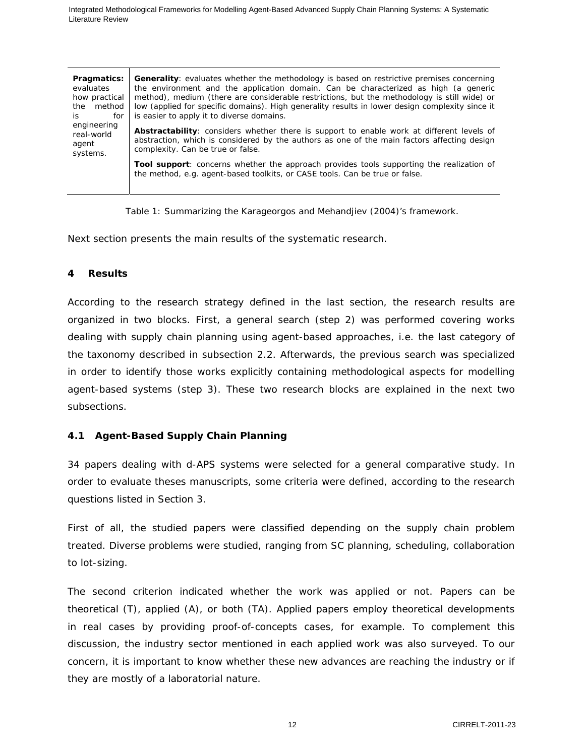| | |
|---|---|
| **Pragmatics:** evaluates how practical the method is for engineering real-world agent systems. | **Generality**: evaluates whether the methodology is based on restrictive premises concerning the environment and the application domain. Can be characterized as high (a generic method), medium (there are considerable restrictions, but the methodology is still wide) or low (applied for specific domains). High generality results in lower design complexity since it is easier to apply it to diverse domains.<br><br>**Abstractability**: considers whether there is support to enable work at different levels of abstraction, which is considered by the authors as one of the main factors affecting design complexity. Can be true or false.<br><br>**Tool support**: concerns whether the approach provides tools supporting the realization of the method, e.g. agent-based toolkits, or CASE tools. Can be true or false. |

Table 1: Summarizing the Karageorgos and Mehandjiev (2004)'s framework.

Next section presents the main results of the systematic research.

## 4 Results

According to the research strategy defined in the last section, the research results are organized in two blocks. First, a general search (step 2) was performed covering works dealing with supply chain planning using agent-based approaches, i.e. the last category of the taxonomy described in subsection 2.2. Afterwards, the previous search was specialized in order to identify those works explicitly containing methodological aspects for modelling agent-based systems (step 3). These two research blocks are explained in the next two subsections.

### 4.1 Agent-Based Supply Chain Planning

34 papers dealing with d-APS systems were selected for a general comparative study. In order to evaluate theses manuscripts, some criteria were defined, according to the research questions listed in Section 3.

First of all, the studied papers were classified depending on the supply chain problem treated. Diverse problems were studied, ranging from SC planning, scheduling, collaboration to lot-sizing.

The second criterion indicated whether the work was applied or not. Papers can be theoretical (T), applied (A), or both (TA). Applied papers employ theoretical developments in real cases by providing proof-of-concepts cases, for example. To complement this discussion, the industry sector mentioned in each applied work was also surveyed. To our concern, it is important to know whether these new advances are reaching the industry or if they are mostly of a laboratorial nature.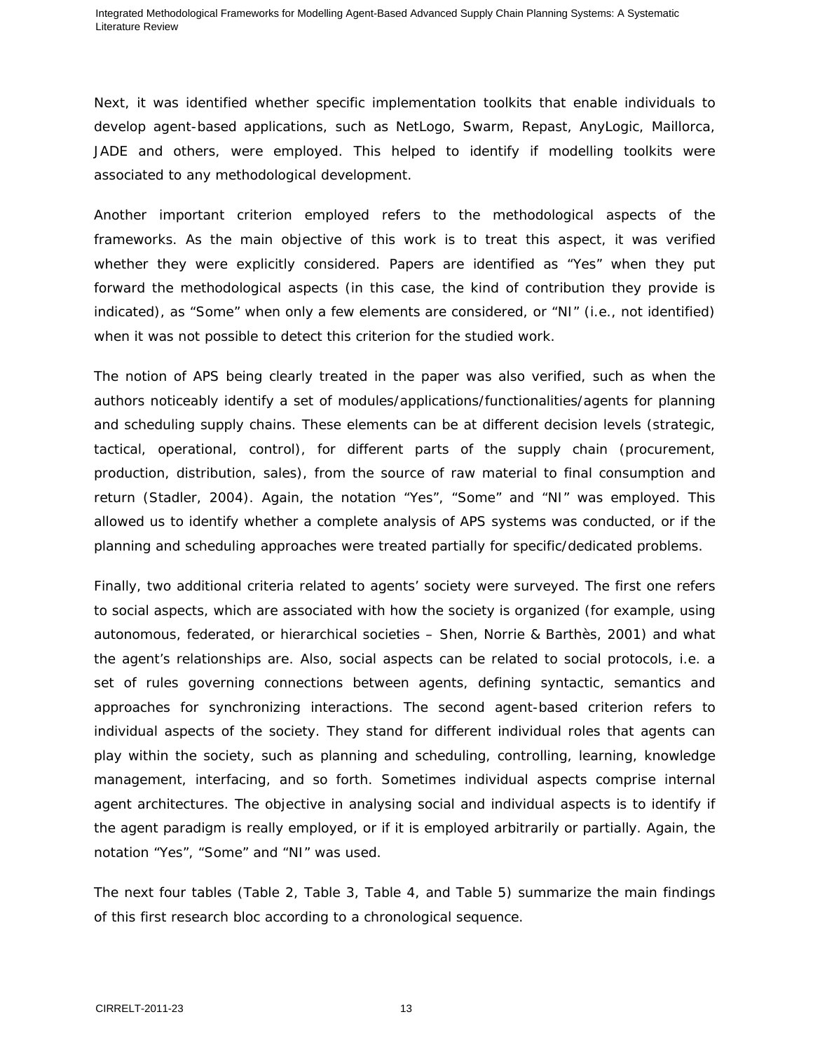Next, it was identified whether specific implementation toolkits that enable individuals to develop agent-based applications, such as NetLogo, Swarm, Repast, AnyLogic, Maillorca, JADE and others, were employed. This helped to identify if modelling toolkits were associated to any methodological development.

Another important criterion employed refers to the methodological aspects of the frameworks. As the main objective of this work is to treat this aspect, it was verified whether they were explicitly considered. Papers are identified as "Yes" when they put forward the methodological aspects (in this case, the kind of contribution they provide is indicated), as "Some" when only a few elements are considered, or "NI" (i.e., not identified) when it was not possible to detect this criterion for the studied work.

The notion of APS being clearly treated in the paper was also verified, such as when the authors noticeably identify a set of modules/applications/functionalities/agents for planning and scheduling supply chains. These elements can be at different decision levels (strategic, tactical, operational, control), for different parts of the supply chain (procurement, production, distribution, sales), from the source of raw material to final consumption and return (Stadler, 2004). Again, the notation "Yes", "Some" and "NI" was employed. This allowed us to identify whether a complete analysis of APS systems was conducted, or if the planning and scheduling approaches were treated partially for specific/dedicated problems.

Finally, two additional criteria related to agents' society were surveyed. The first one refers to social aspects, which are associated with how the society is organized (for example, using autonomous, federated, or hierarchical societies – Shen, Norrie & Barthès, 2001) and what the agent's relationships are. Also, social aspects can be related to social protocols, i.e. a set of rules governing connections between agents, defining syntactic, semantics and approaches for synchronizing interactions. The second agent-based criterion refers to individual aspects of the society. They stand for different individual roles that agents can play within the society, such as planning and scheduling, controlling, learning, knowledge management, interfacing, and so forth. Sometimes individual aspects comprise internal agent architectures. The objective in analysing social and individual aspects is to identify if the agent paradigm is really employed, or if it is employed arbitrarily or partially. Again, the notation "Yes", "Some" and "NI" was used.

The next four tables (Table 2, Table 3, Table 4, and Table 5) summarize the main findings of this first research bloc according to a chronological sequence.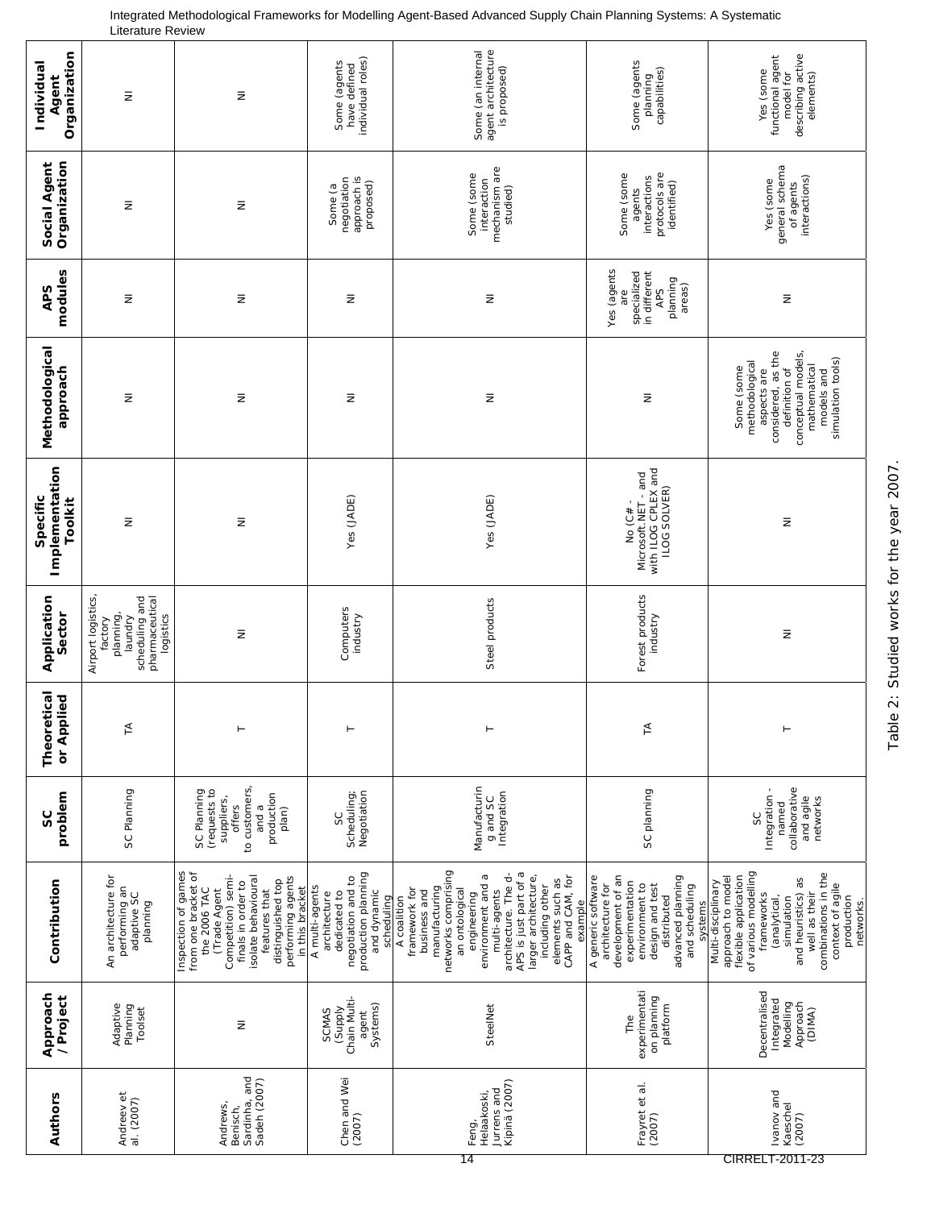| Authors | Approach / Project | Contribution | SC problem | Theoretical or Applied | Application Sector | Specific Implementation Toolkit | Methodological approach | APS modules | Social Agent Organization | Individual Agent Organization |
|---|---|---|---|---|---|---|---|---|---|---|
| Andreev et al. (2007) | Adaptive Planning Toolset | An architecture for performing an adaptive SC planning | SC Planning | TA | Airport logistics, factory planning, laundry scheduling and pharmaceutical logistics | NI | NI | NI | NI | NI |
| Andrews, Benisch, Sardinha, and Sadeh (2007) | NI | Inspection of games from one bracket of the 2006 TAC (Trade Agent Competition) semi-finals in order to isolate behavioural features that distinguished top performing agents in this bracket | SC Planning (requests to suppliers, offers to customers, and a production plan) | T | NI | NI | NI | NI | NI | NI |
| Chen and Wei (2007) | SCMAS (Supply Chain Multi-agent Systems) | A multi-agents architecture dedicated to negotiation and to production planning and dynamic scheduling | SC Scheduling; Negotiation | T | Computers industry | Yes (JADE) | NI | NI | Some (a negotiation approach is proposed) | Some (agents have defined individual roles) |
| Feng, Helaakoski, Jurrens and Kipina (2007) | SteelNet | A coalition framework for business and manufacturing networks comprising an ontological engineering environment and a multi-agents architecture. The d-APS is just part of a larger architecture, including other elements such as CAPP and CAM, for example | Manufacturing and SC Integration | T | Steel products | Yes (JADE) | NI | NI | Some (some interaction mechanism are studied) | Some (an internal agent architecture is proposed) |
| Frayret et al. (2007) | The experimentation planning platform | A generic software architecture for development of an experimentation environment to design and test distributed advanced planning and scheduling systems | SC planning | TA | Forest products industry | No (C# - Microsoft.NET - and with ILOG CPLEX and ILOG SOLVER) | NI | Yes (agents are specialized in different APS planning areas) | Some (some agents interactions protocols are identified) | Some (agents planning capabilities) |
| Ivanov and Kaeschel (2007) | Decentralised Integrated Modelling Approach (DIMA) | Multi-disciplinary approach to model flexible application of various modelling frameworks (analytical, simulation and heuristics) as well as their combinations in the context of agile production networks. | SC Integration - named collaborative and agile networks | T | NI | NI | Some (some methodological aspects are considered, as the definition of conceptual models, mathematical models and simulation tools) | NI | Yes (some general schema of agents interactions) | Yes (some functional agent model for describing active elements) |

Table 2: Studied works for the year 2007.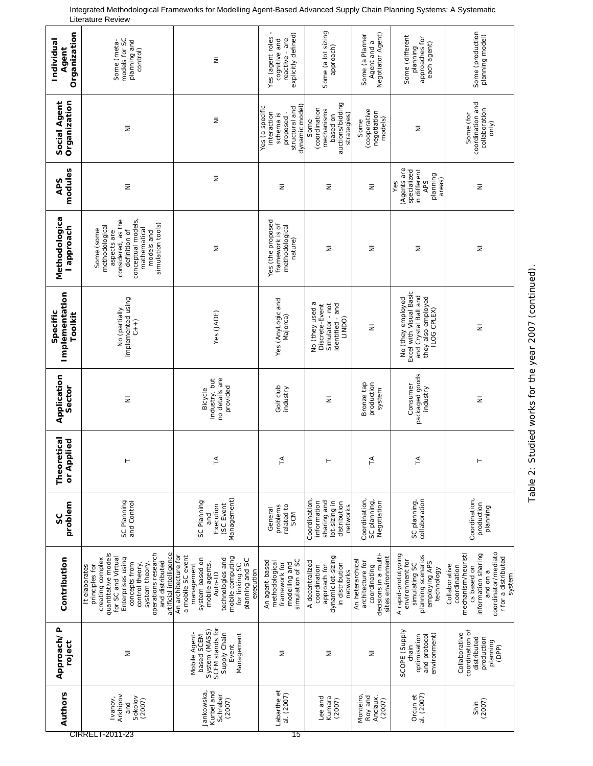| Authors | Approach/Project | Contribution | SC problem | Theoretical or Applied | Application Sector | Specific Implementation Toolkit | Methodological approach | APS modules | Social Agent Organization | Individual Agent Organization |
|---|---|---|---|---|---|---|---|---|---|---|
| Ivanov, Arkhipov and Sokolov (2007) | NI | It elaborates principles for creating complex quantitative models for SC and Virtual Enterprises using concepts from control theory, system theory, operations research and distributed artificial intelligence | SC Planning and Control | T | NI | No (partially implemented using C++) | Some (some methodological aspects are considered, as the definition of conceptual models, mathematical models and simulation tools) | NI | NI | Some (meta-models for SC planning and control) |
| Jankowska, Kurbel and Schreber (2007) | Mobile Agent-based SCEM System (MASS) SCEM stands for Supply Chain Event Management | An architecture for a mobile SC event management system based on mobile agents, Auto-ID technologies and mobile computing for linking SC planning and SC execution | SC Planning and Execution (SC Event Management) | TA | Bicycle Industry, but no details are provided | Yes (JADE) | NI | NI | NI | NI |
| Labarthe et al. (2007) | NI | An agent-based methodological framework for modelling and simulation of SC | General problems related to SCM | TA | Golf club industry | Yes (AnyLogic and Majorca) | Yes (the proposed framework is of methodological nature) | NI | Yes (a specific interaction schema is proposed - structural and dynamic model) | Yes (agent roles - cognitive and reactive - are explicitly defined) |
| Lee and Kumara (2007) | NI | A decentralized coordination approach for dynamic lot-sizing in distribution networks | Coordination, information sharing and lot-sizing in distribution networks | T | NI | No (they used a Discrete-Event Simulator - not identified - and LINDO) | NI | NI | Some (coordination mechanisms based on auctions/bidding strategies) | Some (a lot sizing approach) |
| Monteiro, Roy and Anciaux. (2007) | NI | An heterarchical architecture for coordinating decisions in a multi-sites environment | Coordination, SC planning, Negotiation | TA | Bronze tap production system | NI | NI | NI | Some (cooperative negotiation models) | Some (a Planner Agent and a Negotiator Agent) |
| Orcun et al. (2007) | SCOPE (Supply chain optimisation and protocol environment) | A rapid-prototyping environment for simulating SC planning scenarios employing APS technology | SC planning, collaboration | TA | Consumer packaged goods industry | No (they employed Excel with Visual Basic and Crystal Ball and they also employed ILOG CPLEX) | NI | Yes (Agents are specialized in different APS planning areas) | NI | Some (different planning approaches for each agent) |
| Shin (2007) | Collaborative coordination of distributed production planning (DPP) | Collaborative coordination mechanism/heuristics based on information sharing and on a coordinator/mediator for a distributed system | Coordination, production planning | T | NI | NI | NI | NI | Some (for coordination and collaboration only) | Some (production planning model) |

Table 2: Studied works for the year 2007 (continued).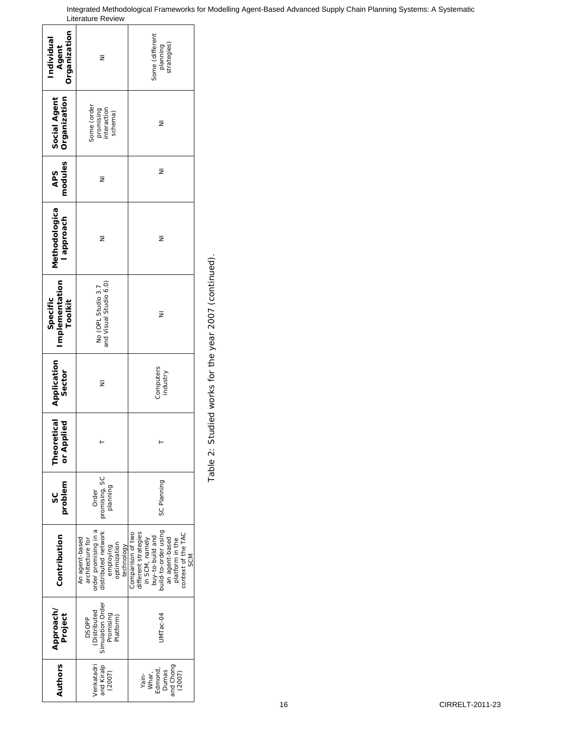| Authors | Approach/ Project | Contribution | SC problem | Theoretical or Applied | Application Sector | Specific Implementation Toolkit | Methodological approach | APS modules | Social Agent Organization | Individual Agent Organization |
|---|---|---|---|---|---|---|---|---|---|---|
| Venkatadri and Kiralp (2007) | DSOPP (Distributed Simulation Order Promising Platform) | An agent-based architecture for order promising in a distributed network employing optimization technology | Order promising, SC planning | T | NI | No (OPL Studio 3.7 and Visual Studio 6.0) | NI | NI | Some (order promising interaction schema) | NI |
| Yain-Whar, Edmond, Dumas and Chong (2007) | UMTac-04 | Comparison of two different strategies in SCM, namely buy-to-build and build-to-order using an agent-based platform in the context of the TAC SCM | SC Planning | T | Computers industry | NI | NI | NI | NI | Some (different planning strategies) |

Table 2: Studied works for the year 2007 (continued).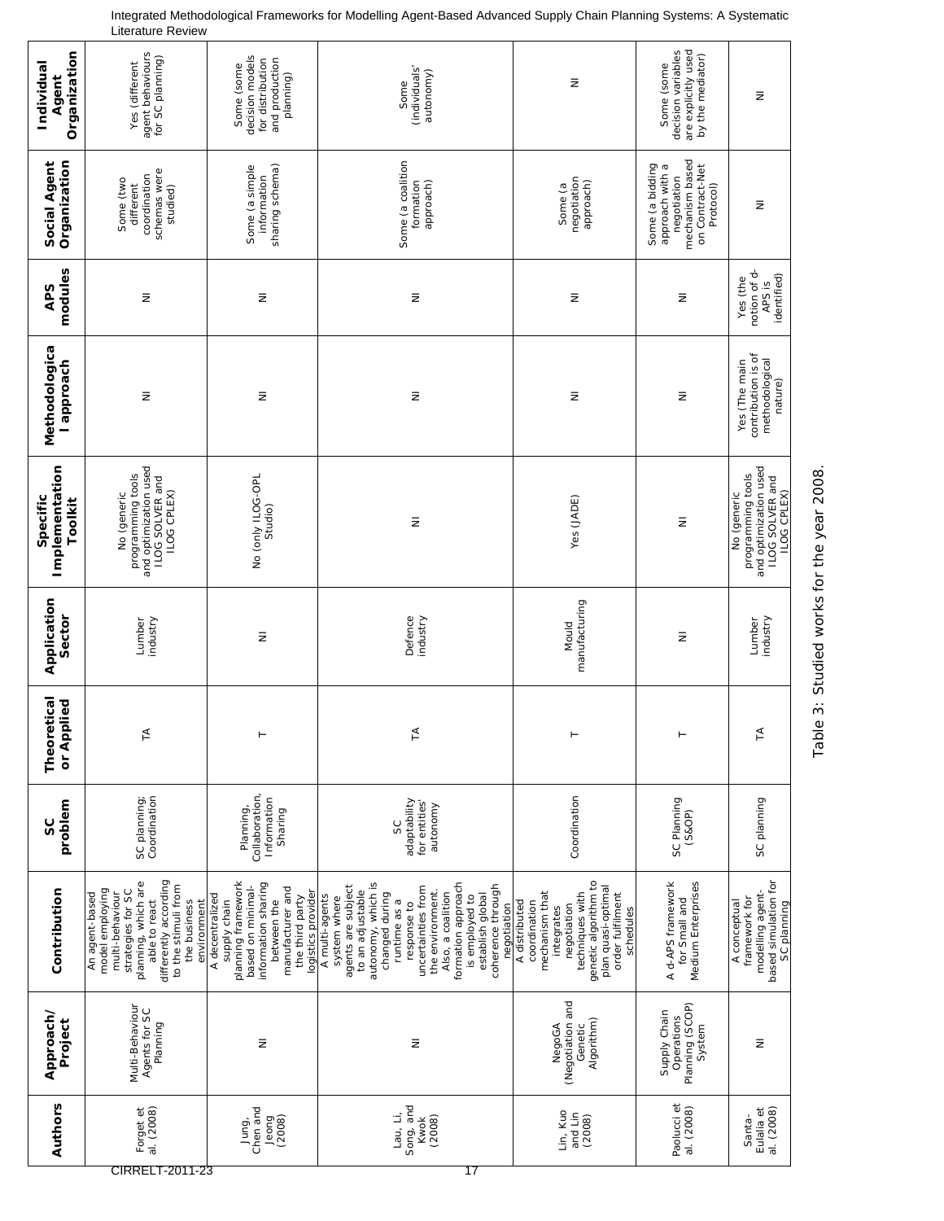| Authors | Approach/ Project | Contribution | SC problem | Theoretical or Applied | Application Sector | Specific Implementation Toolkit | Methodological approach | APS modules | Social Agent Organization | Individual Agent Organization |
|---|---|---|---|---|---|---|---|---|---|---|
| Forget et al. (2008) | Multi-Behaviour Agents for SC Planning | An agent-based model employing multi-behaviour strategies for SC planning, which are able to react differently according to the stimuli from the business environment | SC planning; Coordination | TA | Lumber industry | No (generic programming tools and optimization used ILOG SOLVER and ILOG CPLEX) | NI | NI | Some (two different coordination schemas were studied) | Yes (different agent behaviours for SC planning) |
| Jung, Chen and Jeong (2008) | NI | A decentralized supply chain planning framework based on minimal-information sharing between the manufacturer and the third party logistics provider | Planning, Collaboration, Information Sharing | T | NI | No (only ILOG-OPL Studio) | NI | NI | Some (a simple information sharing schema) | Some (some decision models for distribution and production planning) |
| Lau, Li, Song, and Kwok (2008) | NI | A multi-agents system where agents are subject to an adjustable autonomy, which is changed during runtime as a response to uncertainties from the environment. Also, a coalition formation approach is employed to establish global coherence through negotiation | SC adaptability for entities' autonomy | TA | Defence industry | NI | NI | NI | Some (a coalition formation approach) | Some (individuals' autonomy) |
| Lin, Kuo and Lin (2008) | NegoGA (Negotiation and Genetic Algorithm) | A distributed coordination mechanism that integrates negotiation techniques with genetic algorithm to plan quasi-optimal order fulfilment schedules | Coordination | T | Mould manufacturing | Yes (JADE) | NI | NI | Some (a negotiation approach) | NI |
| Paolucci et al. (2008) | Supply Chain Operations Planning (SCOP) System | A d-APS framework for Small and Medium Enterprises | SC Planning (S&OP) | T | NI | NI | NI | NI | Some (a bidding approach with a negotiation mechanism based on Contract-Net Protocol) | Some (some decision variables are explicitly used by the mediator) |
| Santa-Eulalia et al. (2008) | NI | A conceptual framework for modelling agent-based simulation for SC planning | SC planning | TA | Lumber industry | No (generic programming tools and optimization used ILOG SOLVER and ILOG CPLEX) | Yes (The main contribution is of methodological nature) | Yes (the notion of d-APS is identified) | NI | NI |

Table 3: Studied works for the year 2008.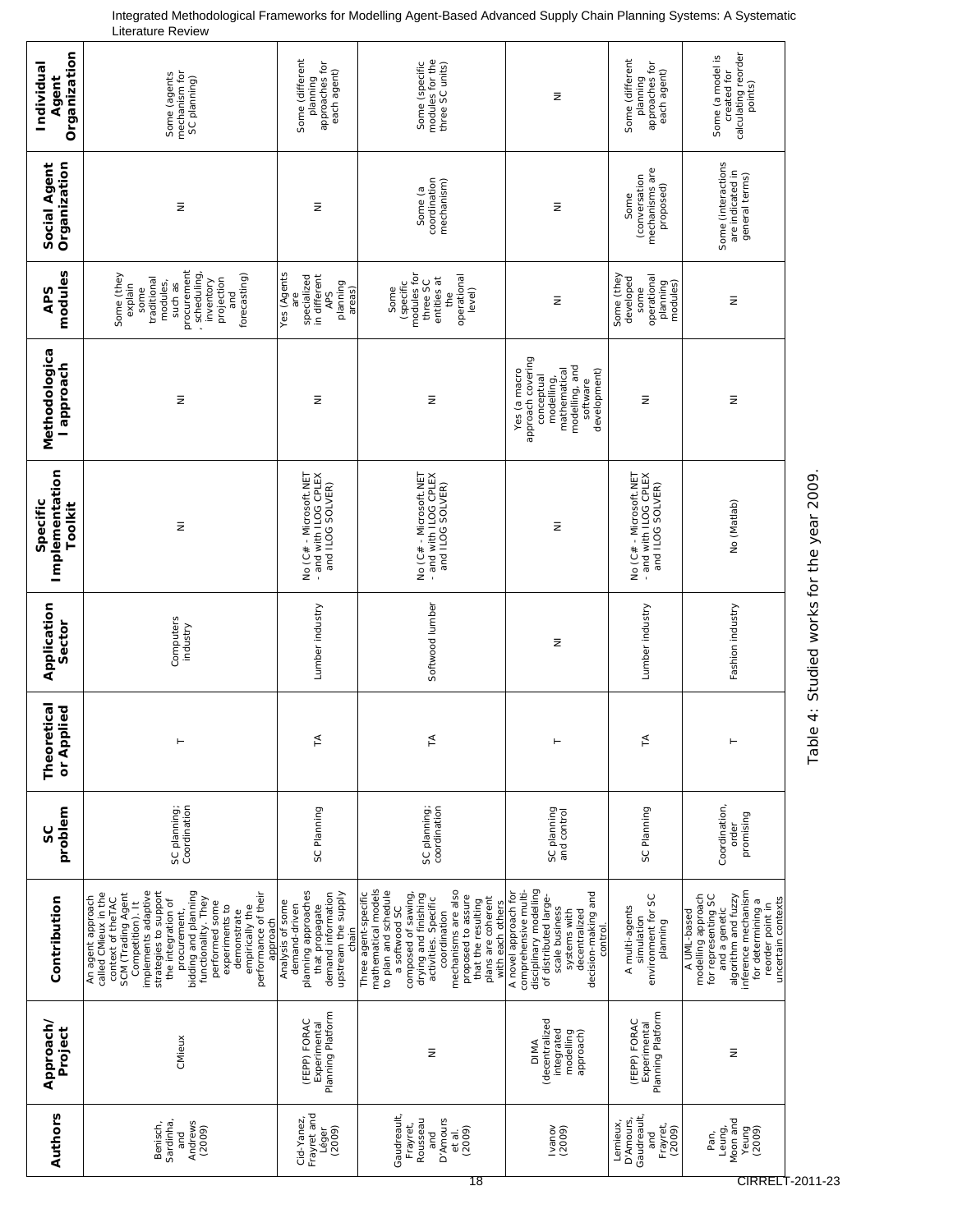| Authors | Approach/ Project | Contribution | SC problem | Theoretical or Applied | Application Sector | Specific Implementation Toolkit | Methodological approach | APS modules | Social Agent Organization | Individual Agent Organization |
|---|---|---|---|---|---|---|---|---|---|---|
| Benisch, Sardinha, and Andrews (2009) | CMieux | An agent approach called CMieux in the context of theTAC SCM (Trading Agent Competition). It implements adaptive strategies to support the integration of procurement, bidding and planning functionality. They performed some experiments to demonstrate empirically the performance of their approach | SC planning; Coordination | T | Computers industry | NI | NI | Some (they explain some traditional modules, such as procurement, scheduling, inventory projection and forecasting) | NI | Some (agents mechanism for SC planning) |
| Cid-Yanez, Frayret and Léger (2009) | (FEPP) FORAC Experimental Planning Platform | Analysis of some demand-driven planning approaches that propagate demand information upstream the supply chain | SC Planning | TA | Lumber industry | No (C# - Microsoft.NET - and with ILOG CPLEX and ILOG SOLVER) | NI | Yes (Agents are specialized in different APS planning areas) | NI | Some (different planning approaches for each agent) |
| Gaudreault, Frayret, Rousseau and D'Amours et al. (2009) | NI | Three agent-specific mathematical models to plan and schedule a softwood SC composed of sawing, drying and finishing activities. Specific coordination mechanisms are also proposed to assure that the resulting plans are coherent with each others | SC planning; coordination | TA | Softwood lumber | No (C# - Microsoft.NET - and with ILOG CPLEX and ILOG SOLVER) | NI | Some (specific modules for three SC entities at the operational level) | Some (a coordination mechanism) | Some (specific modules for the three SC units) |
| Ivanov (2009) | DIMA (decentralized integrated modelling approach) | A novel approach for comprehensive multi-disciplinary modelling of distributed large-scale business systems with decentralized decision-making and control. | SC planning and control | T | NI | NI | Yes (a macro approach covering conceptual modelling, mathematical modelling, and software development) | NI | NI | NI |
| Lemieux, D'Amours, Gaudreault, and Frayret, (2009) | (FEPP) FORAC Experimental Planning Platform | A multi-agents simulation environment for SC planning | SC Planning | TA | Lumber industry | No (C# - Microsoft.NET - and with ILOG CPLEX and ILOG SOLVER) | NI | Some (they developed some operational planning modules) | Some (conversation mechanisms are proposed) | Some (different planning approaches for each agent) |
| Pan, Leung, Moon and Yeung (2009) | NI | A UML-based modelling approach for representing SC and a genetic algorithm and fuzzy inference mechanism for determining a reorder point in uncertain contexts | Coordination, order promising | T | Fashion industry | No (Matlab) | NI | NI | Some (interactions are indicated in general terms) | Some (a model is created for calculating reorder points) |

Table 4: Studied works for the year 2009.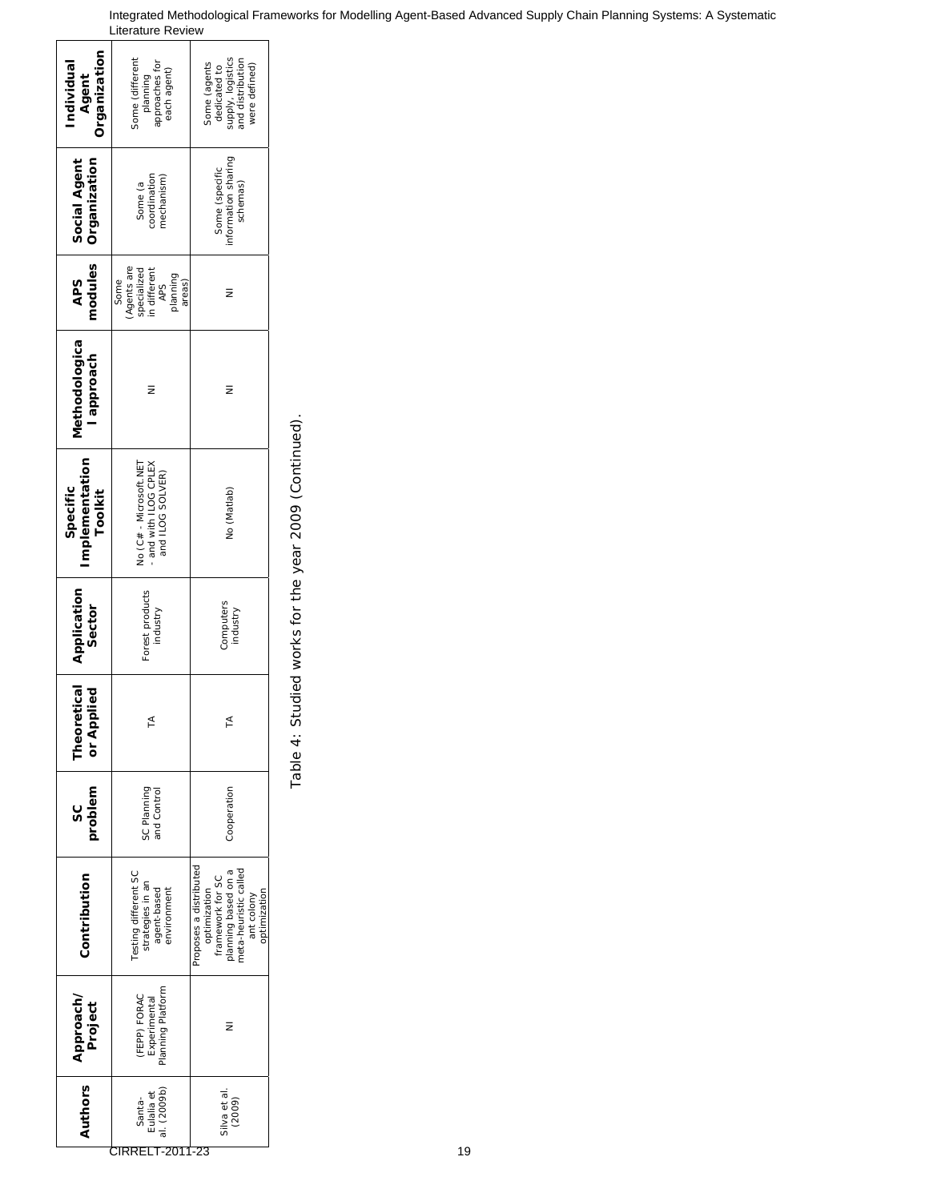| Authors | Approach/ Project | Contribution | SC problem | Theoretical or Applied | Application Sector | Specific Implementation Toolkit | Methodological approach | APS modules | Social Agent Organization | Individual Agent Organization |
| --- | --- | --- | --- | --- | --- | --- | --- | --- | --- | --- |
| Santa-Eulalia et al. (2009b) | (FEPP) FORAC Experimental Planning Platform | Testing different SC strategies in an agent-based environment | SC Planning and Control | TA | Forest products industry | No (C# - Microsoft.NET - and with ILOG CPLEX and ILOG SOLVER) | NI | Some (Agents are specialized in different APS planning areas) | Some (a coordination mechanism) | Some (different planning approaches for each agent) |
| Silva et al. (2009) | NI | Proposes a distributed optimization framework for SC planning based on a meta-heuristic called ant colony optimization | Cooperation | TA | Computers industry | No (Matlab) | NI | NI | Some (specific information sharing schemas) | Some (agents dedicated to supply, logistics and distribution were defined) |

Table 4: Studied works for the year 2009 (Continued).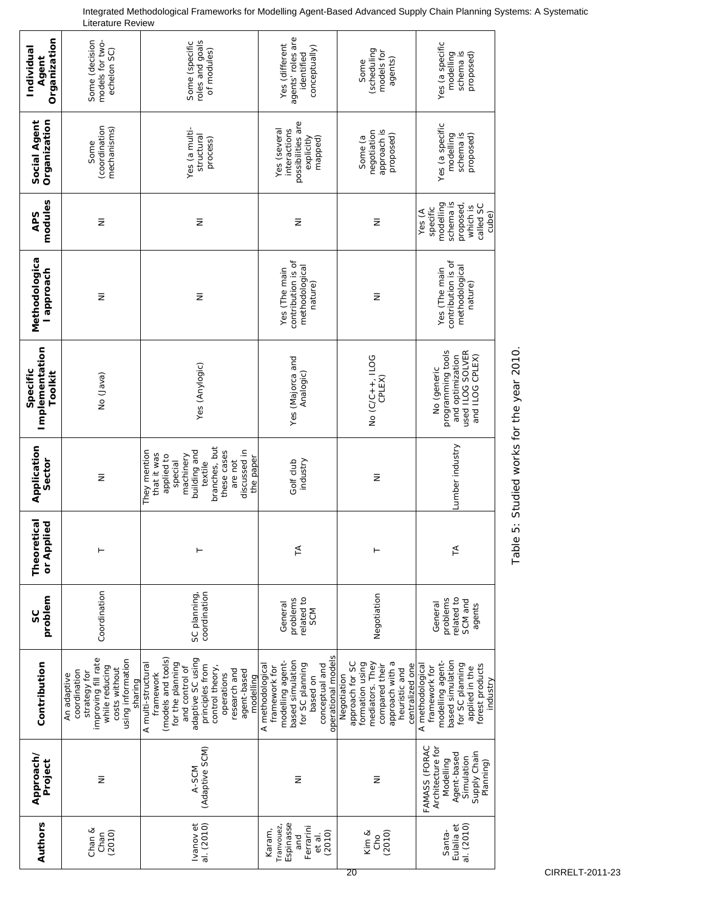| Authors | Approach/ Project | Contribution | SC problem | Theoretical or Applied | Application Sector | Specific Implementation Toolkit | Methodological approach | APS modules | Social Agent Organization | Individual Agent Organization |
|---|---|---|---|---|---|---|---|---|---|---|
| Chan & Chan (2010) | NI | An adaptive coordination strategy for improving fill rate while reducing costs without using information sharing | Coordination | T | NI | No (Java) | NI | NI | Some (coordination mechanisms) | Some (decision models for two-echelon SC) |
| Ivanov et al. (2010) | A-SCM (Adaptive SCM) | A multi-structural framework (models and tools) for the planning and control of adaptive SC using principles from control theory, operations research and agent-based modelling | SC planning, coordination | T | They mention that it was applied to special machinery building and textile branches, but these cases are not discussed in the paper | Yes (Anylogic) | NI | NI | Yes (a multi-structural process) | Some (specific roles and goals of modules) |
| Karam, Tranvouez, Espinasse and Ferrarini et al. (2010) | NI | A methodological framework for modelling agent-based simulation for SC planning based on conceptual and operational models | General problems related to SCM | TA | Golf club industry | Yes (Majorca and Analogic) | Yes (The main contribution is of methodological nature) | NI | Yes (several interactions possibilities are explicitly mapped) | Yes (different agents' roles are identified conceptually) |
| Kim & Cho (2010) | NI | Negotiation approach for SC formation using mediators. They compared their approach with a heuristic and centralized one | Negotiation | T | NI | No (C/C++, ILOG CPLEX) | NI | NI | Some (a negotiation approach is proposed) | Some (scheduling models for agents) |
| Santa-Eulalia et al. (2010) | FAMASS (FORAC Architecture for Modelling Agent-based Simulation Supply Chain Planning) | A methodological framework for modelling agent-based simulation for SC planning applied in the forest products industry | General problems related to SCM and agents | TA | Lumber industry | No (generic programming tools and optimization used ILOG SOLVER and ILOG CPLEX) | Yes (The main contribution is of methodological nature) | Yes (A specific modelling schema is proposed, which is called SC cube) | Yes (a specific modelling schema is proposed) | Yes (a specific modelling schema is proposed) |

Table 5: Studied works for the year 2010.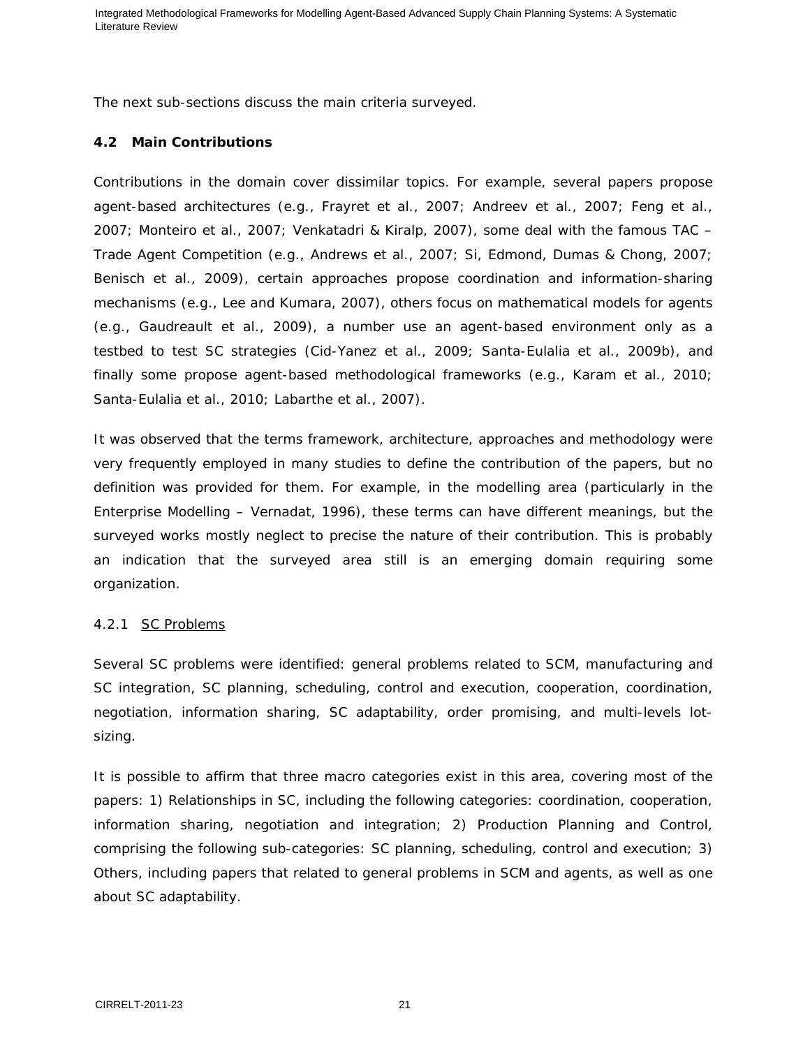The next sub-sections discuss the main criteria surveyed.

## 4.2 Main Contributions

Contributions in the domain cover dissimilar topics. For example, several papers propose agent-based architectures (e.g., Frayret et al., 2007; Andreev et al., 2007; Feng et al., 2007; Monteiro et al., 2007; Venkatadri & Kiralp, 2007), some deal with the famous TAC – Trade Agent Competition (e.g., Andrews et al., 2007; Si, Edmond, Dumas & Chong, 2007; Benisch et al., 2009), certain approaches propose coordination and information-sharing mechanisms (e.g., Lee and Kumara, 2007), others focus on mathematical models for agents (e.g., Gaudreault et al., 2009), a number use an agent-based environment only as a testbed to test SC strategies (Cid-Yanez et al., 2009; Santa-Eulalia et al., 2009b), and finally some propose agent-based methodological frameworks (e.g., Karam et al., 2010; Santa-Eulalia et al., 2010; Labarthe et al., 2007).

It was observed that the terms framework, architecture, approaches and methodology were very frequently employed in many studies to define the contribution of the papers, but no definition was provided for them. For example, in the modelling area (particularly in the Enterprise Modelling – Vernadat, 1996), these terms can have different meanings, but the surveyed works mostly neglect to precise the nature of their contribution. This is probably an indication that the surveyed area still is an emerging domain requiring some organization.

### 4.2.1 SC Problems

Several SC problems were identified: general problems related to SCM, manufacturing and SC integration, SC planning, scheduling, control and execution, cooperation, coordination, negotiation, information sharing, SC adaptability, order promising, and multi-levels lot-sizing.

It is possible to affirm that three macro categories exist in this area, covering most of the papers: 1) Relationships in SC, including the following categories: coordination, cooperation, information sharing, negotiation and integration; 2) Production Planning and Control, comprising the following sub-categories: SC planning, scheduling, control and execution; 3) Others, including papers that related to general problems in SCM and agents, as well as one about SC adaptability.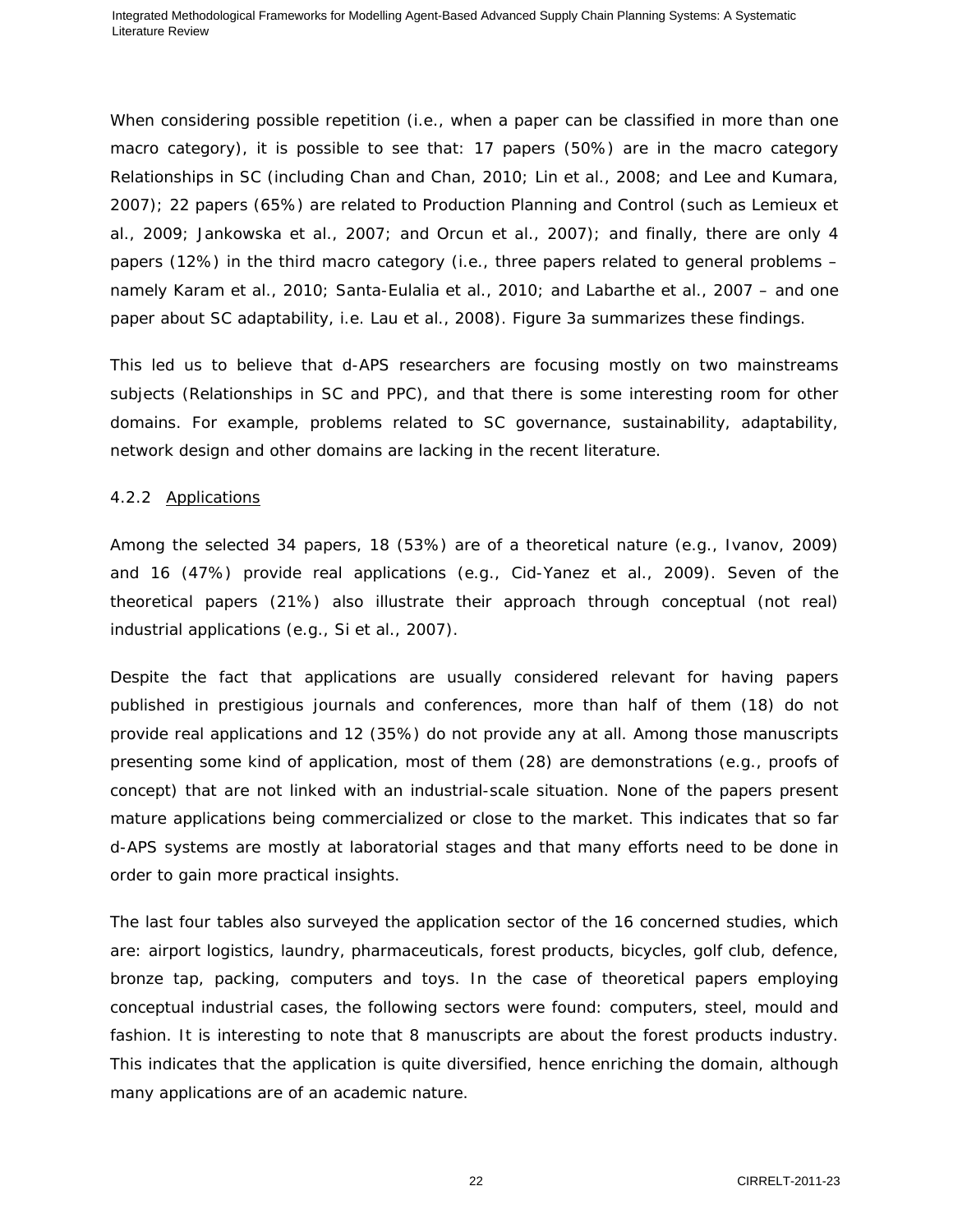When considering possible repetition (i.e., when a paper can be classified in more than one macro category), it is possible to see that: 17 papers (50%) are in the macro category Relationships in SC (including Chan and Chan, 2010; Lin et al., 2008; and Lee and Kumara, 2007); 22 papers (65%) are related to Production Planning and Control (such as Lemieux et al., 2009; Jankowska et al., 2007; and Orcun et al., 2007); and finally, there are only 4 papers (12%) in the third macro category (i.e., three papers related to general problems – namely Karam et al., 2010; Santa-Eulalia et al., 2010; and Labarthe et al., 2007 – and one paper about SC adaptability, i.e. Lau et al., 2008). Figure 3a summarizes these findings.

This led us to believe that d-APS researchers are focusing mostly on two mainstreams subjects (Relationships in SC and PPC), and that there is some interesting room for other domains. For example, problems related to SC governance, sustainability, adaptability, network design and other domains are lacking in the recent literature.

### 4.2.2 Applications

Among the selected 34 papers, 18 (53%) are of a theoretical nature (e.g., Ivanov, 2009) and 16 (47%) provide real applications (e.g., Cid-Yanez et al., 2009). Seven of the theoretical papers (21%) also illustrate their approach through conceptual (not real) industrial applications (e.g., Si et al., 2007).

Despite the fact that applications are usually considered relevant for having papers published in prestigious journals and conferences, more than half of them (18) do not provide real applications and 12 (35%) do not provide any at all. Among those manuscripts presenting some kind of application, most of them (28) are demonstrations (e.g., proofs of concept) that are not linked with an industrial-scale situation. None of the papers present mature applications being commercialized or close to the market. This indicates that so far d-APS systems are mostly at laboratorial stages and that many efforts need to be done in order to gain more practical insights.

The last four tables also surveyed the application sector of the 16 concerned studies, which are: airport logistics, laundry, pharmaceuticals, forest products, bicycles, golf club, defence, bronze tap, packing, computers and toys. In the case of theoretical papers employing conceptual industrial cases, the following sectors were found: computers, steel, mould and fashion. It is interesting to note that 8 manuscripts are about the forest products industry. This indicates that the application is quite diversified, hence enriching the domain, although many applications are of an academic nature.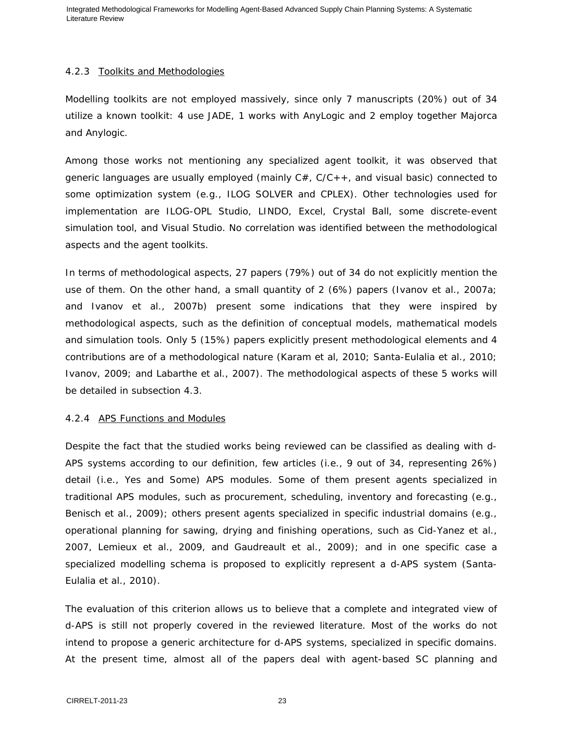#### 4.2.3 Toolkits and Methodologies

Modelling toolkits are not employed massively, since only 7 manuscripts (20%) out of 34 utilize a known toolkit: 4 use JADE, 1 works with AnyLogic and 2 employ together Majorca and Anylogic.

Among those works not mentioning any specialized agent toolkit, it was observed that generic languages are usually employed (mainly C#, C/C++, and visual basic) connected to some optimization system (e.g., ILOG SOLVER and CPLEX). Other technologies used for implementation are ILOG-OPL Studio, LINDO, Excel, Crystal Ball, some discrete-event simulation tool, and Visual Studio. No correlation was identified between the methodological aspects and the agent toolkits.

In terms of methodological aspects, 27 papers (79%) out of 34 do not explicitly mention the use of them. On the other hand, a small quantity of 2 (6%) papers (Ivanov et al., 2007a; and Ivanov et al., 2007b) present some indications that they were inspired by methodological aspects, such as the definition of conceptual models, mathematical models and simulation tools. Only 5 (15%) papers explicitly present methodological elements and 4 contributions are of a methodological nature (Karam et al, 2010; Santa-Eulalia et al., 2010; Ivanov, 2009; and Labarthe et al., 2007). The methodological aspects of these 5 works will be detailed in subsection 4.3.

#### 4.2.4 APS Functions and Modules

Despite the fact that the studied works being reviewed can be classified as dealing with d-APS systems according to our definition, few articles (i.e., 9 out of 34, representing 26%) detail (i.e., Yes and Some) APS modules. Some of them present agents specialized in traditional APS modules, such as procurement, scheduling, inventory and forecasting (e.g., Benisch et al., 2009); others present agents specialized in specific industrial domains (e.g., operational planning for sawing, drying and finishing operations, such as Cid-Yanez et al., 2007, Lemieux et al., 2009, and Gaudreault et al., 2009); and in one specific case a specialized modelling schema is proposed to explicitly represent a d-APS system (Santa-Eulalia et al., 2010).

The evaluation of this criterion allows us to believe that a complete and integrated view of d-APS is still not properly covered in the reviewed literature. Most of the works do not intend to propose a generic architecture for d-APS systems, specialized in specific domains. At the present time, almost all of the papers deal with agent-based SC planning and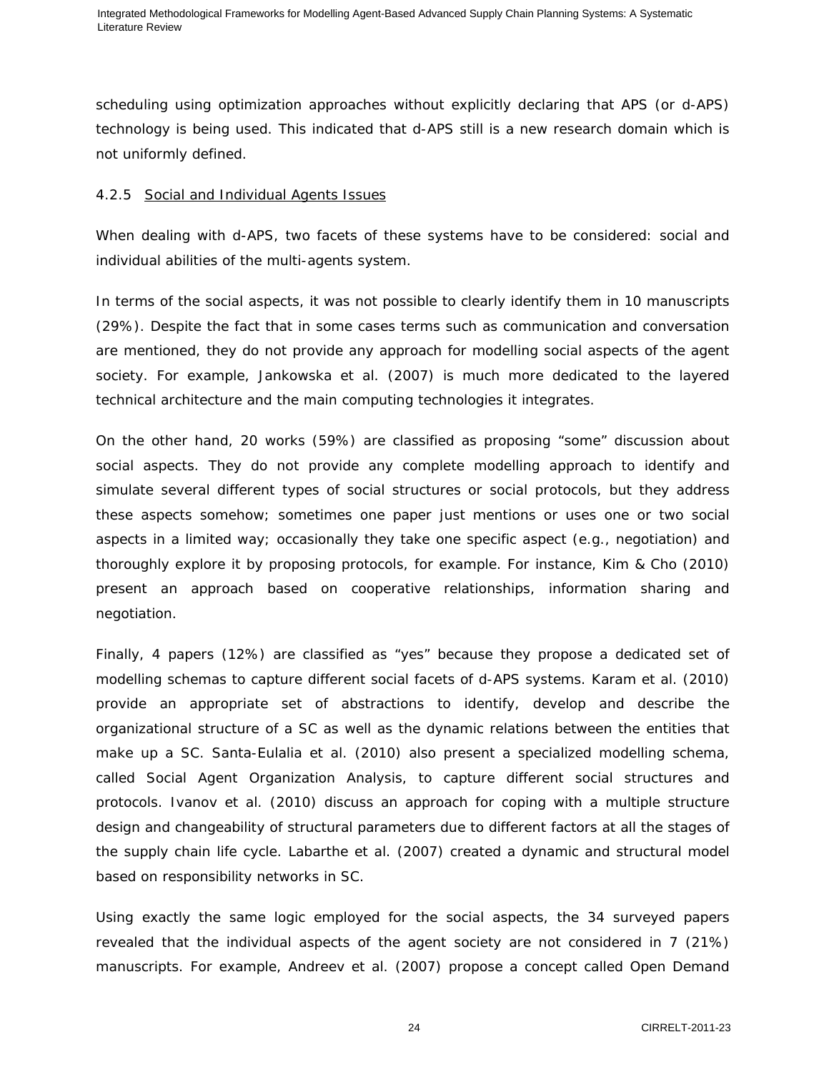scheduling using optimization approaches without explicitly declaring that APS (or d-APS) technology is being used. This indicated that d-APS still is a new research domain which is not uniformly defined.

#### 4.2.5 Social and Individual Agents Issues

When dealing with d-APS, two facets of these systems have to be considered: social and individual abilities of the multi-agents system.

In terms of the social aspects, it was not possible to clearly identify them in 10 manuscripts (29%). Despite the fact that in some cases terms such as communication and conversation are mentioned, they do not provide any approach for modelling social aspects of the agent society. For example, Jankowska et al. (2007) is much more dedicated to the layered technical architecture and the main computing technologies it integrates.

On the other hand, 20 works (59%) are classified as proposing "some" discussion about social aspects. They do not provide any complete modelling approach to identify and simulate several different types of social structures or social protocols, but they address these aspects somehow; sometimes one paper just mentions or uses one or two social aspects in a limited way; occasionally they take one specific aspect (e.g., negotiation) and thoroughly explore it by proposing protocols, for example. For instance, Kim & Cho (2010) present an approach based on cooperative relationships, information sharing and negotiation.

Finally, 4 papers (12%) are classified as "yes" because they propose a dedicated set of modelling schemas to capture different social facets of d-APS systems. Karam et al. (2010) provide an appropriate set of abstractions to identify, develop and describe the organizational structure of a SC as well as the dynamic relations between the entities that make up a SC. Santa-Eulalia et al. (2010) also present a specialized modelling schema, called Social Agent Organization Analysis, to capture different social structures and protocols. Ivanov et al. (2010) discuss an approach for coping with a multiple structure design and changeability of structural parameters due to different factors at all the stages of the supply chain life cycle. Labarthe et al. (2007) created a dynamic and structural model based on responsibility networks in SC.

Using exactly the same logic employed for the social aspects, the 34 surveyed papers revealed that the individual aspects of the agent society are not considered in 7 (21%) manuscripts. For example, Andreev et al. (2007) propose a concept called Open Demand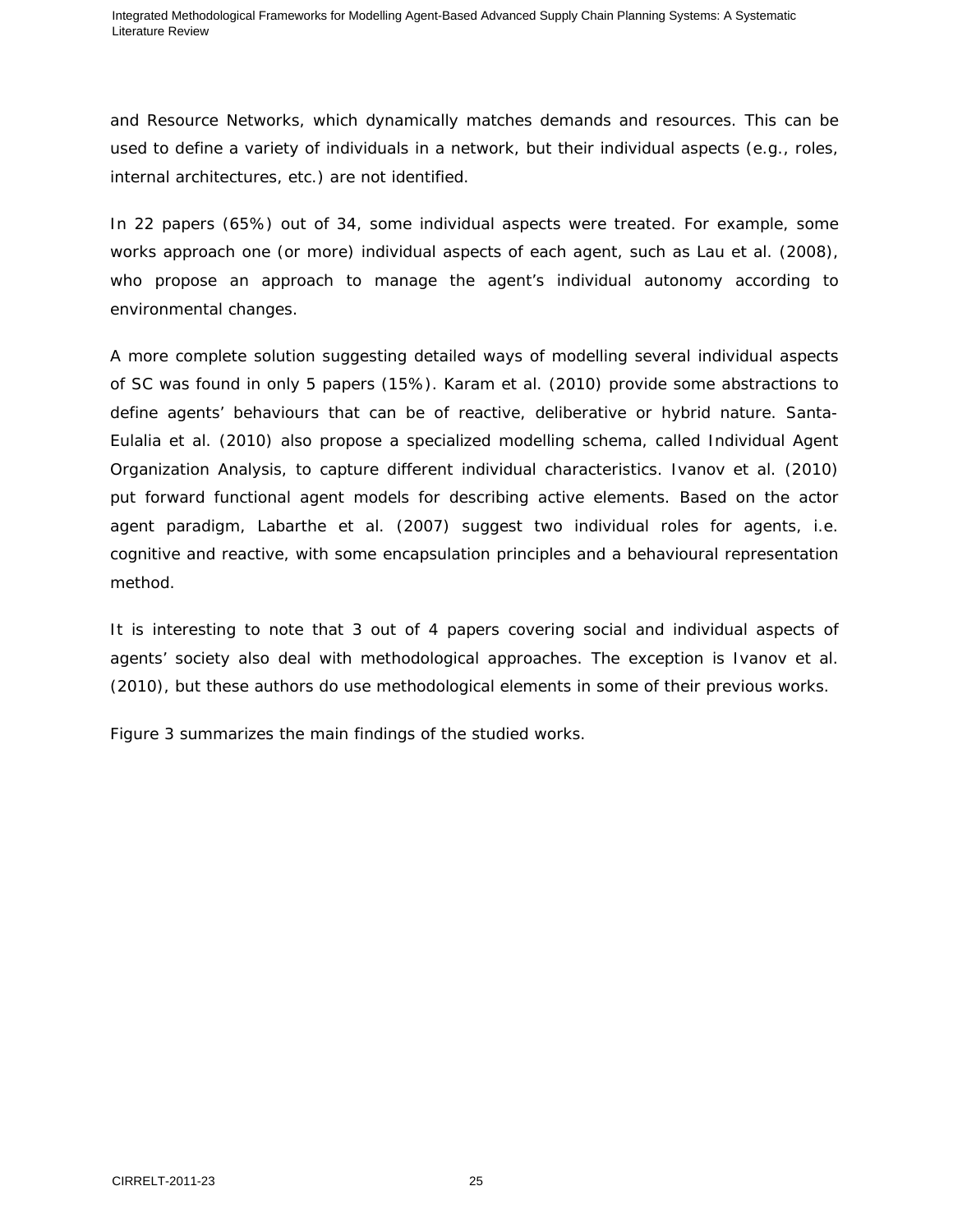and Resource Networks, which dynamically matches demands and resources. This can be used to define a variety of individuals in a network, but their individual aspects (e.g., roles, internal architectures, etc.) are not identified.

In 22 papers (65%) out of 34, some individual aspects were treated. For example, some works approach one (or more) individual aspects of each agent, such as Lau et al. (2008), who propose an approach to manage the agent's individual autonomy according to environmental changes.

A more complete solution suggesting detailed ways of modelling several individual aspects of SC was found in only 5 papers (15%). Karam et al. (2010) provide some abstractions to define agents' behaviours that can be of reactive, deliberative or hybrid nature. Santa-Eulalia et al. (2010) also propose a specialized modelling schema, called Individual Agent Organization Analysis, to capture different individual characteristics. Ivanov et al. (2010) put forward functional agent models for describing active elements. Based on the actor agent paradigm, Labarthe et al. (2007) suggest two individual roles for agents, i.e. cognitive and reactive, with some encapsulation principles and a behavioural representation method.

It is interesting to note that 3 out of 4 papers covering social and individual aspects of agents' society also deal with methodological approaches. The exception is Ivanov et al. (2010), but these authors do use methodological elements in some of their previous works.

Figure 3 summarizes the main findings of the studied works.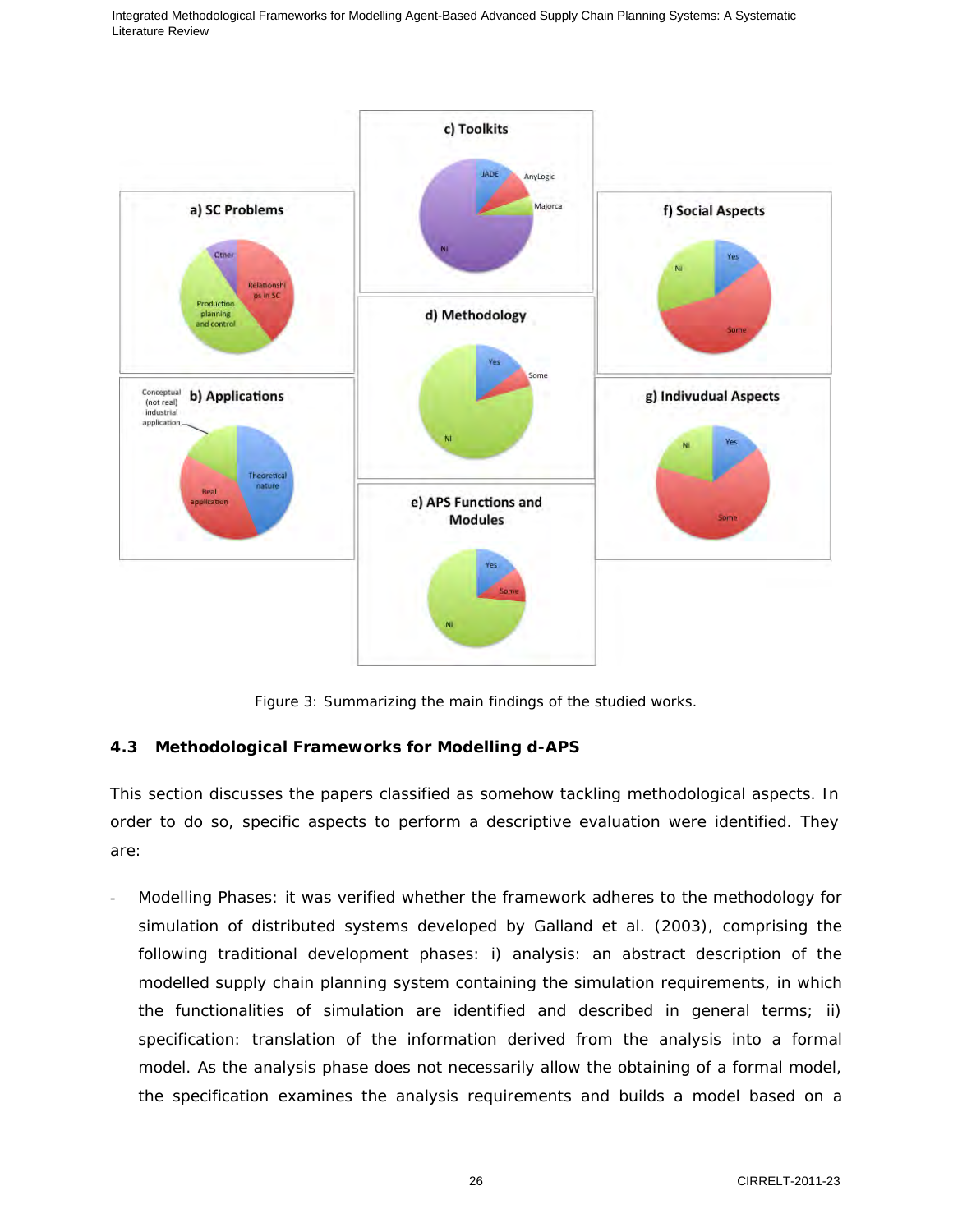Figure 3: Summarizing the main findings of the studied works.

### 4.3 Methodological Frameworks for Modelling d-APS

This section discusses the papers classified as somehow tackling methodological aspects. In order to do so, specific aspects to perform a descriptive evaluation were identified. They are:

- Modelling Phases: it was verified whether the framework adheres to the methodology for simulation of distributed systems developed by Galland et al. (2003), comprising the following traditional development phases: i) analysis: an abstract description of the modelled supply chain planning system containing the simulation requirements, in which the functionalities of simulation are identified and described in general terms; ii) specification: translation of the information derived from the analysis into a formal model. As the analysis phase does not necessarily allow the obtaining of a formal model, the specification examines the analysis requirements and builds a model based on a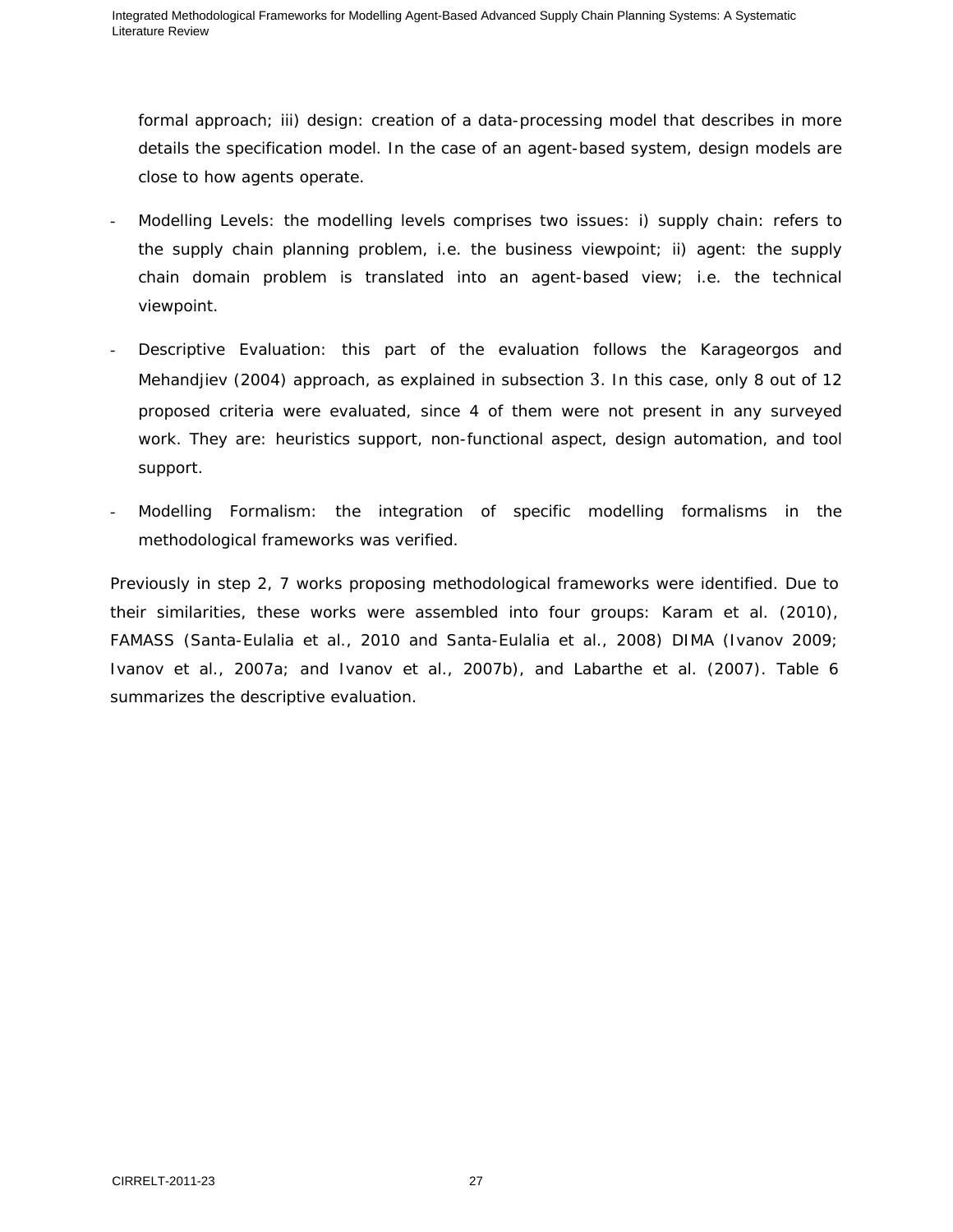formal approach; iii) design: creation of a data-processing model that describes in more details the specification model. In the case of an agent-based system, design models are close to how agents operate.

- Modelling Levels: the modelling levels comprises two issues: i) supply chain: refers to the supply chain planning problem, i.e. the business viewpoint; ii) agent: the supply chain domain problem is translated into an agent-based view; i.e. the technical viewpoint.
- Descriptive Evaluation: this part of the evaluation follows the Karageorgos and Mehandjiev (2004) approach, as explained in subsection 3. In this case, only 8 out of 12 proposed criteria were evaluated, since 4 of them were not present in any surveyed work. They are: heuristics support, non-functional aspect, design automation, and tool support.
- Modelling Formalism: the integration of specific modelling formalisms in the methodological frameworks was verified.

Previously in step 2, 7 works proposing methodological frameworks were identified. Due to their similarities, these works were assembled into four groups: Karam et al. (2010), FAMASS (Santa-Eulalia et al., 2010 and Santa-Eulalia et al., 2008) DIMA (Ivanov 2009; Ivanov et al., 2007a; and Ivanov et al., 2007b), and Labarthe et al. (2007). Table 6 summarizes the descriptive evaluation.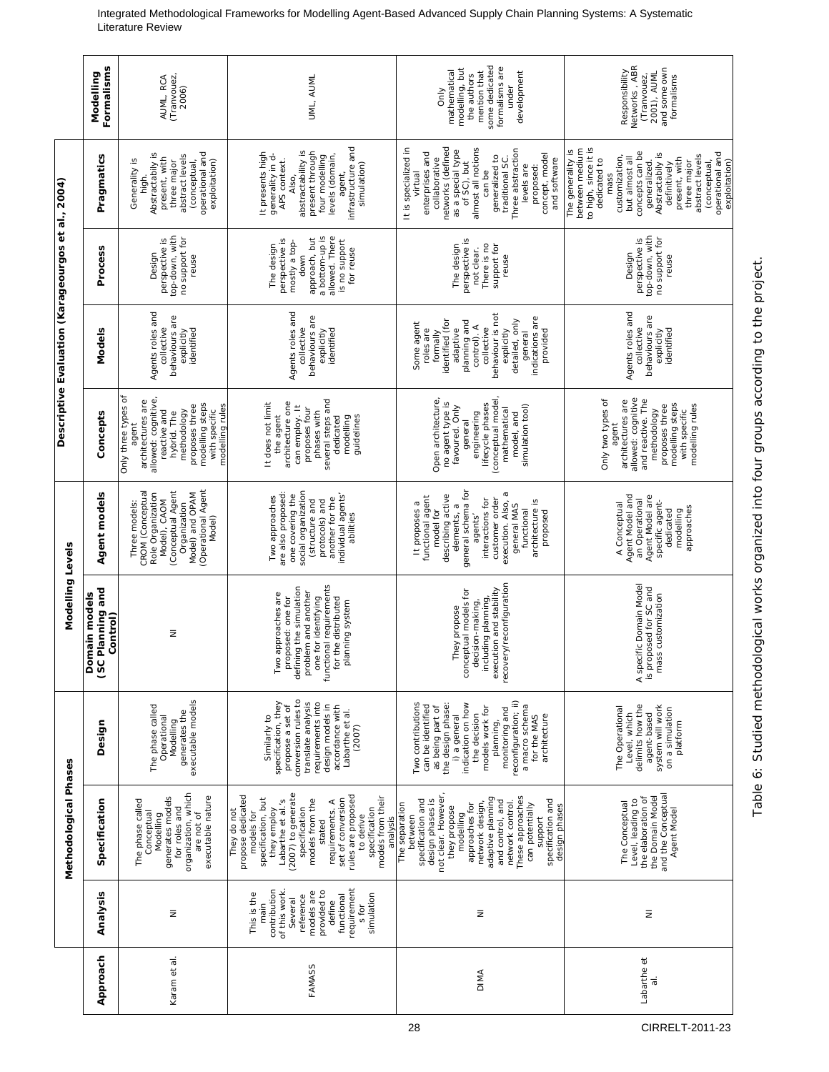| Approach | Methodological Phases | | | Modelling Levels | | Descriptive Evaluation (Karageourgos et al., 2004) | | | | Modelling Formalisms |
|---|---|---|---|---|---|---|---|---|---|---|
| | Analysis | Specification | Design | Domain models (SC Planning and Control) | Agent models | Concepts | Models | Process | Pragmatics | |
| Karam et al. | NI | The phase called Conceptual Modelling generates models for roles and organization, which are not of executable nature | The phase called Operational Modelling generates the executable models | NI | Three models: CROM (Conceptual Role Organization Model), CAOM (Conceptual Agent Organization Model) and OPAM (Operational Agent Model) | Only three types of agent architectures are allowed: cognitive, reactive and hybrid. The methodology proposes three modelling steps with specific modelling rules | Agents roles and collective behaviours are explictly identified | Design perspective is top-down, with no support for reuse | Generality is high. Abstractably is present, with three major abstract levels (conceptual, operational and exploitation) | AUML, RCA (Tranvouez, 2006) |
| FAMASS | This is the main contribution of this work. Several reference models are provided to define functional requirement s for simulation | They do not propose dedicated models for specification, but they employ Labarthe et al.'s (2007) to generate specification models from the stated requirements. A set of conversion rules are proposed to derive specification models from their analysis | Similarly to specification, they propose a set of conversion rules to translate analysis requirements into design models in accordance with Labarthe et al. (2007) | Two approaches are proposed: one for defining the simulation problem and another one for identifying functional requirements for the distributed planning system | Two approaches are also proposed: one covering the social organization (structure and protocols) and another for the individual agents' abilities | It does not limit the agent architecture one can employ. It proposes four phases with several steps and dedicated modelling guidelines | Agents roles and collective behaviours are explictly identified | The design perspective is mostly a top-down approach, but a bottom-up is allowed. There is no support for reuse | It presents high generality in d-APS context. Also, abstractably is present through four modelling levels (domain, agent, infrastructure and simulation) | UML, AUML |
| DIMA | NI | The separation between specification and design phases is not clear. However, they propose modelling approaches for network design, adaptive planning and control, and network control. These approaches can potentially support specification and design phases | Two contributions can be identified as being part of the design phase: i) a general indication on how the decision models work for planning, monitoring and reconfiguration; ii) a macro schema for the MAS architecture | They propose conceptual models for decision-making, including planning, execution and stability recovery/reconfiguration | It proposes a functional agent model for describing active elements, a general schema for agents' interactions for customer order execution. Also, a general MAS functional architecture is proposed | Open architecture, no agent type is favoured. Only general engineering lifecycle phases (conceptual model, mathematical model, and simulation tool) | Some agent roles are formally identified (for adaptive planning and control). A collective behaviour is not explictly detailed, only general indications are provided | The design perspective is not clear. There is no support for reuse | It is specialized in virtual enterprises and collaborative networks (defined as a special type of SC), but almost all notions can be generalized to traditional SC. Three abstraction levels are proposed: concept, model and software | Only mathematical modelling, but the authors mention that some dedicated formalisms are under development |
| Labarthe et al. | NI | The Conceptual Level, leading to the elaboration of the Domain Model and the Conceptual Agent Model | The Operational Level, which delimits how the agent-based system will work on a simulation platform | A specific Domain Model is proposed for SC and mass customization | A Conceptual Agent Model and an Operational Agent Model are specific agent-dedicated modelling approaches | Only two types of agent architectures are allowed: cognitive and reactive. The methodology proposes three modelling steps with specific modelling rules | Agents roles and collective behaviours are explictly identified | Design perspective is top-down, with no support for reuse | The generality is between medium to high, since it is dedicated to mass customization, but almost all concepts can be generalized. Abstractably is definitively present, with three major abstract levels (conceptual, operational and exploitation) | Responsibility Networks, ABR (Tranvouez, 2001), AUML and some own formalisms |

Table 6: Studied methodological works organized into four groups according to the project.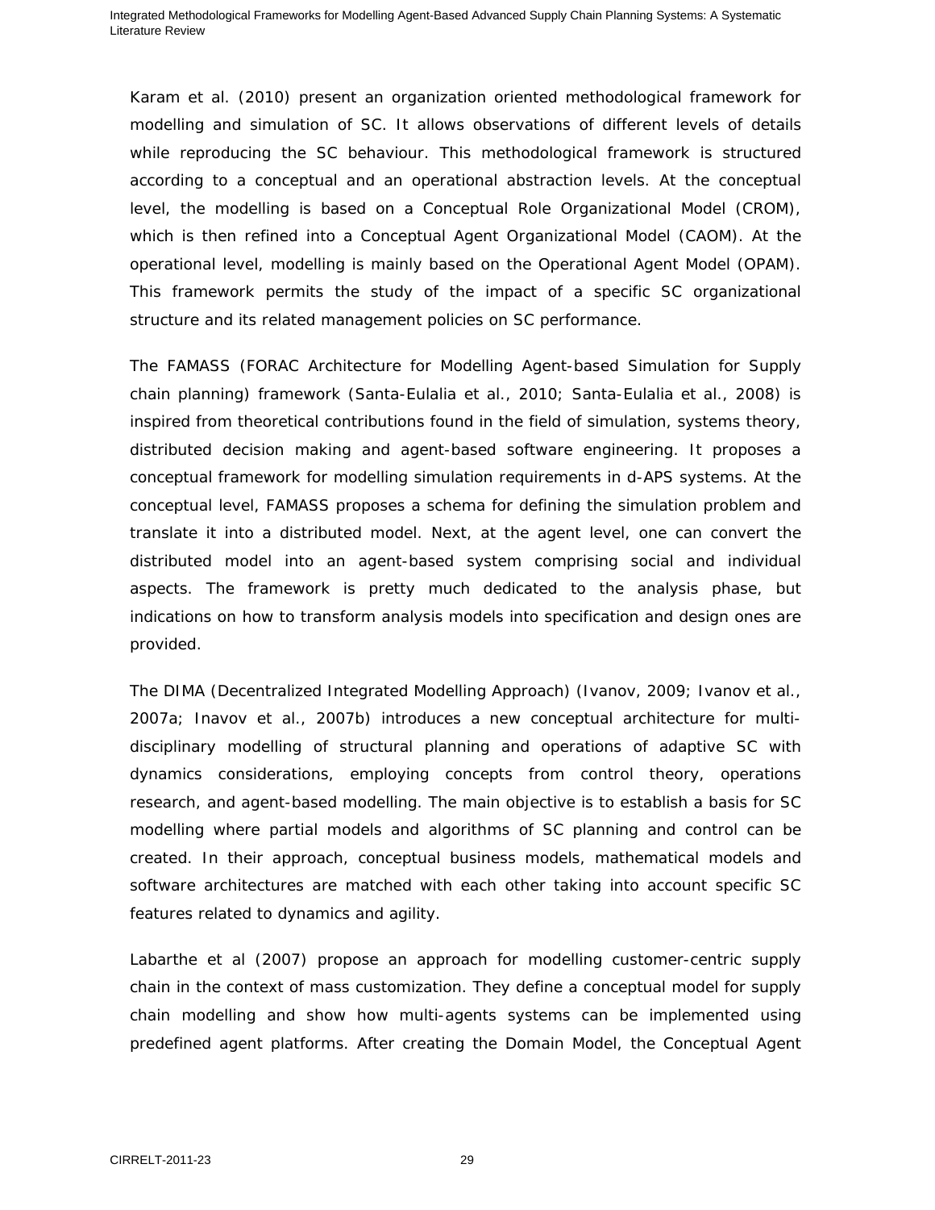Karam et al. (2010) present an organization oriented methodological framework for modelling and simulation of SC. It allows observations of different levels of details while reproducing the SC behaviour. This methodological framework is structured according to a conceptual and an operational abstraction levels. At the conceptual level, the modelling is based on a Conceptual Role Organizational Model (CROM), which is then refined into a Conceptual Agent Organizational Model (CAOM). At the operational level, modelling is mainly based on the Operational Agent Model (OPAM). This framework permits the study of the impact of a specific SC organizational structure and its related management policies on SC performance.

The FAMASS (FORAC Architecture for Modelling Agent-based Simulation for Supply chain planning) framework (Santa-Eulalia et al., 2010; Santa-Eulalia et al., 2008) is inspired from theoretical contributions found in the field of simulation, systems theory, distributed decision making and agent-based software engineering. It proposes a conceptual framework for modelling simulation requirements in d-APS systems. At the conceptual level, FAMASS proposes a schema for defining the simulation problem and translate it into a distributed model. Next, at the agent level, one can convert the distributed model into an agent-based system comprising social and individual aspects. The framework is pretty much dedicated to the analysis phase, but indications on how to transform analysis models into specification and design ones are provided.

The DIMA (Decentralized Integrated Modelling Approach) (Ivanov, 2009; Ivanov et al., 2007a; Inavov et al., 2007b) introduces a new conceptual architecture for multi-disciplinary modelling of structural planning and operations of adaptive SC with dynamics considerations, employing concepts from control theory, operations research, and agent-based modelling. The main objective is to establish a basis for SC modelling where partial models and algorithms of SC planning and control can be created. In their approach, conceptual business models, mathematical models and software architectures are matched with each other taking into account specific SC features related to dynamics and agility.

Labarthe et al (2007) propose an approach for modelling customer-centric supply chain in the context of mass customization. They define a conceptual model for supply chain modelling and show how multi-agents systems can be implemented using predefined agent platforms. After creating the Domain Model, the Conceptual Agent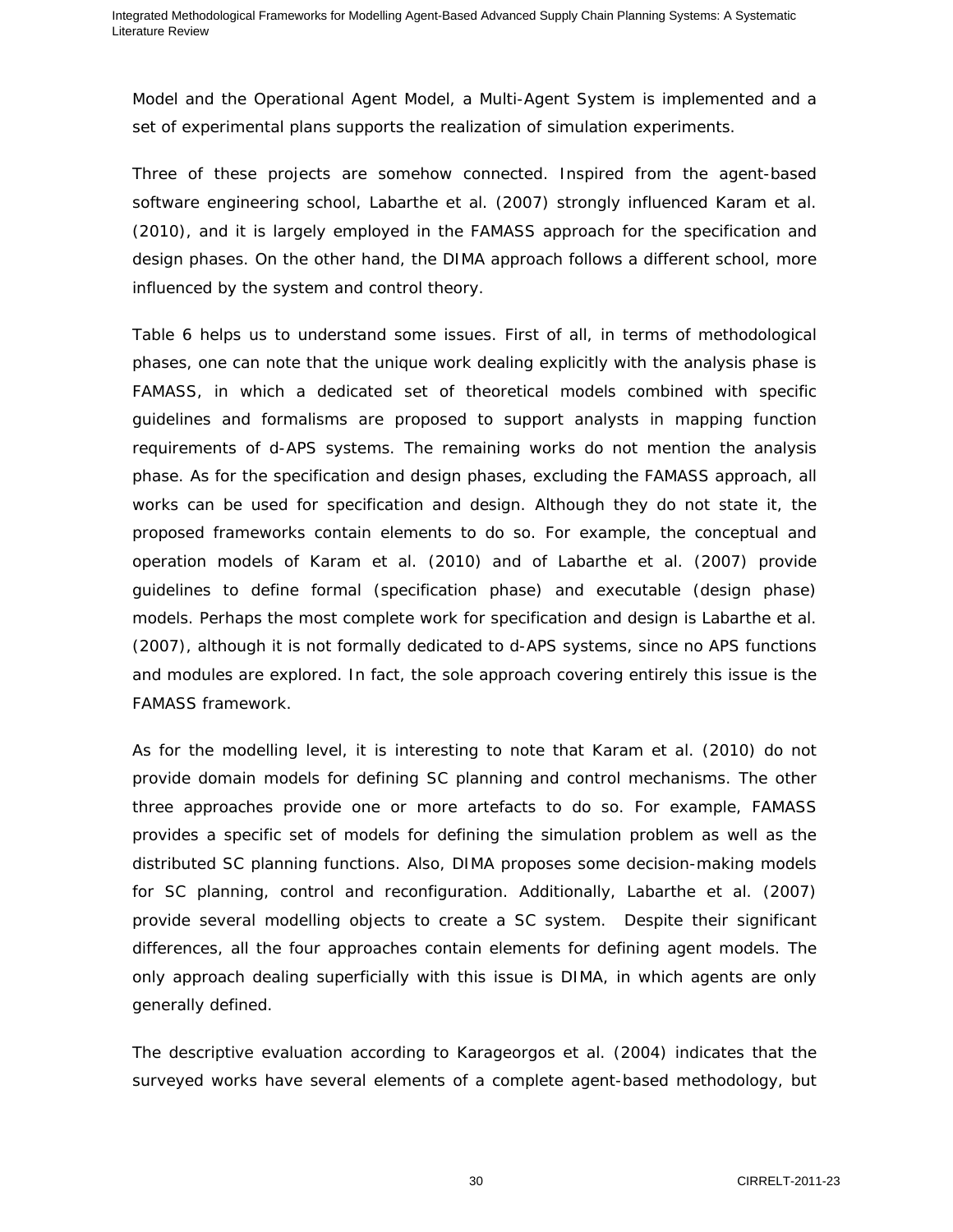Model and the Operational Agent Model, a Multi-Agent System is implemented and a set of experimental plans supports the realization of simulation experiments.

Three of these projects are somehow connected. Inspired from the agent-based software engineering school, Labarthe et al. (2007) strongly influenced Karam et al. (2010), and it is largely employed in the FAMASS approach for the specification and design phases. On the other hand, the DIMA approach follows a different school, more influenced by the system and control theory.

Table 6 helps us to understand some issues. First of all, in terms of methodological phases, one can note that the unique work dealing explicitly with the analysis phase is FAMASS, in which a dedicated set of theoretical models combined with specific guidelines and formalisms are proposed to support analysts in mapping function requirements of d-APS systems. The remaining works do not mention the analysis phase. As for the specification and design phases, excluding the FAMASS approach, all works can be used for specification and design. Although they do not state it, the proposed frameworks contain elements to do so. For example, the conceptual and operation models of Karam et al. (2010) and of Labarthe et al. (2007) provide guidelines to define formal (specification phase) and executable (design phase) models. Perhaps the most complete work for specification and design is Labarthe et al. (2007), although it is not formally dedicated to d-APS systems, since no APS functions and modules are explored. In fact, the sole approach covering entirely this issue is the FAMASS framework.

As for the modelling level, it is interesting to note that Karam et al. (2010) do not provide domain models for defining SC planning and control mechanisms. The other three approaches provide one or more artefacts to do so. For example, FAMASS provides a specific set of models for defining the simulation problem as well as the distributed SC planning functions. Also, DIMA proposes some decision-making models for SC planning, control and reconfiguration. Additionally, Labarthe et al. (2007) provide several modelling objects to create a SC system. Despite their significant differences, all the four approaches contain elements for defining agent models. The only approach dealing superficially with this issue is DIMA, in which agents are only generally defined.

The descriptive evaluation according to Karageorgos et al. (2004) indicates that the surveyed works have several elements of a complete agent-based methodology, but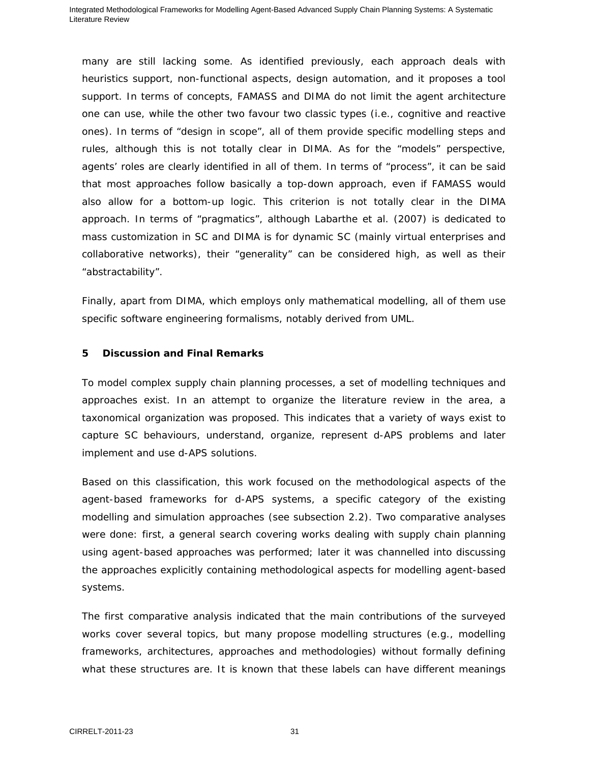many are still lacking some. As identified previously, each approach deals with heuristics support, non-functional aspects, design automation, and it proposes a tool support. In terms of concepts, FAMASS and DIMA do not limit the agent architecture one can use, while the other two favour two classic types (i.e., cognitive and reactive ones). In terms of “design in scope”, all of them provide specific modelling steps and rules, although this is not totally clear in DIMA. As for the “models” perspective, agents’ roles are clearly identified in all of them. In terms of “process”, it can be said that most approaches follow basically a top-down approach, even if FAMASS would also allow for a bottom-up logic. This criterion is not totally clear in the DIMA approach. In terms of “pragmatics”, although Labarthe et al. (2007) is dedicated to mass customization in SC and DIMA is for dynamic SC (mainly virtual enterprises and collaborative networks), their “generality” can be considered high, as well as their “abstractability”.

Finally, apart from DIMA, which employs only mathematical modelling, all of them use specific software engineering formalisms, notably derived from UML.

## 5 Discussion and Final Remarks

To model complex supply chain planning processes, a set of modelling techniques and approaches exist. In an attempt to organize the literature review in the area, a taxonomical organization was proposed. This indicates that a variety of ways exist to capture SC behaviours, understand, organize, represent d-APS problems and later implement and use d-APS solutions.

Based on this classification, this work focused on the methodological aspects of the agent-based frameworks for d-APS systems, a specific category of the existing modelling and simulation approaches (see subsection 2.2). Two comparative analyses were done: first, a general search covering works dealing with supply chain planning using agent-based approaches was performed; later it was channelled into discussing the approaches explicitly containing methodological aspects for modelling agent-based systems.

The first comparative analysis indicated that the main contributions of the surveyed works cover several topics, but many propose modelling structures (e.g., modelling frameworks, architectures, approaches and methodologies) without formally defining what these structures are. It is known that these labels can have different meanings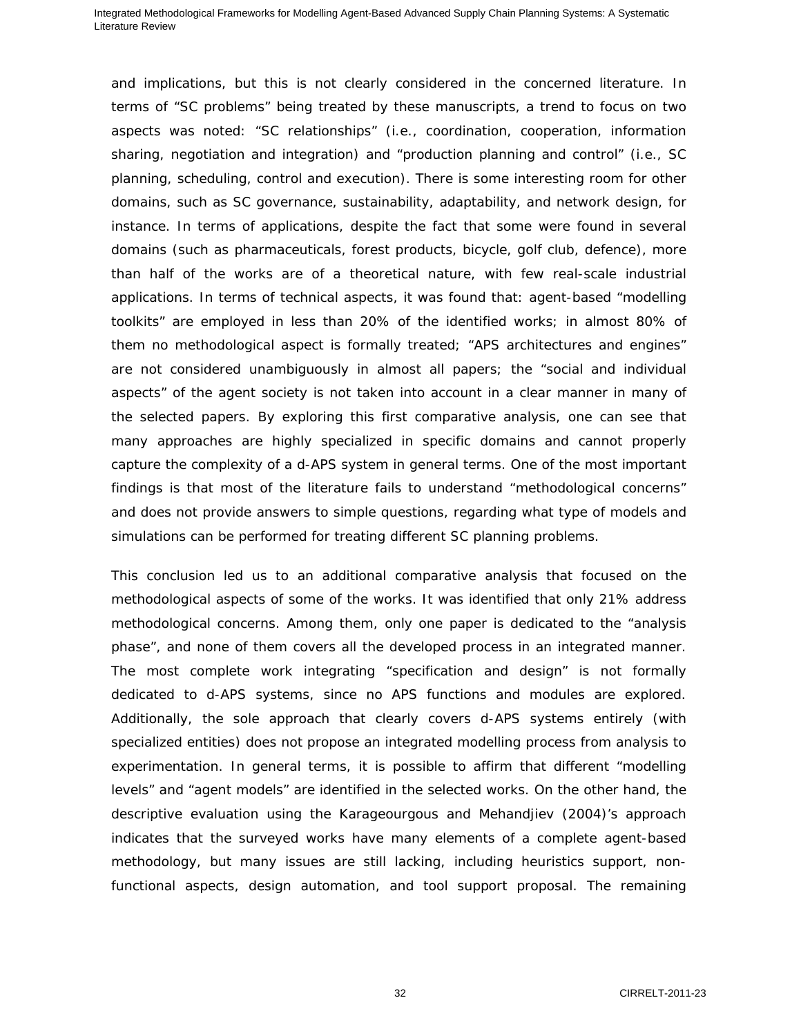and implications, but this is not clearly considered in the concerned literature. In terms of “SC problems” being treated by these manuscripts, a trend to focus on two aspects was noted: “SC relationships” (i.e., coordination, cooperation, information sharing, negotiation and integration) and “production planning and control” (i.e., SC planning, scheduling, control and execution). There is some interesting room for other domains, such as SC governance, sustainability, adaptability, and network design, for instance. In terms of applications, despite the fact that some were found in several domains (such as pharmaceuticals, forest products, bicycle, golf club, defence), more than half of the works are of a theoretical nature, with few real-scale industrial applications. In terms of technical aspects, it was found that: agent-based “modelling toolkits” are employed in less than 20% of the identified works; in almost 80% of them no methodological aspect is formally treated; “APS architectures and engines” are not considered unambiguously in almost all papers; the “social and individual aspects” of the agent society is not taken into account in a clear manner in many of the selected papers. By exploring this first comparative analysis, one can see that many approaches are highly specialized in specific domains and cannot properly capture the complexity of a d-APS system in general terms. One of the most important findings is that most of the literature fails to understand “methodological concerns” and does not provide answers to simple questions, regarding what type of models and simulations can be performed for treating different SC planning problems.

This conclusion led us to an additional comparative analysis that focused on the methodological aspects of some of the works. It was identified that only 21% address methodological concerns. Among them, only one paper is dedicated to the “analysis phase”, and none of them covers all the developed process in an integrated manner. The most complete work integrating “specification and design” is not formally dedicated to d-APS systems, since no APS functions and modules are explored. Additionally, the sole approach that clearly covers d-APS systems entirely (with specialized entities) does not propose an integrated modelling process from analysis to experimentation. In general terms, it is possible to affirm that different “modelling levels” and “agent models” are identified in the selected works. On the other hand, the descriptive evaluation using the Karageourgous and Mehandjiev (2004)’s approach indicates that the surveyed works have many elements of a complete agent-based methodology, but many issues are still lacking, including heuristics support, non-functional aspects, design automation, and tool support proposal. The remaining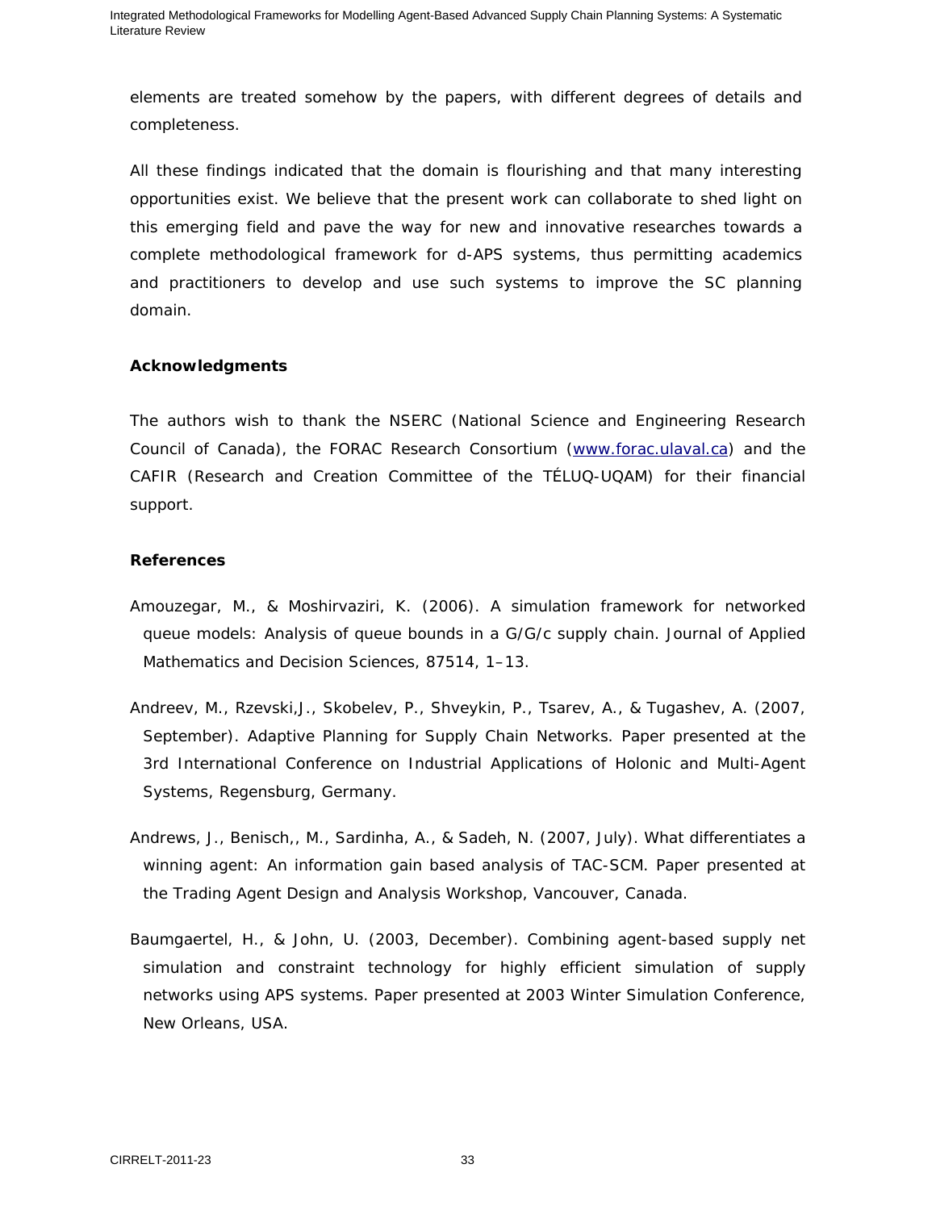elements are treated somehow by the papers, with different degrees of details and completeness.

All these findings indicated that the domain is flourishing and that many interesting opportunities exist. We believe that the present work can collaborate to shed light on this emerging field and pave the way for new and innovative researches towards a complete methodological framework for d-APS systems, thus permitting academics and practitioners to develop and use such systems to improve the SC planning domain.

**Acknowledgments**

The authors wish to thank the NSERC (National Science and Engineering Research Council of Canada), the FORAC Research Consortium (www.forac.ulaval.ca) and the CAFIR (Research and Creation Committee of the TÉLUQ-UQAM) for their financial support.

**References**

Amouzegar, M., & Moshirvaziri, K. (2006). A simulation framework for networked queue models: Analysis of queue bounds in a G/G/c supply chain. Journal of Applied Mathematics and Decision Sciences, 87514, 1–13.

Andreev, M., Rzevski,J., Skobelev, P., Shveykin, P., Tsarev, A., & Tugashev, A. (2007, September). Adaptive Planning for Supply Chain Networks. Paper presented at the 3rd International Conference on Industrial Applications of Holonic and Multi-Agent Systems, Regensburg, Germany.

Andrews, J., Benisch,, M., Sardinha, A., & Sadeh, N. (2007, July). What differentiates a winning agent: An information gain based analysis of TAC-SCM. Paper presented at the Trading Agent Design and Analysis Workshop, Vancouver, Canada.

Baumgaertel, H., & John, U. (2003, December). Combining agent-based supply net simulation and constraint technology for highly efficient simulation of supply networks using APS systems. Paper presented at 2003 Winter Simulation Conference, New Orleans, USA.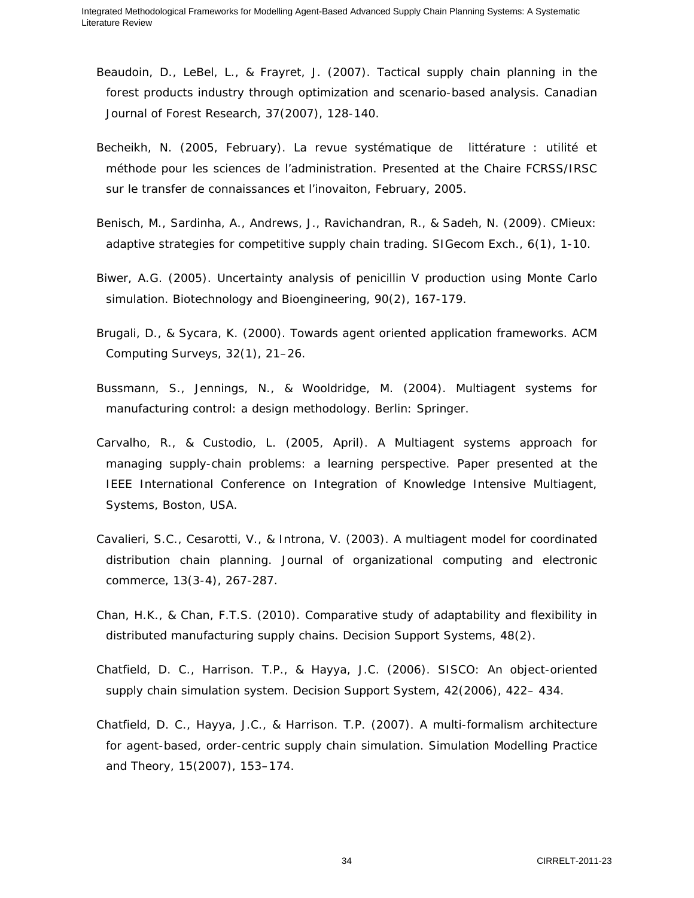Beaudoin, D., LeBel, L., & Frayret, J. (2007). Tactical supply chain planning in the forest products industry through optimization and scenario-based analysis. Canadian Journal of Forest Research, 37(2007), 128-140.

Becheikh, N. (2005, February). La revue systématique de littérature : utilité et méthode pour les sciences de l'administration. Presented at the Chaire FCRSS/IRSC sur le transfer de connaissances et l'inovaiton, February, 2005.

Benisch, M., Sardinha, A., Andrews, J., Ravichandran, R., & Sadeh, N. (2009). CMieux: adaptive strategies for competitive supply chain trading. SIGecom Exch., 6(1), 1-10.

Biwer, A.G. (2005). Uncertainty analysis of penicillin V production using Monte Carlo simulation. Biotechnology and Bioengineering, 90(2), 167-179.

Brugali, D., & Sycara, K. (2000). Towards agent oriented application frameworks. ACM Computing Surveys, 32(1), 21–26.

Bussmann, S., Jennings, N., & Wooldridge, M. (2004). Multiagent systems for manufacturing control: a design methodology. Berlin: Springer.

Carvalho, R., & Custodio, L. (2005, April). A Multiagent systems approach for managing supply-chain problems: a learning perspective. Paper presented at the IEEE International Conference on Integration of Knowledge Intensive Multiagent, Systems, Boston, USA.

Cavalieri, S.C., Cesarotti, V., & Introna, V. (2003). A multiagent model for coordinated distribution chain planning. Journal of organizational computing and electronic commerce, 13(3-4), 267-287.

Chan, H.K., & Chan, F.T.S. (2010). Comparative study of adaptability and flexibility in distributed manufacturing supply chains. Decision Support Systems, 48(2).

Chatfield, D. C., Harrison. T.P., & Hayya, J.C. (2006). SISCO: An object-oriented supply chain simulation system. Decision Support System, 42(2006), 422– 434.

Chatfield, D. C., Hayya, J.C., & Harrison. T.P. (2007). A multi-formalism architecture for agent-based, order-centric supply chain simulation. Simulation Modelling Practice and Theory, 15(2007), 153–174.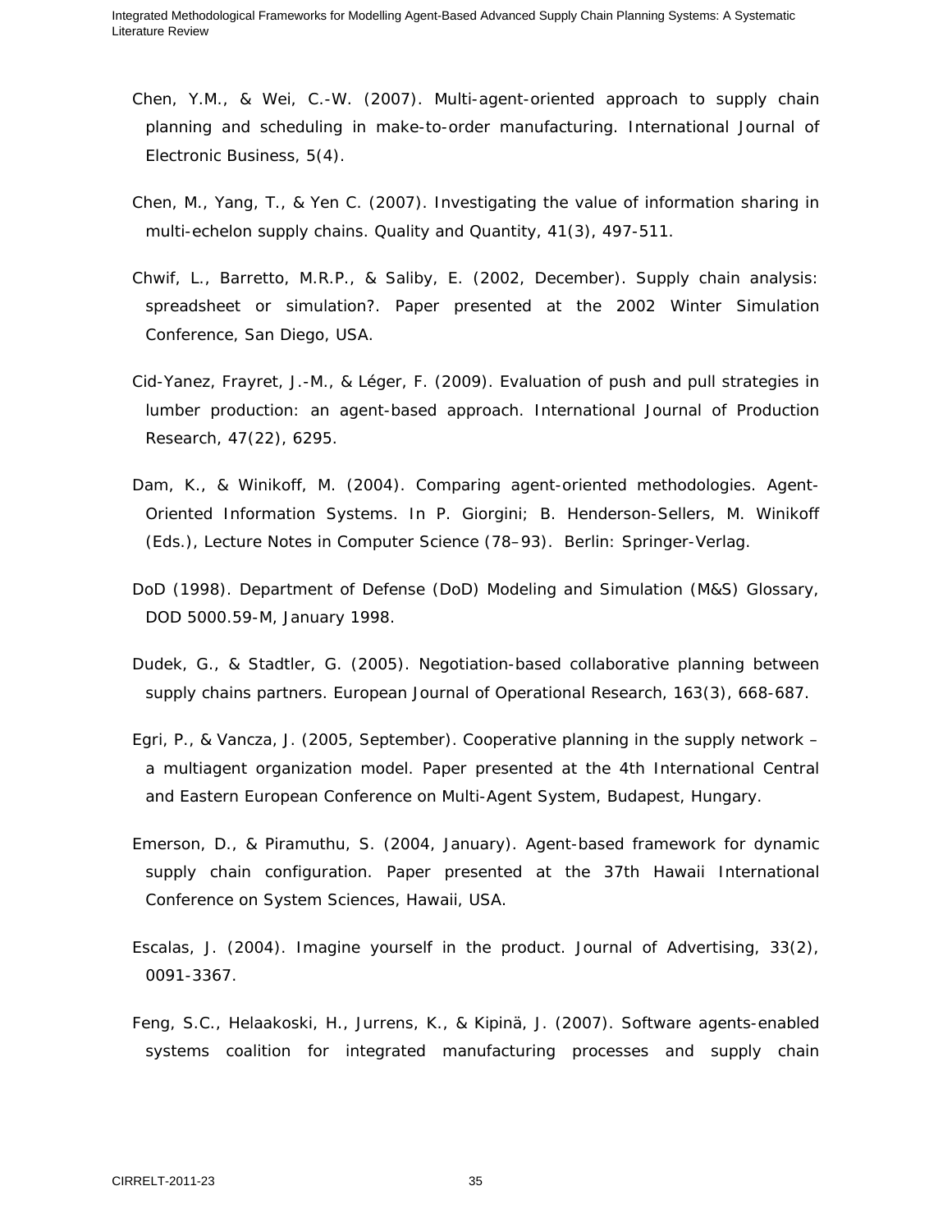Chen, Y.M., & Wei, C.-W. (2007). Multi-agent-oriented approach to supply chain planning and scheduling in make-to-order manufacturing. International Journal of Electronic Business, 5(4).

Chen, M., Yang, T., & Yen C. (2007). Investigating the value of information sharing in multi-echelon supply chains. Quality and Quantity, 41(3), 497-511.

Chwif, L., Barretto, M.R.P., & Saliby, E. (2002, December). Supply chain analysis: spreadsheet or simulation?. Paper presented at the 2002 Winter Simulation Conference, San Diego, USA.

Cid-Yanez, Frayret, J.-M., & Léger, F. (2009). Evaluation of push and pull strategies in lumber production: an agent-based approach. International Journal of Production Research, 47(22), 6295.

Dam, K., & Winikoff, M. (2004). Comparing agent-oriented methodologies. Agent-Oriented Information Systems. In P. Giorgini; B. Henderson-Sellers, M. Winikoff (Eds.), Lecture Notes in Computer Science (78–93). Berlin: Springer-Verlag.

DoD (1998). Department of Defense (DoD) Modeling and Simulation (M&S) Glossary, DOD 5000.59-M, January 1998.

Dudek, G., & Stadtler, G. (2005). Negotiation-based collaborative planning between supply chains partners. European Journal of Operational Research, 163(3), 668-687.

Egri, P., & Vancza, J. (2005, September). Cooperative planning in the supply network – a multiagent organization model. Paper presented at the 4th International Central and Eastern European Conference on Multi-Agent System, Budapest, Hungary.

Emerson, D., & Piramuthu, S. (2004, January). Agent-based framework for dynamic supply chain configuration. Paper presented at the 37th Hawaii International Conference on System Sciences, Hawaii, USA.

Escalas, J. (2004). Imagine yourself in the product. Journal of Advertising, 33(2), 0091-3367.

Feng, S.C., Helaakoski, H., Jurrens, K., & Kipinä, J. (2007). Software agents-enabled systems coalition for integrated manufacturing processes and supply chain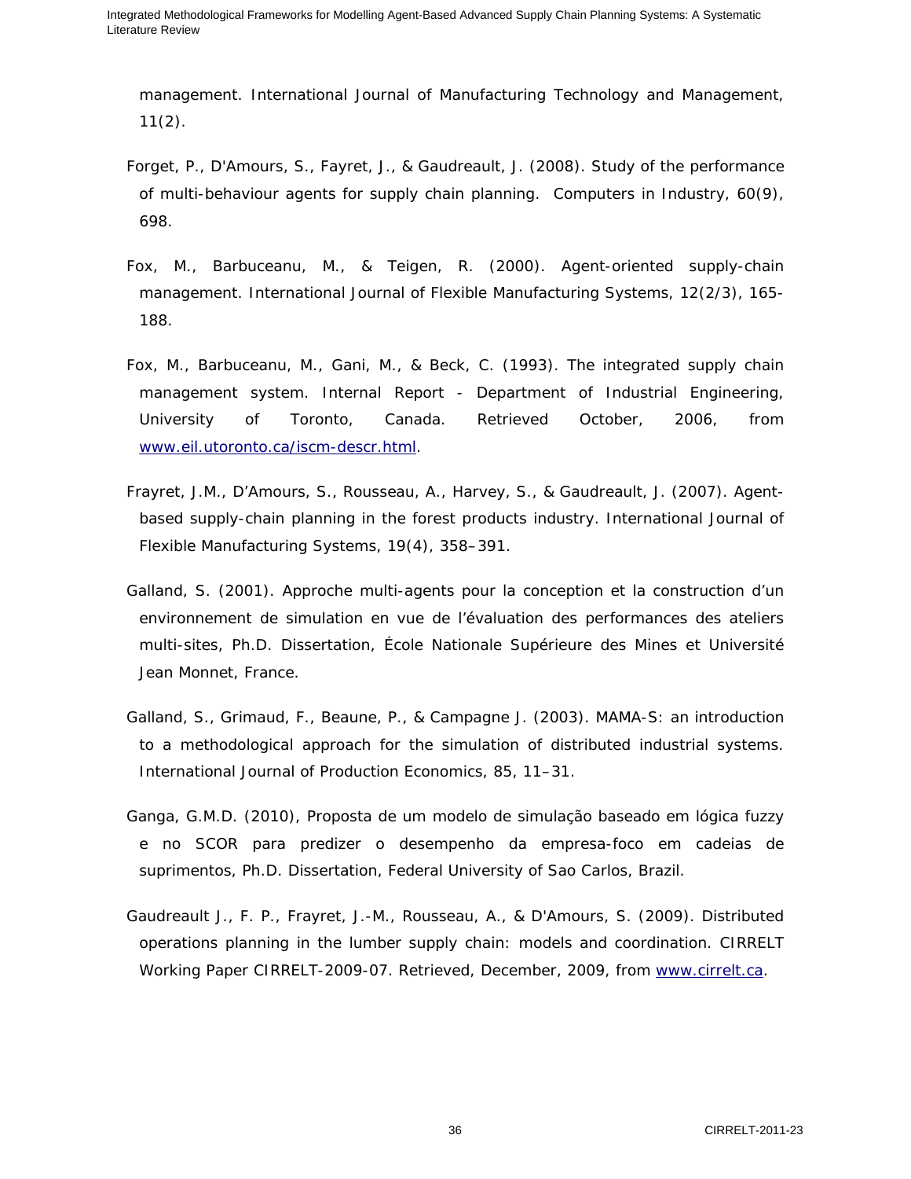management. International Journal of Manufacturing Technology and Management, 11(2).

Forget, P., D'Amours, S., Fayret, J., & Gaudreault, J. (2008). Study of the performance of multi-behaviour agents for supply chain planning. Computers in Industry, 60(9), 698.

Fox, M., Barbuceanu, M., & Teigen, R. (2000). Agent-oriented supply-chain management. International Journal of Flexible Manufacturing Systems, 12(2/3), 165-188.

Fox, M., Barbuceanu, M., Gani, M., & Beck, C. (1993). The integrated supply chain management system. Internal Report - Department of Industrial Engineering, University of Toronto, Canada. Retrieved October, 2006, from [www.eil.utoronto.ca/iscm-descr.html](www.eil.utoronto.ca/iscm-descr.html).

Frayret, J.M., D'Amours, S., Rousseau, A., Harvey, S., & Gaudreault, J. (2007). Agent-based supply-chain planning in the forest products industry. International Journal of Flexible Manufacturing Systems, 19(4), 358–391.

Galland, S. (2001). Approche multi-agents pour la conception et la construction d'un environnement de simulation en vue de l'évaluation des performances des ateliers multi-sites, Ph.D. Dissertation, École Nationale Supérieure des Mines et Université Jean Monnet, France.

Galland, S., Grimaud, F., Beaune, P., & Campagne J. (2003). MAMA-S: an introduction to a methodological approach for the simulation of distributed industrial systems. International Journal of Production Economics, 85, 11–31.

Ganga, G.M.D. (2010), Proposta de um modelo de simulação baseado em lógica fuzzy e no SCOR para predizer o desempenho da empresa-foco em cadeias de suprimentos, Ph.D. Dissertation, Federal University of Sao Carlos, Brazil.

Gaudreault J., F. P., Frayret, J.-M., Rousseau, A., & D'Amours, S. (2009). Distributed operations planning in the lumber supply chain: models and coordination. CIRRELT Working Paper CIRRELT-2009-07. Retrieved, December, 2009, from [www.cirrelt.ca](www.cirrelt.ca).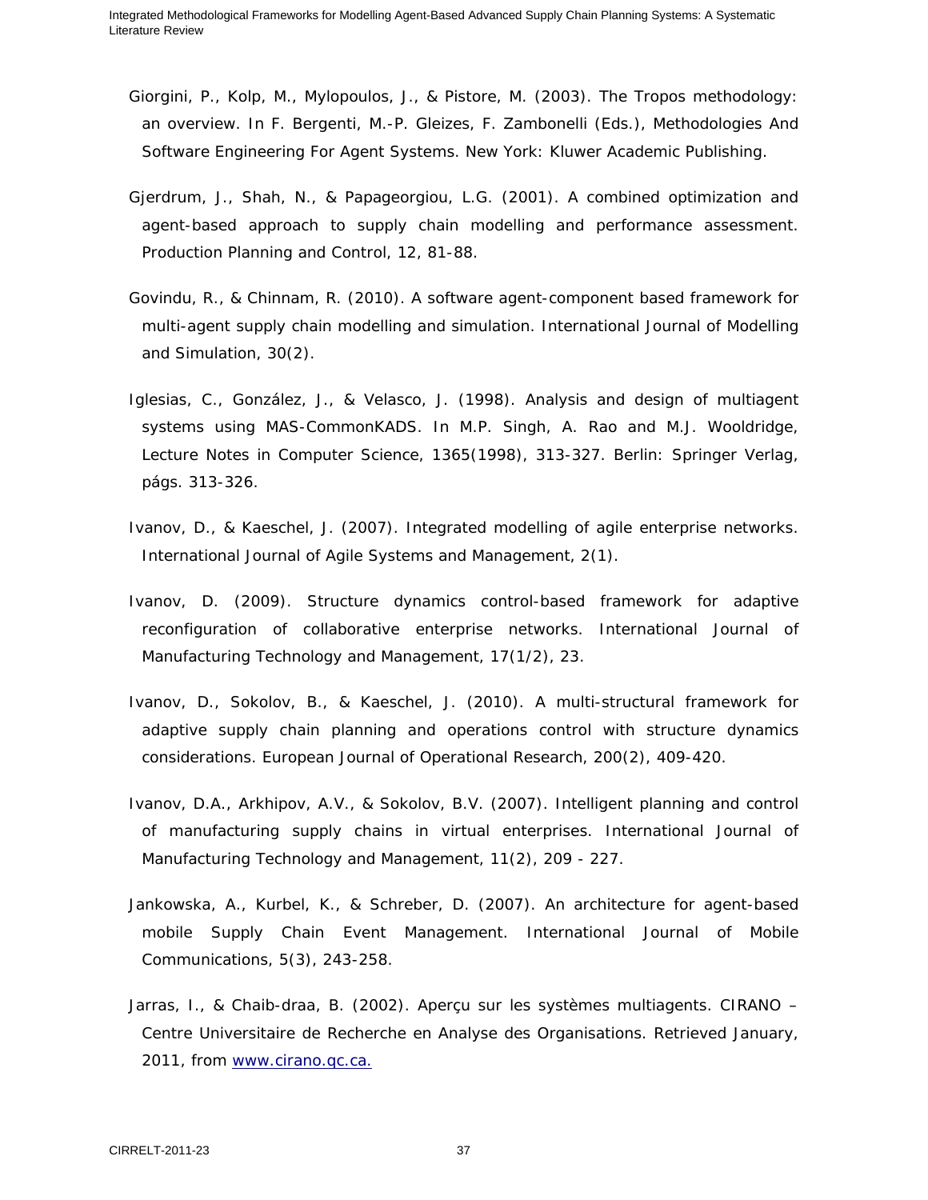Giorgini, P., Kolp, M., Mylopoulos, J., & Pistore, M. (2003). The Tropos methodology: an overview. In F. Bergenti, M.-P. Gleizes, F. Zambonelli (Eds.), Methodologies And Software Engineering For Agent Systems. New York: Kluwer Academic Publishing.

Gjerdrum, J., Shah, N., & Papageorgiou, L.G. (2001). A combined optimization and agent-based approach to supply chain modelling and performance assessment. Production Planning and Control, 12, 81-88.

Govindu, R., & Chinnam, R. (2010). A software agent-component based framework for multi-agent supply chain modelling and simulation. International Journal of Modelling and Simulation, 30(2).

Iglesias, C., González, J., & Velasco, J. (1998). Analysis and design of multiagent systems using MAS-CommonKADS. In M.P. Singh, A. Rao and M.J. Wooldridge, Lecture Notes in Computer Science, 1365(1998), 313-327. Berlin: Springer Verlag, págs. 313-326.

Ivanov, D., & Kaeschel, J. (2007). Integrated modelling of agile enterprise networks. International Journal of Agile Systems and Management, 2(1).

Ivanov, D. (2009). Structure dynamics control-based framework for adaptive reconfiguration of collaborative enterprise networks. International Journal of Manufacturing Technology and Management, 17(1/2), 23.

Ivanov, D., Sokolov, B., & Kaeschel, J. (2010). A multi-structural framework for adaptive supply chain planning and operations control with structure dynamics considerations. European Journal of Operational Research, 200(2), 409-420.

Ivanov, D.A., Arkhipov, A.V., & Sokolov, B.V. (2007). Intelligent planning and control of manufacturing supply chains in virtual enterprises. International Journal of Manufacturing Technology and Management, 11(2), 209 - 227.

Jankowska, A., Kurbel, K., & Schreber, D. (2007). An architecture for agent-based mobile Supply Chain Event Management. International Journal of Mobile Communications, 5(3), 243-258.

Jarras, I., & Chaib-draa, B. (2002). Aperçu sur les systèmes multiagents. CIRANO – Centre Universitaire de Recherche en Analyse des Organisations. Retrieved January, 2011, from www.cirano.qc.ca.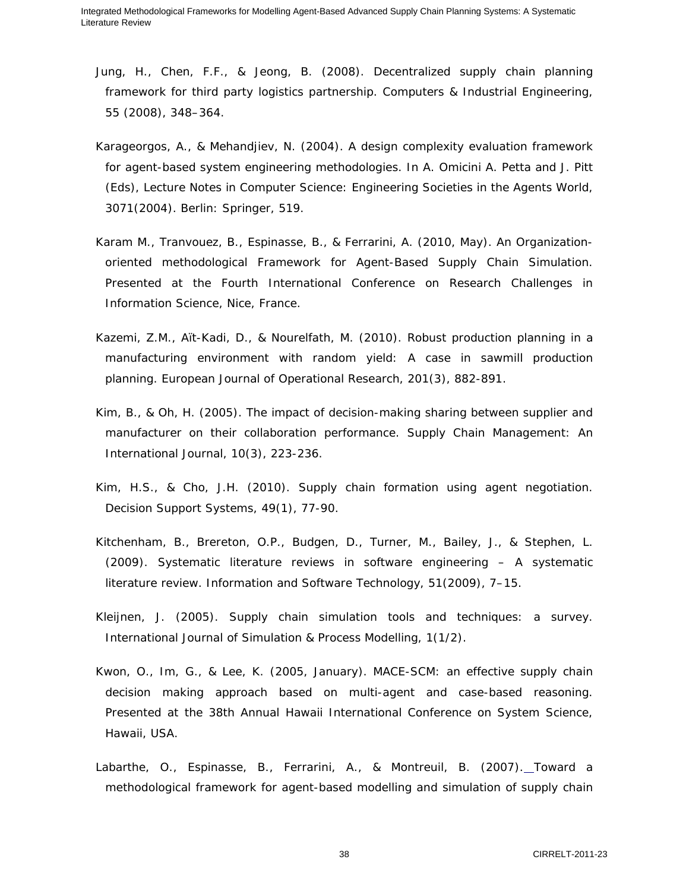Jung, H., Chen, F.F., & Jeong, B. (2008). Decentralized supply chain planning framework for third party logistics partnership. Computers & Industrial Engineering, 55 (2008), 348–364.

Karageorgos, A., & Mehandjiev, N. (2004). A design complexity evaluation framework for agent-based system engineering methodologies. In A. Omicini A. Petta and J. Pitt (Eds), Lecture Notes in Computer Science: Engineering Societies in the Agents World, 3071(2004). Berlin: Springer, 519.

Karam M., Tranvouez, B., Espinasse, B., & Ferrarini, A. (2010, May). An Organization-oriented methodological Framework for Agent-Based Supply Chain Simulation. Presented at the Fourth International Conference on Research Challenges in Information Science, Nice, France.

Kazemi, Z.M., Aït-Kadi, D., & Nourelfath, M. (2010). Robust production planning in a manufacturing environment with random yield: A case in sawmill production planning. European Journal of Operational Research, 201(3), 882-891.

Kim, B., & Oh, H. (2005). The impact of decision-making sharing between supplier and manufacturer on their collaboration performance. Supply Chain Management: An International Journal, 10(3), 223-236.

Kim, H.S., & Cho, J.H. (2010). Supply chain formation using agent negotiation. Decision Support Systems, 49(1), 77-90.

Kitchenham, B., Brereton, O.P., Budgen, D., Turner, M., Bailey, J., & Stephen, L. (2009). Systematic literature reviews in software engineering – A systematic literature review. Information and Software Technology, 51(2009), 7–15.

Kleijnen, J. (2005). Supply chain simulation tools and techniques: a survey. International Journal of Simulation & Process Modelling, 1(1/2).

Kwon, O., Im, G., & Lee, K. (2005, January). MACE-SCM: an effective supply chain decision making approach based on multi-agent and case-based reasoning. Presented at the 38th Annual Hawaii International Conference on System Science, Hawaii, USA.

Labarthe, O., Espinasse, B., Ferrarini, A., & Montreuil, B. (2007). Toward a methodological framework for agent-based modelling and simulation of supply chain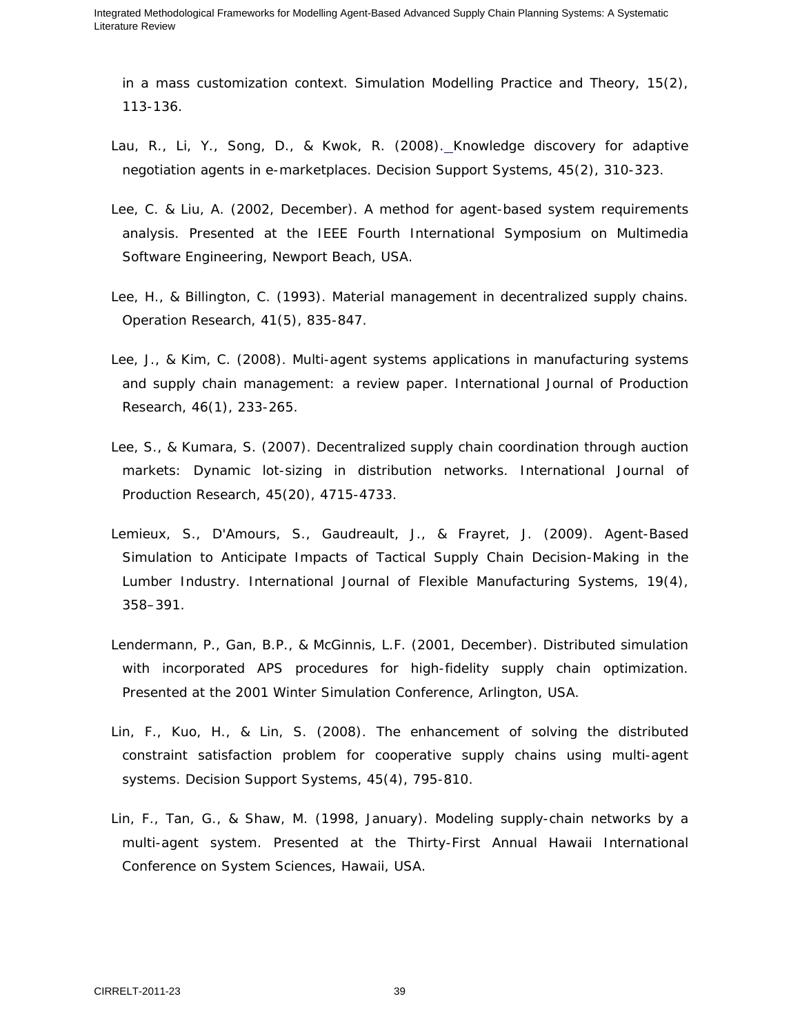in a mass customization context. Simulation Modelling Practice and Theory, 15(2), 113-136.

Lau, R., Li, Y., Song, D., & Kwok, R. (2008). Knowledge discovery for adaptive negotiation agents in e-marketplaces. Decision Support Systems, 45(2), 310-323.

Lee, C. & Liu, A. (2002, December). A method for agent-based system requirements analysis. Presented at the IEEE Fourth International Symposium on Multimedia Software Engineering, Newport Beach, USA.

Lee, H., & Billington, C. (1993). Material management in decentralized supply chains. Operation Research, 41(5), 835-847.

Lee, J., & Kim, C. (2008). Multi-agent systems applications in manufacturing systems and supply chain management: a review paper. International Journal of Production Research, 46(1), 233-265.

Lee, S., & Kumara, S. (2007). Decentralized supply chain coordination through auction markets: Dynamic lot-sizing in distribution networks. International Journal of Production Research, 45(20), 4715-4733.

Lemieux, S., D'Amours, S., Gaudreault, J., & Frayret, J. (2009). Agent-Based Simulation to Anticipate Impacts of Tactical Supply Chain Decision-Making in the Lumber Industry. International Journal of Flexible Manufacturing Systems, 19(4), 358–391.

Lendermann, P., Gan, B.P., & McGinnis, L.F. (2001, December). Distributed simulation with incorporated APS procedures for high-fidelity supply chain optimization. Presented at the 2001 Winter Simulation Conference, Arlington, USA.

Lin, F., Kuo, H., & Lin, S. (2008). The enhancement of solving the distributed constraint satisfaction problem for cooperative supply chains using multi-agent systems. Decision Support Systems, 45(4), 795-810.

Lin, F., Tan, G., & Shaw, M. (1998, January). Modeling supply-chain networks by a multi-agent system. Presented at the Thirty-First Annual Hawaii International Conference on System Sciences, Hawaii, USA.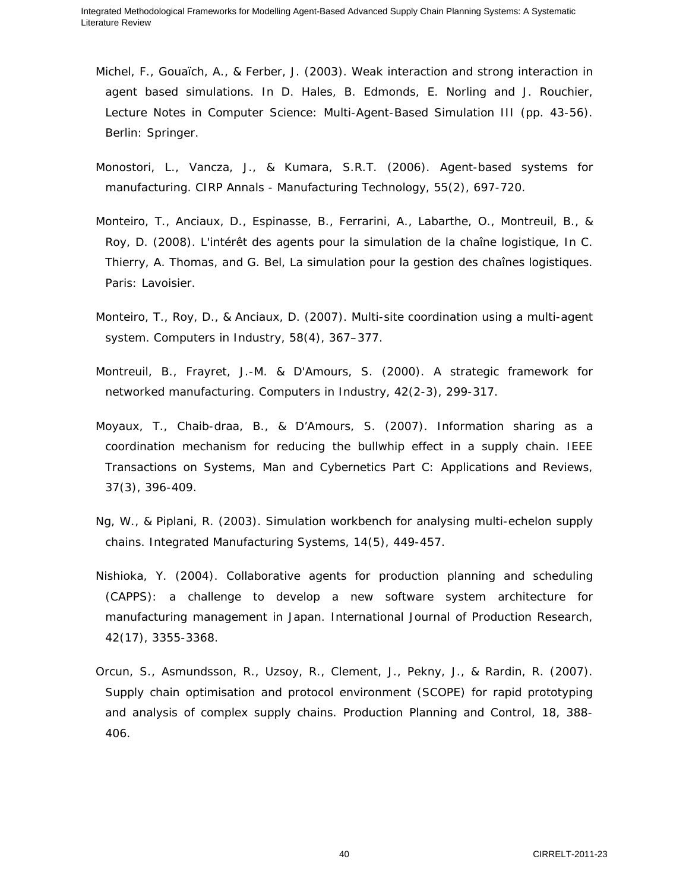Michel, F., Gouaïch, A., & Ferber, J. (2003). Weak interaction and strong interaction in agent based simulations. In D. Hales, B. Edmonds, E. Norling and J. Rouchier, Lecture Notes in Computer Science: Multi-Agent-Based Simulation III (pp. 43-56). Berlin: Springer.

Monostori, L., Vancza, J., & Kumara, S.R.T. (2006). Agent-based systems for manufacturing. CIRP Annals - Manufacturing Technology, 55(2), 697-720.

Monteiro, T., Anciaux, D., Espinasse, B., Ferrarini, A., Labarthe, O., Montreuil, B., & Roy, D. (2008). L'intérêt des agents pour la simulation de la chaîne logistique, In C. Thierry, A. Thomas, and G. Bel, La simulation pour la gestion des chaînes logistiques. Paris: Lavoisier.

Monteiro, T., Roy, D., & Anciaux, D. (2007). Multi-site coordination using a multi-agent system. Computers in Industry, 58(4), 367–377.

Montreuil, B., Frayret, J.-M. & D'Amours, S. (2000). A strategic framework for networked manufacturing. Computers in Industry, 42(2-3), 299-317.

Moyaux, T., Chaib-draa, B., & D'Amours, S. (2007). Information sharing as a coordination mechanism for reducing the bullwhip effect in a supply chain. IEEE Transactions on Systems, Man and Cybernetics Part C: Applications and Reviews, 37(3), 396-409.

Ng, W., & Piplani, R. (2003). Simulation workbench for analysing multi-echelon supply chains. Integrated Manufacturing Systems, 14(5), 449-457.

Nishioka, Y. (2004). Collaborative agents for production planning and scheduling (CAPPS): a challenge to develop a new software system architecture for manufacturing management in Japan. International Journal of Production Research, 42(17), 3355-3368.

Orcun, S., Asmundsson, R., Uzsoy, R., Clement, J., Pekny, J., & Rardin, R. (2007). Supply chain optimisation and protocol environment (SCOPE) for rapid prototyping and analysis of complex supply chains. Production Planning and Control, 18, 388-406.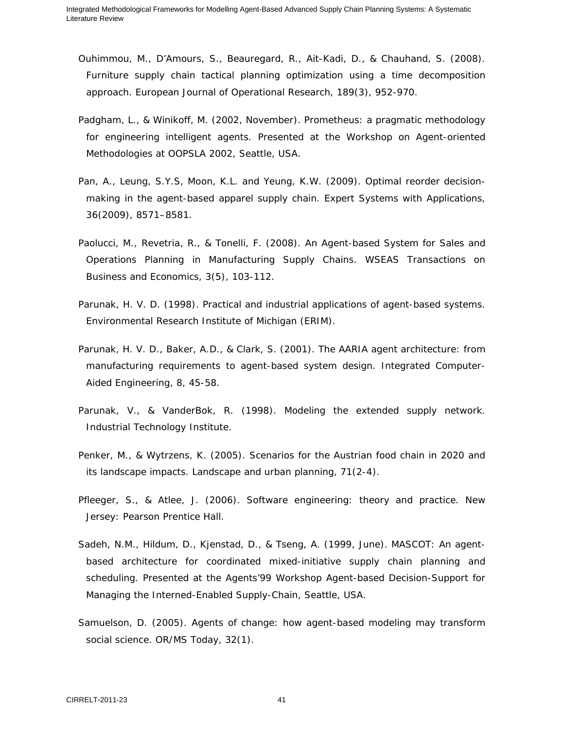Ouhimmou, M., D'Amours, S., Beauregard, R., Ait-Kadi, D., & Chauhand, S. (2008). Furniture supply chain tactical planning optimization using a time decomposition approach. European Journal of Operational Research, 189(3), 952-970.

Padgham, L., & Winikoff, M. (2002, November). Prometheus: a pragmatic methodology for engineering intelligent agents. Presented at the Workshop on Agent-oriented Methodologies at OOPSLA 2002, Seattle, USA.

Pan, A., Leung, S.Y.S, Moon, K.L. and Yeung, K.W. (2009). Optimal reorder decision-making in the agent-based apparel supply chain. Expert Systems with Applications, 36(2009), 8571–8581.

Paolucci, M., Revetria, R., & Tonelli, F. (2008). An Agent-based System for Sales and Operations Planning in Manufacturing Supply Chains. WSEAS Transactions on Business and Economics, 3(5), 103-112.

Parunak, H. V. D. (1998). Practical and industrial applications of agent-based systems. Environmental Research Institute of Michigan (ERIM).

Parunak, H. V. D., Baker, A.D., & Clark, S. (2001). The AARIA agent architecture: from manufacturing requirements to agent-based system design. Integrated Computer-Aided Engineering, 8, 45-58.

Parunak, V., & VanderBok, R. (1998). Modeling the extended supply network. Industrial Technology Institute.

Penker, M., & Wytrzens, K. (2005). Scenarios for the Austrian food chain in 2020 and its landscape impacts. Landscape and urban planning, 71(2-4).

Pfleeger, S., & Atlee, J. (2006). Software engineering: theory and practice. New Jersey: Pearson Prentice Hall.

Sadeh, N.M., Hildum, D., Kjenstad, D., & Tseng, A. (1999, June). MASCOT: An agent-based architecture for coordinated mixed-initiative supply chain planning and scheduling. Presented at the Agents'99 Workshop Agent-based Decision-Support for Managing the Interned-Enabled Supply-Chain, Seattle, USA.

Samuelson, D. (2005). Agents of change: how agent-based modeling may transform social science. OR/MS Today, 32(1).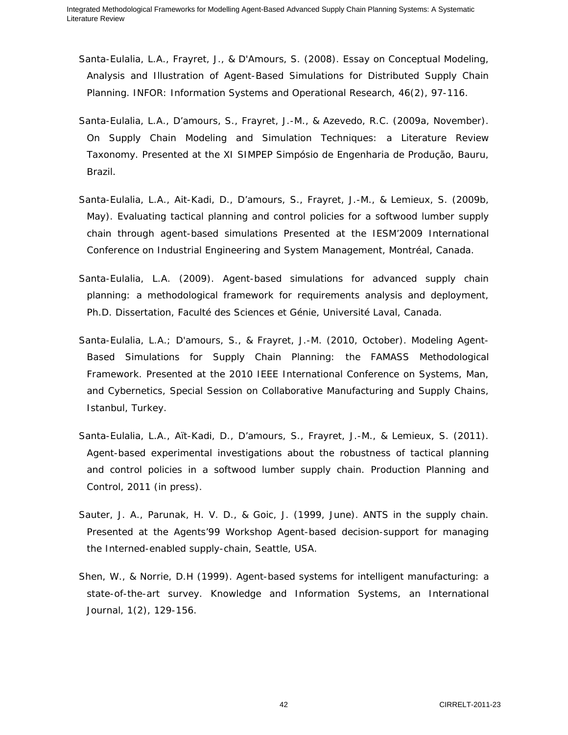Santa-Eulalia, L.A., Frayret, J., & D'Amours, S. (2008). Essay on Conceptual Modeling, Analysis and Illustration of Agent-Based Simulations for Distributed Supply Chain Planning. INFOR: Information Systems and Operational Research, 46(2), 97-116.

Santa-Eulalia, L.A., D'amours, S., Frayret, J.-M., & Azevedo, R.C. (2009a, November). On Supply Chain Modeling and Simulation Techniques: a Literature Review Taxonomy. Presented at the XI SIMPEP Simpósio de Engenharia de Produção, Bauru, Brazil.

Santa-Eulalia, L.A., Ait-Kadi, D., D'amours, S., Frayret, J.-M., & Lemieux, S. (2009b, May). Evaluating tactical planning and control policies for a softwood lumber supply chain through agent-based simulations Presented at the IESM'2009 International Conference on Industrial Engineering and System Management, Montréal, Canada.

Santa-Eulalia, L.A. (2009). Agent-based simulations for advanced supply chain planning: a methodological framework for requirements analysis and deployment, Ph.D. Dissertation, Faculté des Sciences et Génie, Université Laval, Canada.

Santa-Eulalia, L.A.; D'amours, S., & Frayret, J.-M. (2010, October). Modeling Agent-Based Simulations for Supply Chain Planning: the FAMASS Methodological Framework. Presented at the 2010 IEEE International Conference on Systems, Man, and Cybernetics, Special Session on Collaborative Manufacturing and Supply Chains, Istanbul, Turkey.

Santa-Eulalia, L.A., Aït-Kadi, D., D'amours, S., Frayret, J.-M., & Lemieux, S. (2011). Agent-based experimental investigations about the robustness of tactical planning and control policies in a softwood lumber supply chain. Production Planning and Control, 2011 (in press).

Sauter, J. A., Parunak, H. V. D., & Goic, J. (1999, June). ANTS in the supply chain. Presented at the Agents'99 Workshop Agent-based decision-support for managing the Interned-enabled supply-chain, Seattle, USA.

Shen, W., & Norrie, D.H (1999). Agent-based systems for intelligent manufacturing: a state-of-the-art survey. Knowledge and Information Systems, an International Journal, 1(2), 129-156.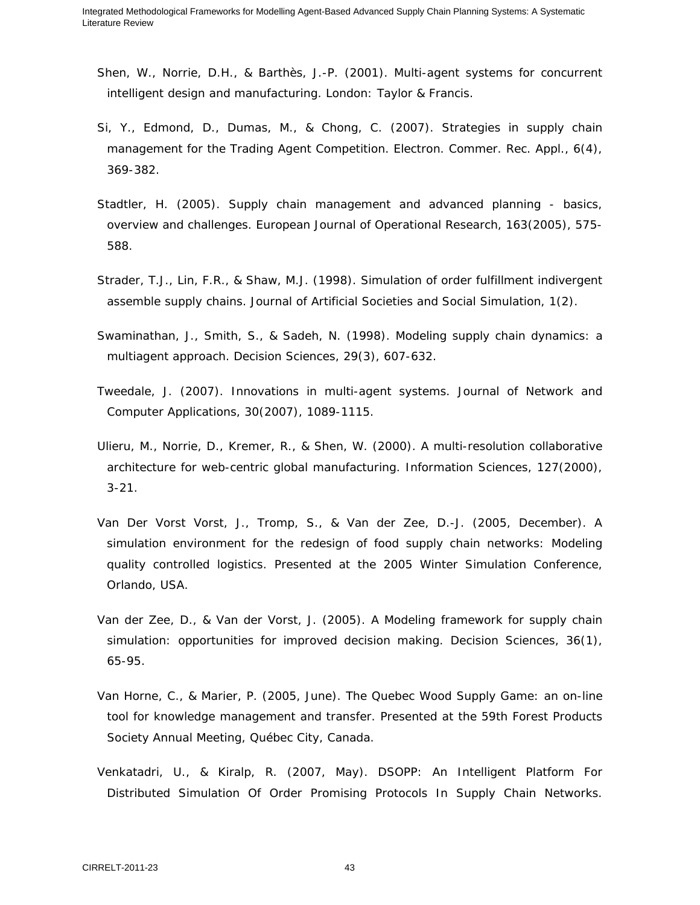Shen, W., Norrie, D.H., & Barthès, J.-P. (2001). Multi-agent systems for concurrent intelligent design and manufacturing. London: Taylor & Francis.

Si, Y., Edmond, D., Dumas, M., & Chong, C. (2007). Strategies in supply chain management for the Trading Agent Competition. Electron. Commer. Rec. Appl., 6(4), 369-382.

Stadtler, H. (2005). Supply chain management and advanced planning - basics, overview and challenges. European Journal of Operational Research, 163(2005), 575-588.

Strader, T.J., Lin, F.R., & Shaw, M.J. (1998). Simulation of order fulfillment indivergent assemble supply chains. Journal of Artificial Societies and Social Simulation, 1(2).

Swaminathan, J., Smith, S., & Sadeh, N. (1998). Modeling supply chain dynamics: a multiagent approach. Decision Sciences, 29(3), 607-632.

Tweedale, J. (2007). Innovations in multi-agent systems. Journal of Network and Computer Applications, 30(2007), 1089-1115.

Ulieru, M., Norrie, D., Kremer, R., & Shen, W. (2000). A multi-resolution collaborative architecture for web-centric global manufacturing. Information Sciences, 127(2000), 3-21.

Van Der Vorst Vorst, J., Tromp, S., & Van der Zee, D.-J. (2005, December). A simulation environment for the redesign of food supply chain networks: Modeling quality controlled logistics. Presented at the 2005 Winter Simulation Conference, Orlando, USA.

Van der Zee, D., & Van der Vorst, J. (2005). A Modeling framework for supply chain simulation: opportunities for improved decision making. Decision Sciences, 36(1), 65-95.

Van Horne, C., & Marier, P. (2005, June). The Quebec Wood Supply Game: an on-line tool for knowledge management and transfer. Presented at the 59th Forest Products Society Annual Meeting, Québec City, Canada.

Venkatadri, U., & Kiralp, R. (2007, May). DSOPP: An Intelligent Platform For Distributed Simulation Of Order Promising Protocols In Supply Chain Networks.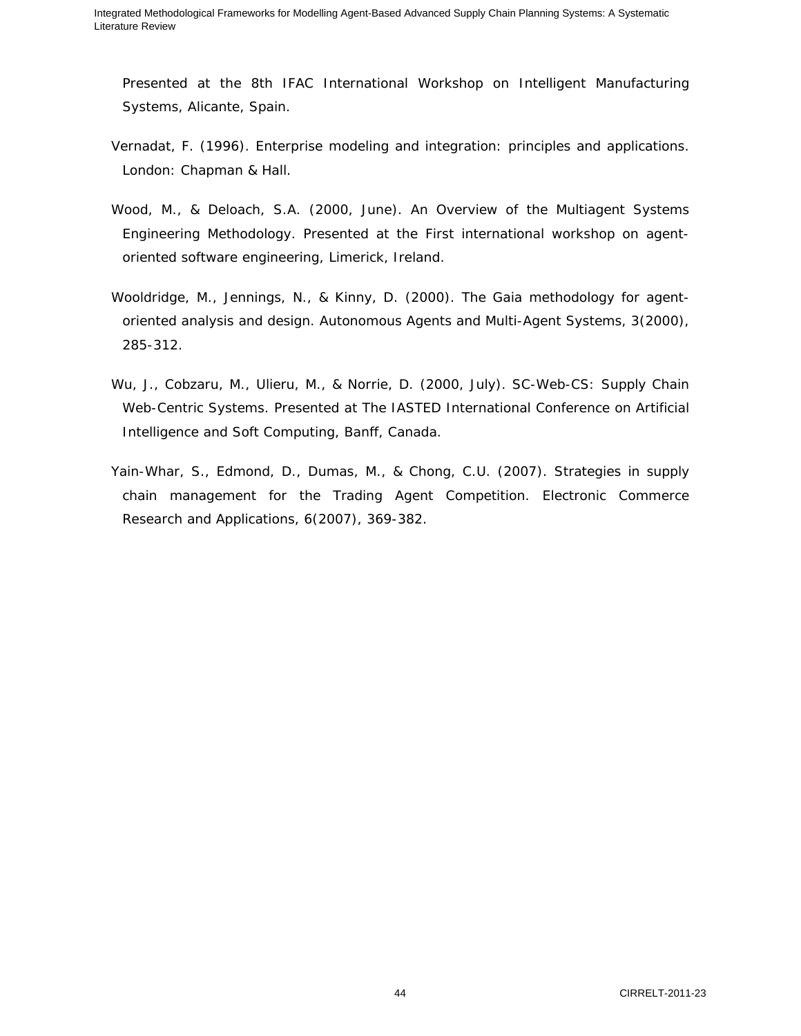Presented at the 8th IFAC International Workshop on Intelligent Manufacturing Systems, Alicante, Spain.

Vernadat, F. (1996). Enterprise modeling and integration: principles and applications. London: Chapman & Hall.

Wood, M., & Deloach, S.A. (2000, June). An Overview of the Multiagent Systems Engineering Methodology. Presented at the First international workshop on agent-oriented software engineering, Limerick, Ireland.

Wooldridge, M., Jennings, N., & Kinny, D. (2000). The Gaia methodology for agent-oriented analysis and design. Autonomous Agents and Multi-Agent Systems, 3(2000), 285-312.

Wu, J., Cobzaru, M., Ulieru, M., & Norrie, D. (2000, July). SC-Web-CS: Supply Chain Web-Centric Systems. Presented at The IASTED International Conference on Artificial Intelligence and Soft Computing, Banff, Canada.

Yain-Whar, S., Edmond, D., Dumas, M., & Chong, C.U. (2007). Strategies in supply chain management for the Trading Agent Competition. Electronic Commerce Research and Applications, 6(2007), 369-382.